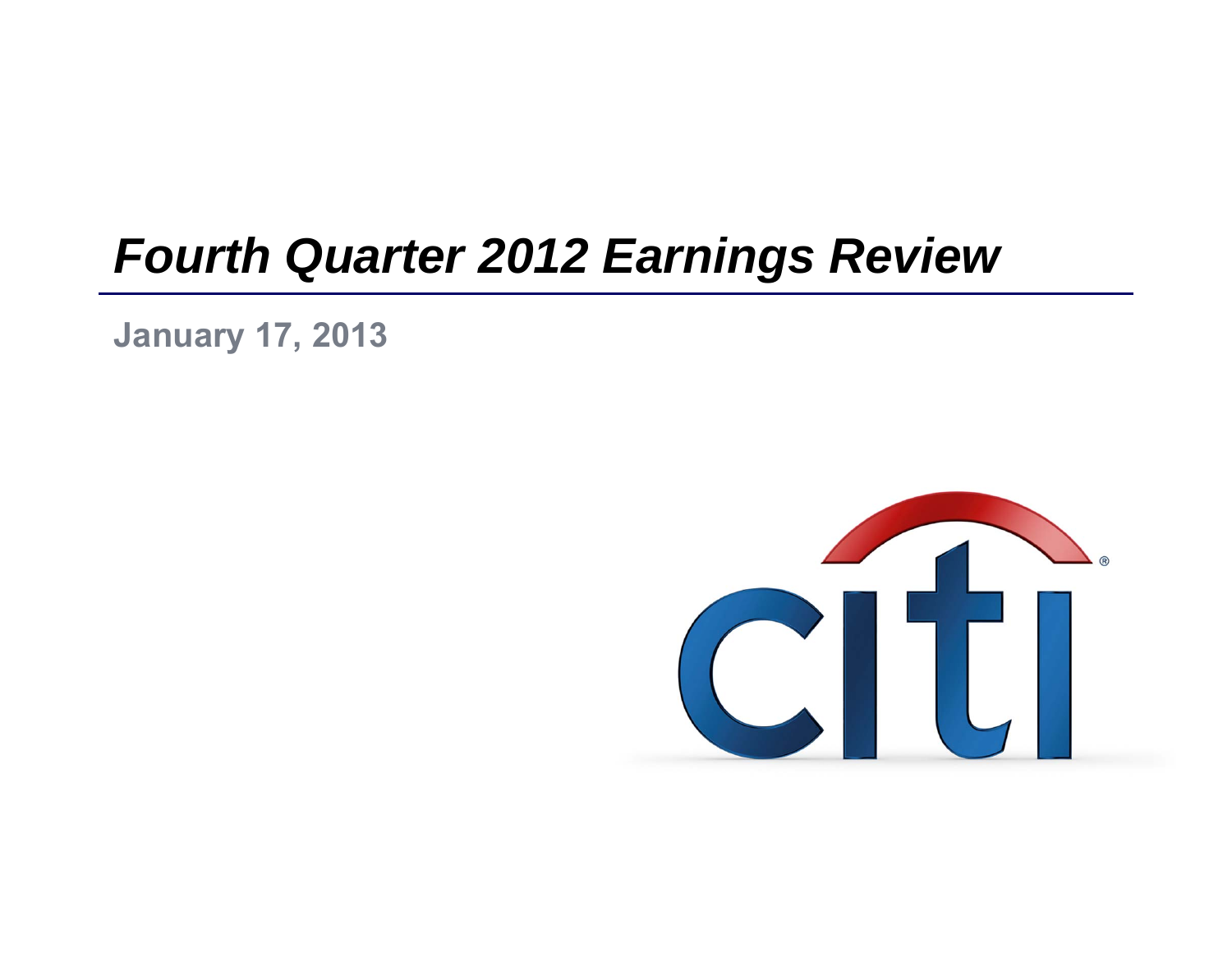# *Fourth Quarter 2012 Earnings Review*

**January 17, 2013**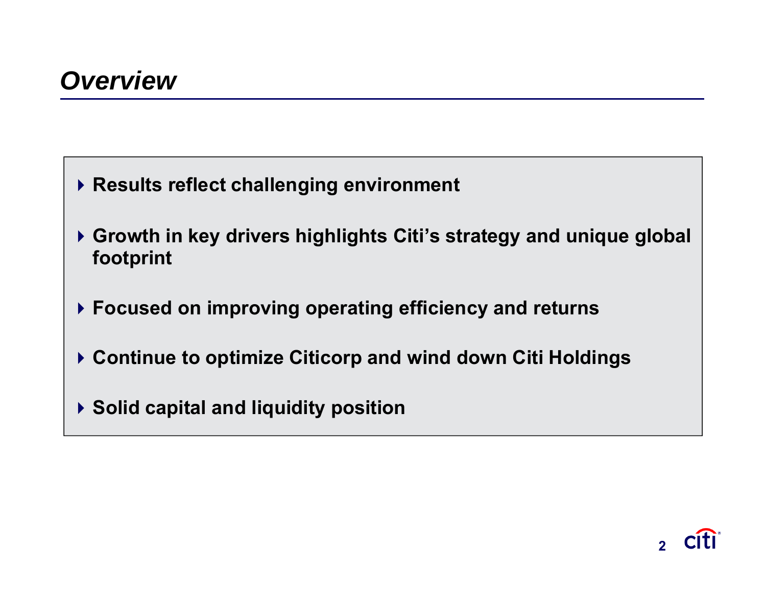# *Overview*

- **Results reflect challenging environment**
- **Growth in key drivers highlights Citi's strategy and unique global footprint**
- **Focused on improving operating efficiency and returns**
- **Continue to optimize Citicorp and wind down Citi Holdings**
- **Solid capital and liquidity position**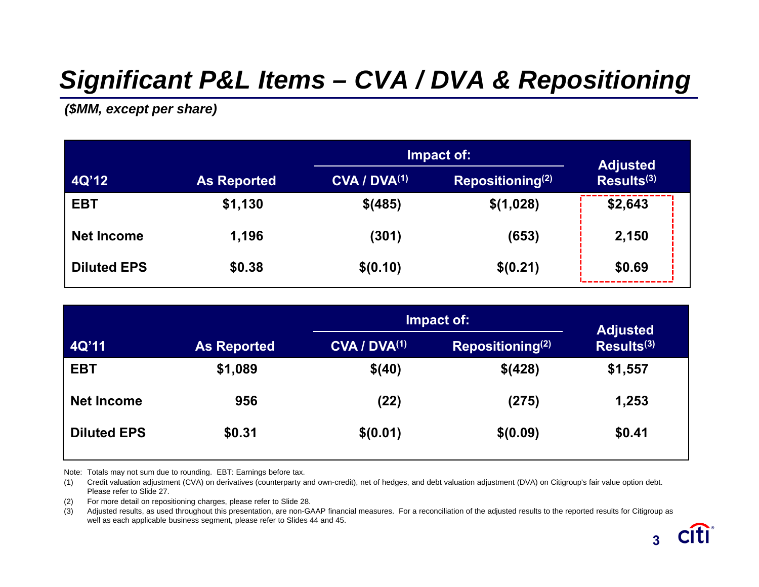# Significant P&L Items – CVA / DVA & Repositioning

***($MM, except per share)***

| 4Q'12 | As Reported | Impact of: CVA / DVA[1] | Impact of: Repositioning[2] | Adjusted Results[3] |
|---|---|---|---|---|
| EBT | $1,130 | $(485) | $(1,028) | $2,643 |
| Net Income | 1,196 | (301) | (653) | 2,150 |
| Diluted EPS | $0.38 | $(0.10) | $(0.21) | $0.69 |

| 4Q'11 | As Reported | Impact of: CVA / DVA[1] | Impact of: Repositioning[2] | Adjusted Results[3] |
|---|---|---|---|---|
| EBT | $1,089 | $(40) | $(428) | $1,557 |
| Net Income | 956 | (22) | (275) | 1,253 |
| Diluted EPS | $0.31 | $(0.01) | $(0.09) | $0.41 |

Note: Totals may not sum due to rounding. EBT: Earnings before tax.

(1) Credit valuation adjustment (CVA) on derivatives (counterparty and own-credit), net of hedges, and debt valuation adjustment (DVA) on Citigroup's fair value option debt. Please refer to Slide 27.

(2) For more detail on repositioning charges, please refer to Slide 28.

(3) Adjusted results, as used throughout this presentation, are non-GAAP financial measures. For a reconciliation of the adjusted results to the reported results for Citigroup as well as each applicable business segment, please refer to Slides 44 and 45.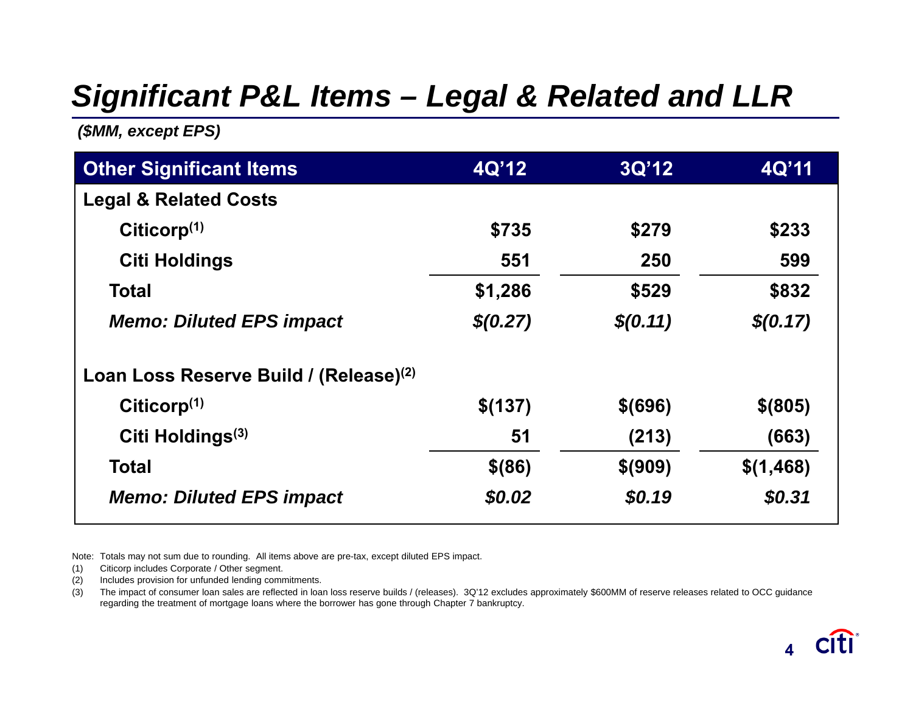# Significant P&L Items – Legal & Related and LLR

***($MM, except EPS)***

| Other Significant Items | 4Q'12 | 3Q'12 | 4Q'11 |
|---|---|---|---|
| **Legal & Related Costs** | | | |
| **Citicorp[1]** | **$735** | **$279** | **$233** |
| **Citi Holdings** | **551** | **250** | **599** |
| **Total** | **$1,286** | **$529** | **$832** |
| ***Memo: Diluted EPS impact*** | ***$(0.27)*** | ***$(0.11)*** | ***$(0.17)*** |
| **Loan Loss Reserve Build / (Release)[2]** | | | |
| **Citicorp[1]** | **$(137)** | **$(696)** | **$(805)** |
| **Citi Holdings[3]** | **51** | **(213)** | **(663)** |
| **Total** | **$(86)** | **$(909)** | **$(1,468)** |
| ***Memo: Diluted EPS impact*** | ***$0.02*** | ***$0.19*** | ***$0.31*** |

Note: Totals may not sum due to rounding. All items above are pre-tax, except diluted EPS impact.

(1) Citicorp includes Corporate / Other segment.

(2) Includes provision for unfunded lending commitments.

(3) The impact of consumer loan sales are reflected in loan loss reserve builds / (releases). 3Q'12 excludes approximately $600MM of reserve releases related to OCC guidance regarding the treatment of mortgage loans where the borrower has gone through Chapter 7 bankruptcy.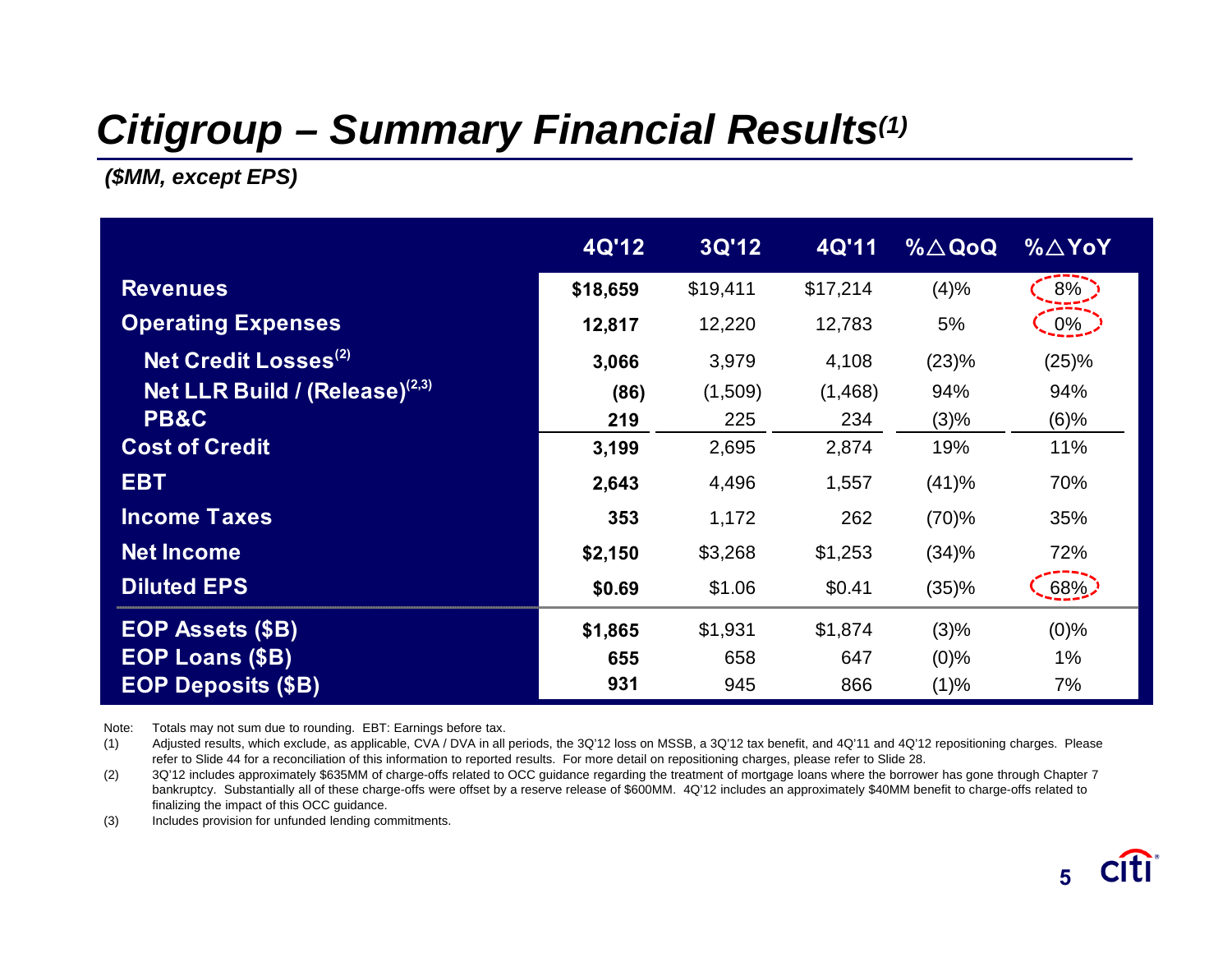# Citigroup – Summary Financial Results[(1)]

***($MM, except EPS)***

| | 4Q'12 | 3Q'12 | 4Q'11 | %△QoQ | %△YoY |
|---|---|---|---|---|---|
| **Revenues** | **$18,659** | $19,411 | $17,214 | (4)% | 8% |
| **Operating Expenses** | **12,817** | 12,220 | 12,783 | 5% | 0% |
| **Net Credit Losses[(2)]** | **3,066** | 3,979 | 4,108 | (23)% | (25)% |
| **Net LLR Build / (Release)[(2,3)]** | **(86)** | (1,509) | (1,468) | 94% | 94% |
| **PB&C** | **219** | 225 | 234 | (3)% | (6)% |
| **Cost of Credit** | **3,199** | 2,695 | 2,874 | 19% | 11% |
| **EBT** | **2,643** | 4,496 | 1,557 | (41)% | 70% |
| **Income Taxes** | **353** | 1,172 | 262 | (70)% | 35% |
| **Net Income** | **$2,150** | $3,268 | $1,253 | (34)% | 72% |
| **Diluted EPS** | **$0.69** | $1.06 | $0.41 | (35)% | 68% |
| **EOP Assets ($B)** | **$1,865** | $1,931 | $1,874 | (3)% | (0)% |
| **EOP Loans ($B)** | **655** | 658 | 647 | (0)% | 1% |
| **EOP Deposits ($B)** | **931** | 945 | 866 | (1)% | 7% |

Note: Totals may not sum due to rounding. EBT: Earnings before tax.

(1) Adjusted results, which exclude, as applicable, CVA / DVA in all periods, the 3Q'12 loss on MSSB, a 3Q'12 tax benefit, and 4Q'11 and 4Q'12 repositioning charges. Please refer to Slide 44 for a reconciliation of this information to reported results. For more detail on repositioning charges, please refer to Slide 28.

(2) 3Q'12 includes approximately $635MM of charge-offs related to OCC guidance regarding the treatment of mortgage loans where the borrower has gone through Chapter 7 bankruptcy. Substantially all of these charge-offs were offset by a reserve release of $600MM. 4Q'12 includes an approximately $40MM benefit to charge-offs related to finalizing the impact of this OCC guidance.

(3) Includes provision for unfunded lending commitments.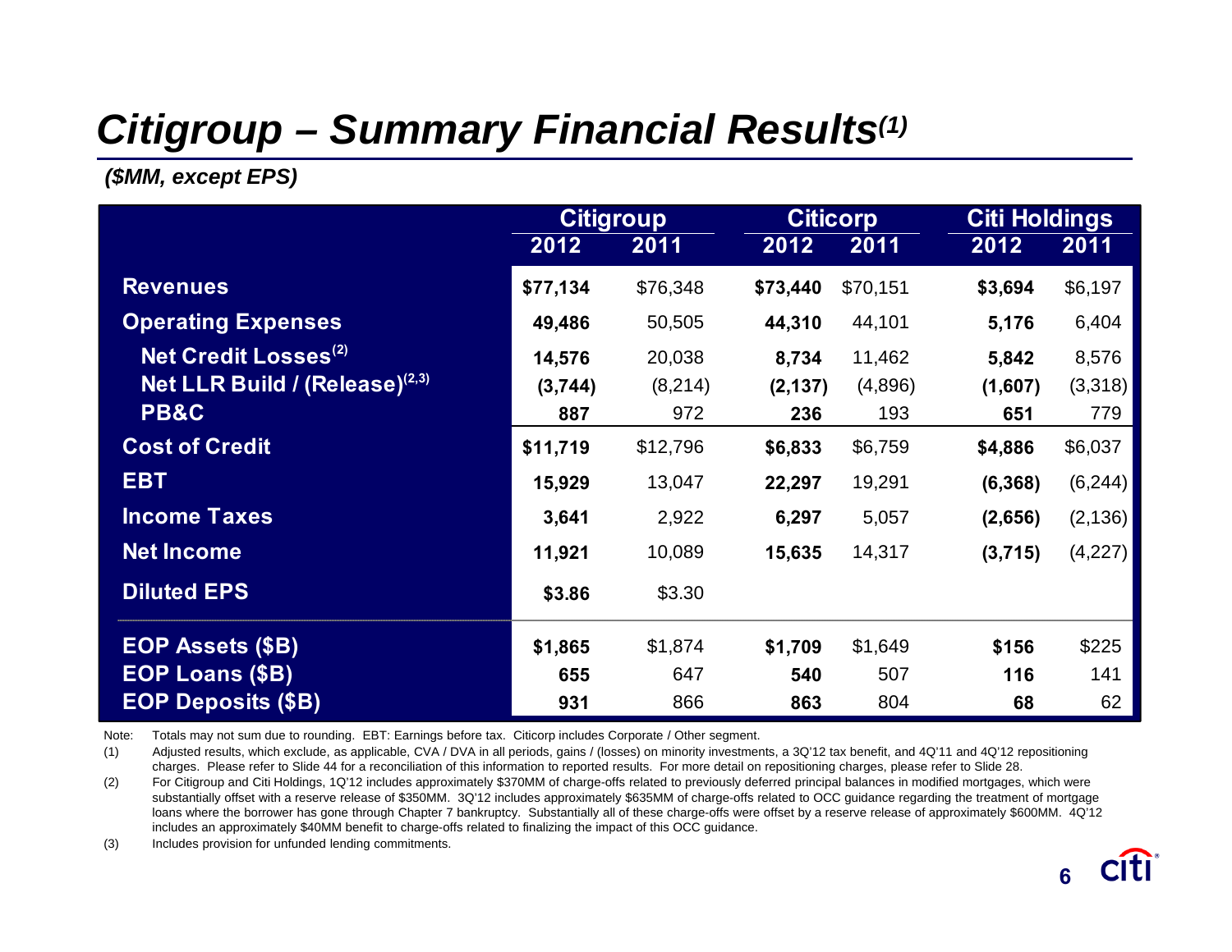# Citigroup – Summary Financial Results[1]

***($MM, except EPS)***

| | Citigroup | | Citicorp | | Citi Holdings | |
|---|---|---|---|---|---|---|
| | **2012** | **2011** | **2012** | **2011** | **2012** | **2011** |
| **Revenues** | **$77,134** | $76,348 | **$73,440** | $70,151 | **$3,694** | $6,197 |
| **Operating Expenses** | **49,486** | 50,505 | **44,310** | 44,101 | **5,176** | 6,404 |
| **Net Credit Losses**[2] | **14,576** | 20,038 | **8,734** | 11,462 | **5,842** | 8,576 |
| **Net LLR Build / (Release)**[2,3] | **(3,744)** | (8,214) | **(2,137)** | (4,896) | **(1,607)** | (3,318) |
| **PB&C** | **887** | 972 | **236** | 193 | **651** | 779 |
| **Cost of Credit** | **$11,719** | $12,796 | **$6,833** | $6,759 | **$4,886** | $6,037 |
| **EBT** | **15,929** | 13,047 | **22,297** | 19,291 | **(6,368)** | (6,244) |
| **Income Taxes** | **3,641** | 2,922 | **6,297** | 5,057 | **(2,656)** | (2,136) |
| **Net Income** | **11,921** | 10,089 | **15,635** | 14,317 | **(3,715)** | (4,227) |
| **Diluted EPS** | **$3.86** | $3.30 | | | | |
| **EOP Assets ($B)** | **$1,865** | $1,874 | **$1,709** | $1,649 | **$156** | $225 |
| **EOP Loans ($B)** | **655** | 647 | **540** | 507 | **116** | 141 |
| **EOP Deposits ($B)** | **931** | 866 | **863** | 804 | **68** | 62 |

Note: Totals may not sum due to rounding. EBT: Earnings before tax. Citicorp includes Corporate / Other segment.

(1) Adjusted results, which exclude, as applicable, CVA / DVA in all periods, gains / (losses) on minority investments, a 3Q'12 tax benefit, and 4Q'11 and 4Q'12 repositioning charges. Please refer to Slide 44 for a reconciliation of this information to reported results. For more detail on repositioning charges, please refer to Slide 28.

(2) For Citigroup and Citi Holdings, 1Q'12 includes approximately $370MM of charge-offs related to previously deferred principal balances in modified mortgages, which were substantially offset with a reserve release of $350MM. 3Q'12 includes approximately $635MM of charge-offs related to OCC guidance regarding the treatment of mortgage loans where the borrower has gone through Chapter 7 bankruptcy. Substantially all of these charge-offs were offset by a reserve release of approximately $600MM. 4Q'12 includes an approximately $40MM benefit to charge-offs related to finalizing the impact of this OCC guidance.

(3) Includes provision for unfunded lending commitments.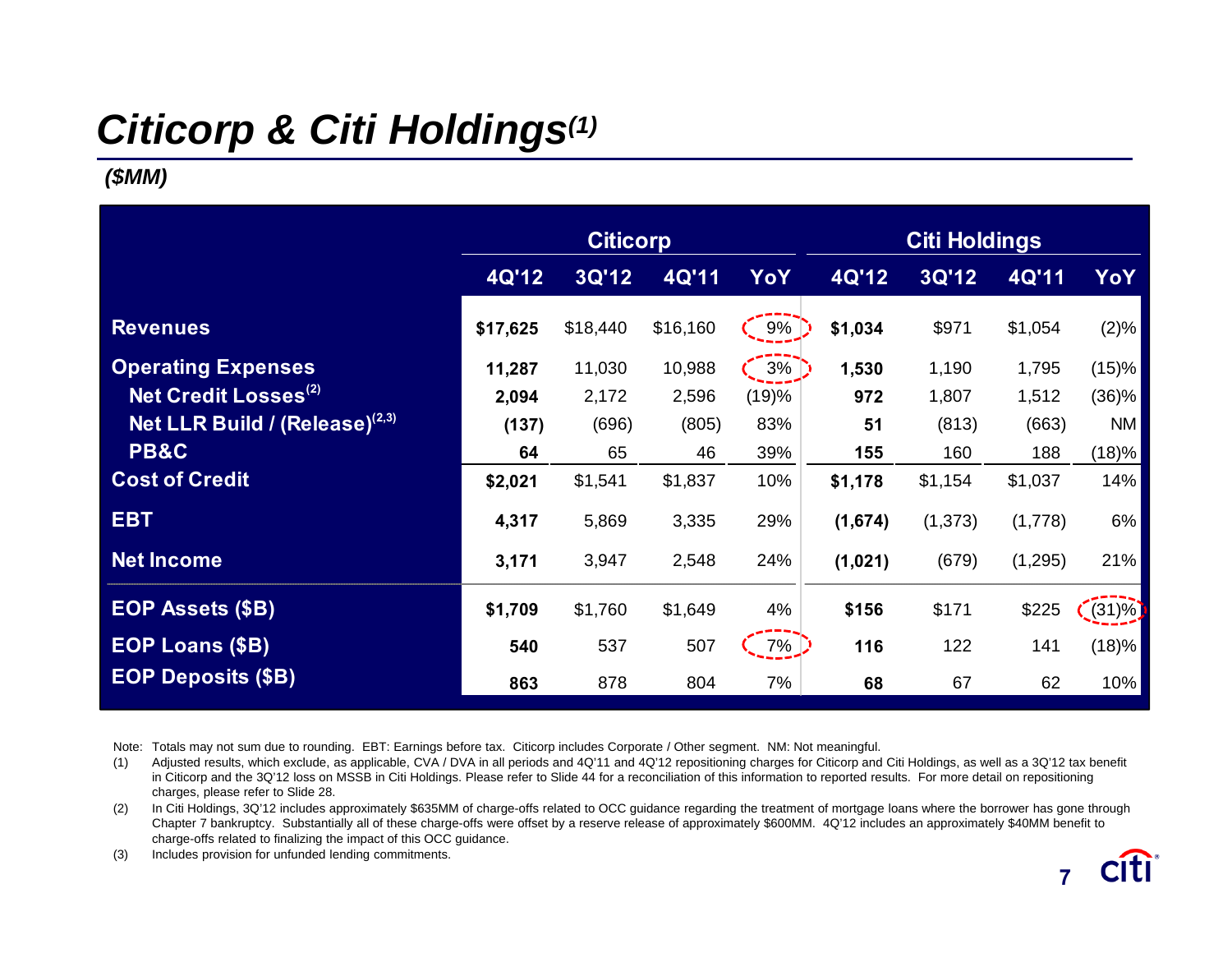# *Citicorp & Citi Holdings*[1]

***($MM)***

| | Citicorp | | | | Citi Holdings | | | |
|---|---|---|---|---|---|---|---|---|
| | **4Q'12** | **3Q'12** | **4Q'11** | **YoY** | **4Q'12** | **3Q'12** | **4Q'11** | **YoY** |
| **Revenues** | **$17,625** | $18,440 | $16,160 | 9% | **$1,034** | $971 | $1,054 | (2)% |
| **Operating Expenses** | **11,287** | 11,030 | 10,988 | 3% | **1,530** | 1,190 | 1,795 | (15)% |
| **Net Credit Losses**[2] | **2,094** | 2,172 | 2,596 | (19)% | **972** | 1,807 | 1,512 | (36)% |
| **Net LLR Build / (Release)**[2,3] | **(137)** | (696) | (805) | 83% | **51** | (813) | (663) | NM |
| **PB&C** | **64** | 65 | 46 | 39% | **155** | 160 | 188 | (18)% |
| **Cost of Credit** | **$2,021** | $1,541 | $1,837 | 10% | **$1,178** | $1,154 | $1,037 | 14% |
| **EBT** | **4,317** | 5,869 | 3,335 | 29% | **(1,674)** | (1,373) | (1,778) | 6% |
| **Net Income** | **3,171** | 3,947 | 2,548 | 24% | **(1,021)** | (679) | (1,295) | 21% |
| **EOP Assets ($B)** | **$1,709** | $1,760 | $1,649 | 4% | **$156** | $171 | $225 | (31)% |
| **EOP Loans ($B)** | **540** | 537 | 507 | 7% | **116** | 122 | 141 | (18)% |
| **EOP Deposits ($B)** | **863** | 878 | 804 | 7% | **68** | 67 | 62 | 10% |

Note: Totals may not sum due to rounding. EBT: Earnings before tax. Citicorp includes Corporate / Other segment. NM: Not meaningful.

(1) Adjusted results, which exclude, as applicable, CVA / DVA in all periods and 4Q'11 and 4Q'12 repositioning charges for Citicorp and Citi Holdings, as well as a 3Q'12 tax benefit in Citicorp and the 3Q'12 loss on MSSB in Citi Holdings. Please refer to Slide 44 for a reconciliation of this information to reported results. For more detail on repositioning charges, please refer to Slide 28.

(2) In Citi Holdings, 3Q'12 includes approximately $635MM of charge-offs related to OCC guidance regarding the treatment of mortgage loans where the borrower has gone through Chapter 7 bankruptcy. Substantially all of these charge-offs were offset by a reserve release of approximately $600MM. 4Q'12 includes an approximately $40MM benefit to charge-offs related to finalizing the impact of this OCC guidance.

(3) Includes provision for unfunded lending commitments.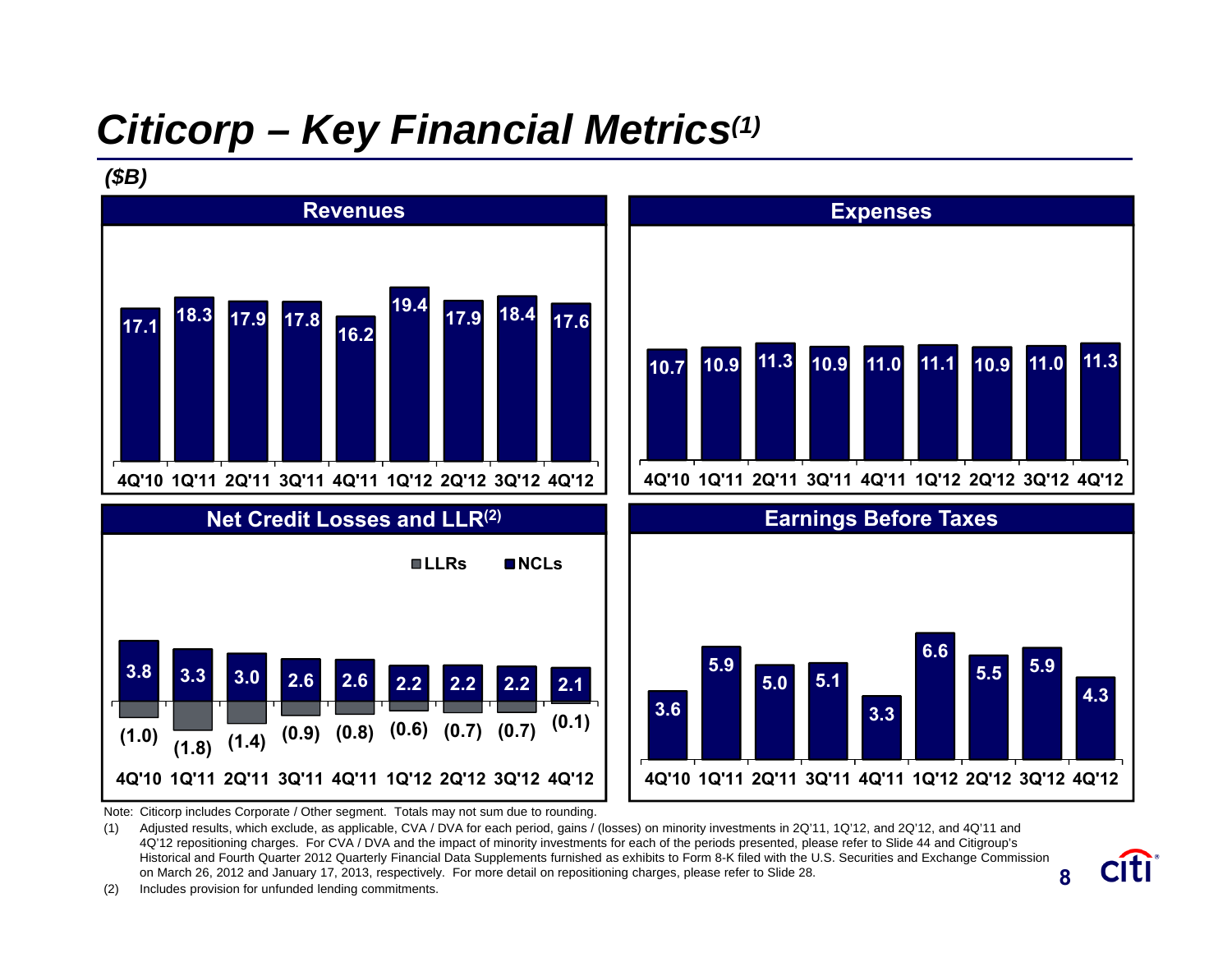# *Citicorp – Key Financial Metrics*[1]

***($B)***

### Revenues

| 4Q'10 | 1Q'11 | 2Q'11 | 3Q'11 | 4Q'11 | 1Q'12 | 2Q'12 | 3Q'12 | 4Q'12 |
|---|---|---|---|---|---|---|---|---|
| 17.1 | 18.3 | 17.9 | 17.8 | 16.2 | 19.4 | 17.9 | 18.4 | 17.6 |

### Expenses

| 4Q'10 | 1Q'11 | 2Q'11 | 3Q'11 | 4Q'11 | 1Q'12 | 2Q'12 | 3Q'12 | 4Q'12 |
|---|---|---|---|---|---|---|---|---|
| 10.7 | 10.9 | 11.3 | 10.9 | 11.0 | 11.1 | 10.9 | 11.0 | 11.3 |

### Net Credit Losses and LLR[2]

| | 4Q'10 | 1Q'11 | 2Q'11 | 3Q'11 | 4Q'11 | 1Q'12 | 2Q'12 | 3Q'12 | 4Q'12 |
|---|---|---|---|---|---|---|---|---|---|
| NCLs | 3.8 | 3.3 | 3.0 | 2.6 | 2.6 | 2.2 | 2.2 | 2.2 | 2.1 |
| LLRs | (1.0) | (1.8) | (1.4) | (0.9) | (0.8) | (0.6) | (0.7) | (0.7) | (0.1) |

### Earnings Before Taxes

| 4Q'10 | 1Q'11 | 2Q'11 | 3Q'11 | 4Q'11 | 1Q'12 | 2Q'12 | 3Q'12 | 4Q'12 |
|---|---|---|---|---|---|---|---|---|
| 3.6 | 5.9 | 5.0 | 5.1 | 3.3 | 6.6 | 5.5 | 5.9 | 4.3 |

Note: Citicorp includes Corporate / Other segment. Totals may not sum due to rounding.

(1) Adjusted results, which exclude, as applicable, CVA / DVA for each period, gains / (losses) on minority investments in 2Q'11, 1Q'12, and 2Q'12, and 4Q'11 and 4Q'12 repositioning charges. For CVA / DVA and the impact of minority investments for each of the periods presented, please refer to Slide 44 and Citigroup's Historical and Fourth Quarter 2012 Quarterly Financial Data Supplements furnished as exhibits to Form 8-K filed with the U.S. Securities and Exchange Commission on March 26, 2012 and January 17, 2013, respectively. For more detail on repositioning charges, please refer to Slide 28.

(2) Includes provision for unfunded lending commitments.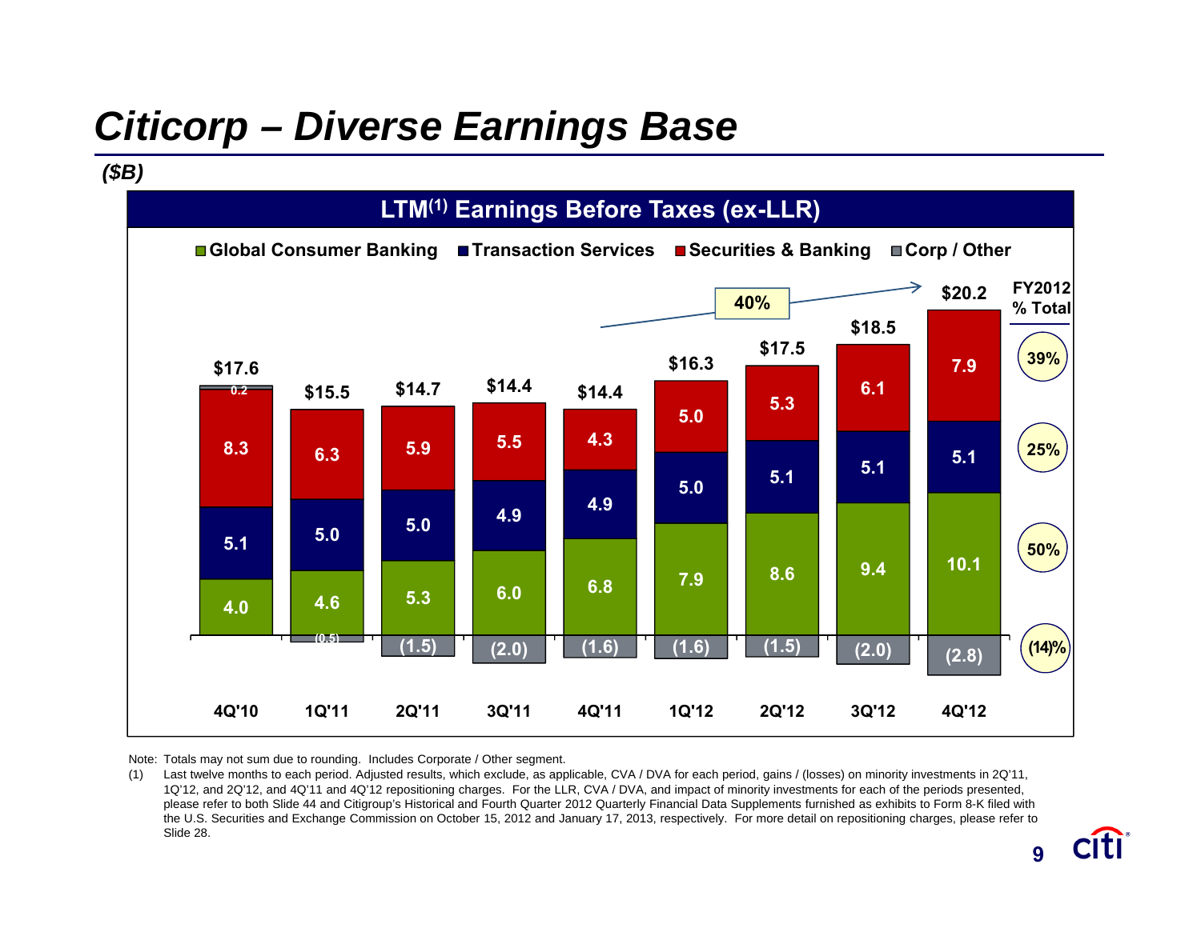# Citicorp – Diverse Earnings Base

***($B)***

**LTM[1] Earnings Before Taxes (ex-LLR)**

| | 4Q'10 | 1Q'11 | 2Q'11 | 3Q'11 | 4Q'11 | 1Q'12 | 2Q'12 | 3Q'12 | 4Q'12 | FY2012 % Total |
|---|---|---|---|---|---|---|---|---|---|---|
| Global Consumer Banking | 4.0 | 4.6 | 5.3 | 6.0 | 6.8 | 7.9 | 8.6 | 9.4 | 10.1 | 50% |
| Transaction Services | 5.1 | 5.0 | 5.0 | 4.9 | 4.9 | 5.0 | 5.1 | 5.1 | 5.1 | 25% |
| Securities & Banking | 8.3 | 6.3 | 5.9 | 5.5 | 4.3 | 5.0 | 5.3 | 6.1 | 7.9 | 39% |
| Corp / Other | 0.2 | (0.5) | (1.5) | (2.0) | (1.6) | (1.6) | (1.5) | (2.0) | (2.8) | (14)% |
| Total | $17.6 | $15.5 | $14.7 | $14.4 | $14.4 | $16.3 | $17.5 | $18.5 | $20.2 | |

40% (growth 4Q'11 to 4Q'12)

Note: Totals may not sum due to rounding. Includes Corporate / Other segment.

(1) Last twelve months to each period. Adjusted results, which exclude, as applicable, CVA / DVA for each period, gains / (losses) on minority investments in 2Q'11, 1Q'12, and 2Q'12, and 4Q'11 and 4Q'12 repositioning charges. For the LLR, CVA / DVA, and impact of minority investments for each of the periods presented, please refer to both Slide 44 and Citigroup's Historical and Fourth Quarter 2012 Quarterly Financial Data Supplements furnished as exhibits to Form 8-K filed with the U.S. Securities and Exchange Commission on October 15, 2012 and January 17, 2013, respectively. For more detail on repositioning charges, please refer to Slide 28.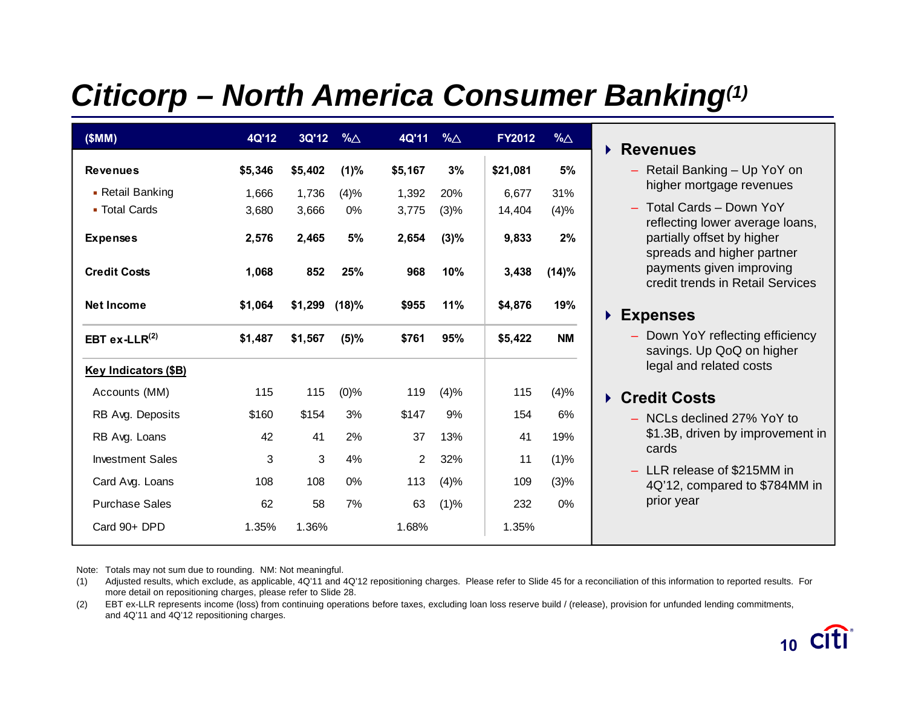# Citicorp – North America Consumer Banking[1]

| ($MM) | 4Q'12 | 3Q'12 | %△ | 4Q'11 | %△ | FY2012 | %△ |
|---|---|---|---|---|---|---|---|
| **Revenues** | **$5,346** | **$5,402** | **(1)%** | **$5,167** | **3%** | **$21,081** | **5%** |
| ▪ Retail Banking | 1,666 | 1,736 | (4)% | 1,392 | 20% | 6,677 | 31% |
| ▪ Total Cards | 3,680 | 3,666 | 0% | 3,775 | (3)% | 14,404 | (4)% |
| **Expenses** | **2,576** | **2,465** | **5%** | **2,654** | **(3)%** | **9,833** | **2%** |
| **Credit Costs** | **1,068** | **852** | **25%** | **968** | **10%** | **3,438** | **(14)%** |
| **Net Income** | **$1,064** | **$1,299** | **(18)%** | **$955** | **11%** | **$4,876** | **19%** |
| **EBT ex-LLR[2]** | **$1,487** | **$1,567** | **(5)%** | **$761** | **95%** | **$5,422** | **NM** |
| **Key Indicators ($B)** | | | | | | | |
| Accounts (MM) | 115 | 115 | (0)% | 119 | (4)% | 115 | (4)% |
| RB Avg. Deposits | $160 | $154 | 3% | $147 | 9% | 154 | 6% |
| RB Avg. Loans | 42 | 41 | 2% | 37 | 13% | 41 | 19% |
| Investment Sales | 3 | 3 | 4% | 2 | 32% | 11 | (1)% |
| Card Avg. Loans | 108 | 108 | 0% | 113 | (4)% | 109 | (3)% |
| Purchase Sales | 62 | 58 | 7% | 63 | (1)% | 232 | 0% |
| Card 90+ DPD | 1.35% | 1.36% | | 1.68% | | 1.35% | |

- **Revenues**
  - Retail Banking – Up YoY on higher mortgage revenues
  - Total Cards – Down YoY reflecting lower average loans, partially offset by higher spreads and higher partner payments given improving credit trends in Retail Services
- **Expenses**
  - Down YoY reflecting efficiency savings. Up QoQ on higher legal and related costs
- **Credit Costs**
  - NCLs declined 27% YoY to $1.3B, driven by improvement in cards
  - LLR release of $215MM in 4Q'12, compared to $784MM in prior year

Note: Totals may not sum due to rounding. NM: Not meaningful.

(1) Adjusted results, which exclude, as applicable, 4Q'11 and 4Q'12 repositioning charges. Please refer to Slide 45 for a reconciliation of this information to reported results. For more detail on repositioning charges, please refer to Slide 28.

(2) EBT ex-LLR represents income (loss) from continuing operations before taxes, excluding loan loss reserve build / (release), provision for unfunded lending commitments, and 4Q'11 and 4Q'12 repositioning charges.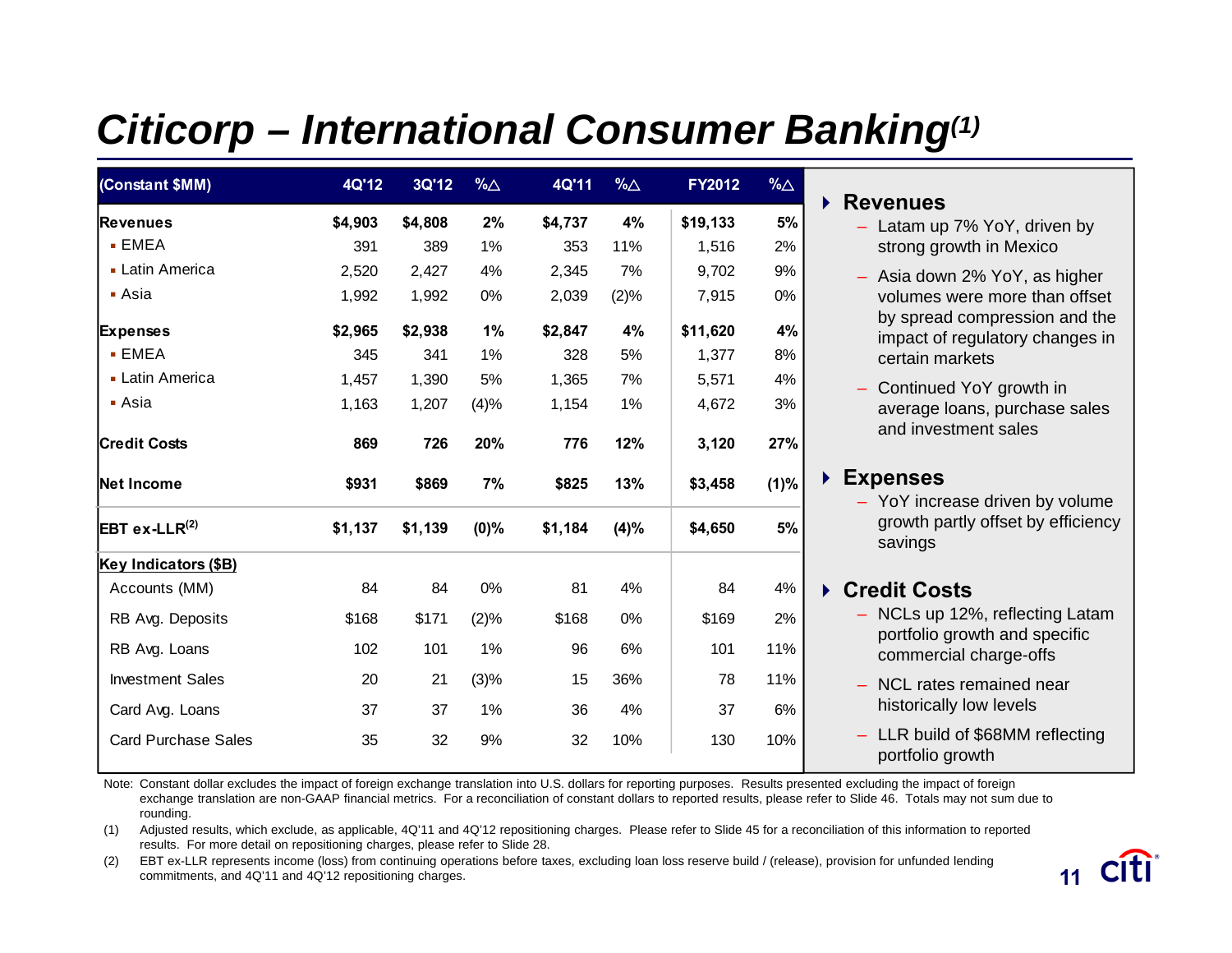# *Citicorp – International Consumer Banking*[1]

| (Constant $MM) | 4Q'12 | 3Q'12 | %△ | 4Q'11 | %△ | FY2012 | %△ |
|---|---|---|---|---|---|---|---|
| **Revenues** | **$4,903** | **$4,808** | **2%** | **$4,737** | **4%** | **$19,133** | **5%** |
| ▪ EMEA | 391 | 389 | 1% | 353 | 11% | 1,516 | 2% |
| ▪ Latin America | 2,520 | 2,427 | 4% | 2,345 | 7% | 9,702 | 9% |
| ▪ Asia | 1,992 | 1,992 | 0% | 2,039 | (2)% | 7,915 | 0% |
| **Expenses** | **$2,965** | **$2,938** | **1%** | **$2,847** | **4%** | **$11,620** | **4%** |
| ▪ EMEA | 345 | 341 | 1% | 328 | 5% | 1,377 | 8% |
| ▪ Latin America | 1,457 | 1,390 | 5% | 1,365 | 7% | 5,571 | 4% |
| ▪ Asia | 1,163 | 1,207 | (4)% | 1,154 | 1% | 4,672 | 3% |
| **Credit Costs** | **869** | **726** | **20%** | **776** | **12%** | **3,120** | **27%** |
| **Net Income** | **$931** | **$869** | **7%** | **$825** | **13%** | **$3,458** | **(1)%** |
| **EBT ex-LLR**[2] | **$1,137** | **$1,139** | **(0)%** | **$1,184** | **(4)%** | **$4,650** | **5%** |
| **Key Indicators ($B)** | | | | | | | |
| Accounts (MM) | 84 | 84 | 0% | 81 | 4% | 84 | 4% |
| RB Avg. Deposits | $168 | $171 | (2)% | $168 | 0% | $169 | 2% |
| RB Avg. Loans | 102 | 101 | 1% | 96 | 6% | 101 | 11% |
| Investment Sales | 20 | 21 | (3)% | 15 | 36% | 78 | 11% |
| Card Avg. Loans | 37 | 37 | 1% | 36 | 4% | 37 | 6% |
| Card Purchase Sales | 35 | 32 | 9% | 32 | 10% | 130 | 10% |

- **Revenues**
  - Latam up 7% YoY, driven by strong growth in Mexico
  - Asia down 2% YoY, as higher volumes were more than offset by spread compression and the impact of regulatory changes in certain markets
  - Continued YoY growth in average loans, purchase sales and investment sales
- **Expenses**
  - YoY increase driven by volume growth partly offset by efficiency savings
- **Credit Costs**
  - NCLs up 12%, reflecting Latam portfolio growth and specific commercial charge-offs
  - NCL rates remained near historically low levels
  - LLR build of $68MM reflecting portfolio growth

Note: Constant dollar excludes the impact of foreign exchange translation into U.S. dollars for reporting purposes. Results presented excluding the impact of foreign exchange translation are non-GAAP financial metrics. For a reconciliation of constant dollars to reported results, please refer to Slide 46. Totals may not sum due to rounding.

(1) Adjusted results, which exclude, as applicable, 4Q'11 and 4Q'12 repositioning charges. Please refer to Slide 45 for a reconciliation of this information to reported results. For more detail on repositioning charges, please refer to Slide 28.

(2) EBT ex-LLR represents income (loss) from continuing operations before taxes, excluding loan loss reserve build / (release), provision for unfunded lending commitments, and 4Q'11 and 4Q'12 repositioning charges.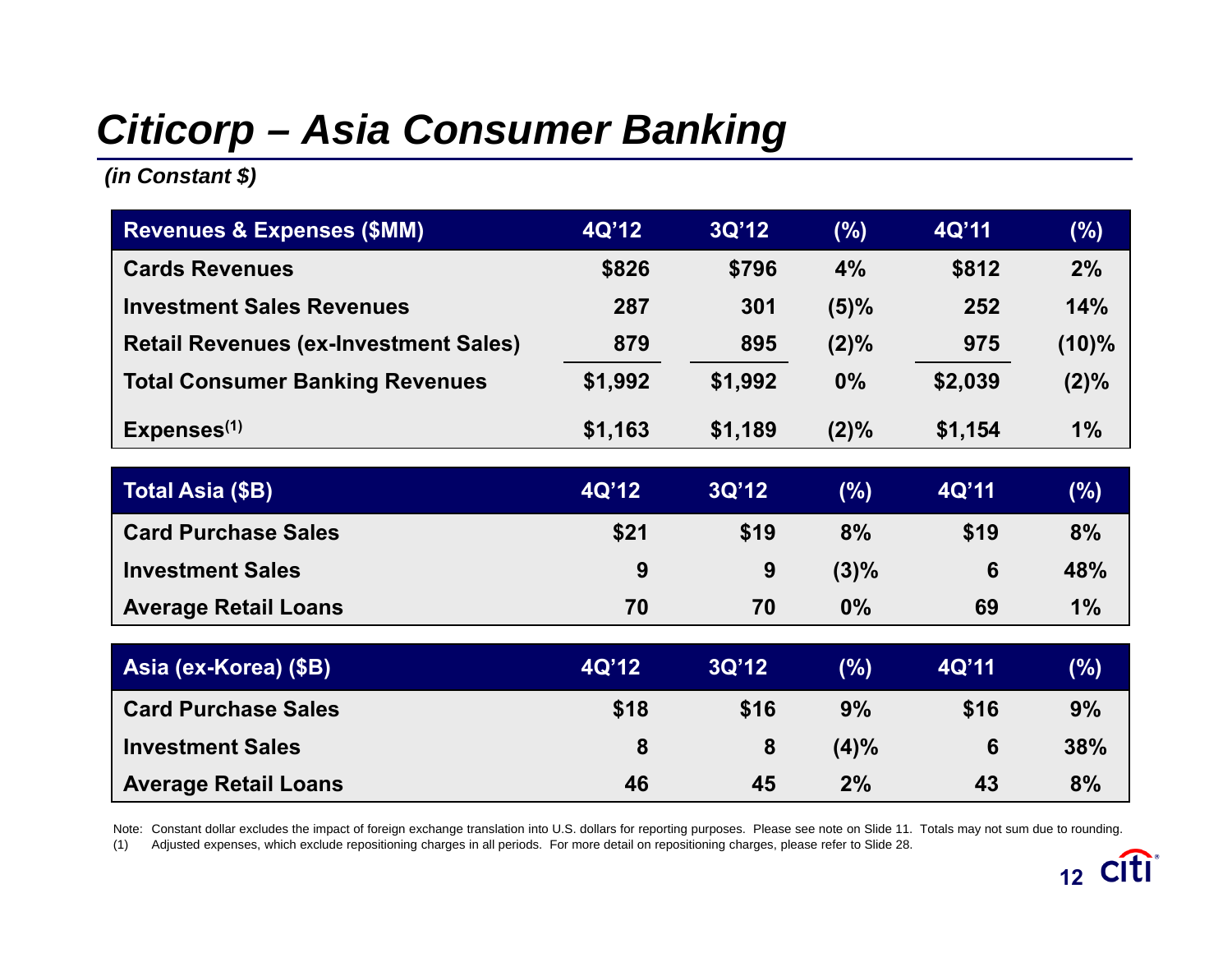# Citicorp – Asia Consumer Banking

***(in Constant $)***

| Revenues & Expenses ($MM) | 4Q'12 | 3Q'12 | (%) | 4Q'11 | (%) |
|---|---|---|---|---|---|
| Cards Revenues | $826 | $796 | 4% | $812 | 2% |
| Investment Sales Revenues | 287 | 301 | (5)% | 252 | 14% |
| Retail Revenues (ex-Investment Sales) | 879 | 895 | (2)% | 975 | (10)% |
| Total Consumer Banking Revenues | $1,992 | $1,992 | 0% | $2,039 | (2)% |
| Expenses[1] | $1,163 | $1,189 | (2)% | $1,154 | 1% |

| Total Asia ($B) | 4Q'12 | 3Q'12 | (%) | 4Q'11 | (%) |
|---|---|---|---|---|---|
| Card Purchase Sales | $21 | $19 | 8% | $19 | 8% |
| Investment Sales | 9 | 9 | (3)% | 6 | 48% |
| Average Retail Loans | 70 | 70 | 0% | 69 | 1% |

| Asia (ex-Korea) ($B) | 4Q'12 | 3Q'12 | (%) | 4Q'11 | (%) |
|---|---|---|---|---|---|
| Card Purchase Sales | $18 | $16 | 9% | $16 | 9% |
| Investment Sales | 8 | 8 | (4)% | 6 | 38% |
| Average Retail Loans | 46 | 45 | 2% | 43 | 8% |

Note: Constant dollar excludes the impact of foreign exchange translation into U.S. dollars for reporting purposes. Please see note on Slide 11. Totals may not sum due to rounding.

(1) Adjusted expenses, which exclude repositioning charges in all periods. For more detail on repositioning charges, please refer to Slide 28.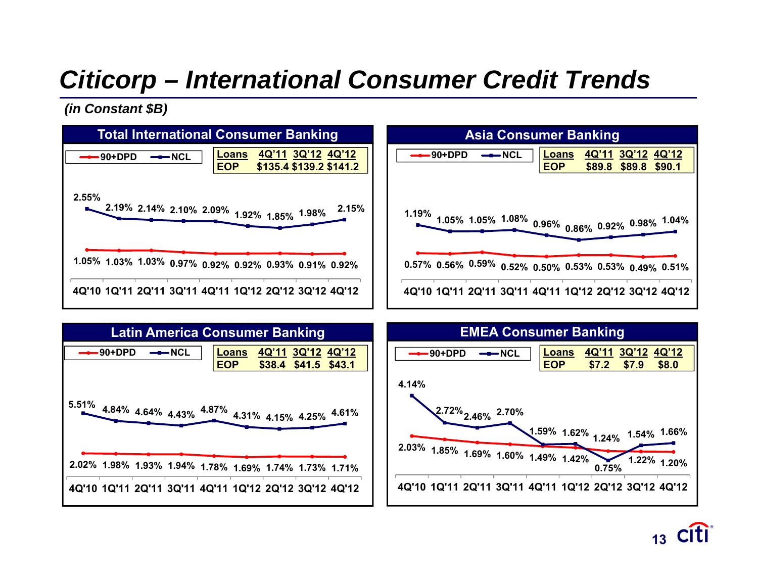# Citicorp – International Consumer Credit Trends

*(in Constant $B)*

## Total International Consumer Banking

| Loans EOP | 4Q'11 | 3Q'12 | 4Q'12 |
|---|---|---|---|
| | $135.4 | $139.2 | $141.2 |

| | 4Q'10 | 1Q'11 | 2Q'11 | 3Q'11 | 4Q'11 | 1Q'12 | 2Q'12 | 3Q'12 | 4Q'12 |
|---|---|---|---|---|---|---|---|---|---|
| NCL | 2.55% | 2.19% | 2.14% | 2.10% | 2.09% | 1.92% | 1.85% | 1.98% | 2.15% |
| 90+DPD | 1.05% | 1.03% | 1.03% | 0.97% | 0.92% | 0.92% | 0.93% | 0.91% | 0.92% |

## Asia Consumer Banking

| Loans EOP | 4Q'11 | 3Q'12 | 4Q'12 |
|---|---|---|---|
| | $89.8 | $89.8 | $90.1 |

| | 4Q'10 | 1Q'11 | 2Q'11 | 3Q'11 | 4Q'11 | 1Q'12 | 2Q'12 | 3Q'12 | 4Q'12 |
|---|---|---|---|---|---|---|---|---|---|
| NCL | 1.19% | 1.05% | 1.05% | 1.08% | 0.96% | 0.86% | 0.92% | 0.98% | 1.04% |
| 90+DPD | 0.57% | 0.56% | 0.59% | 0.52% | 0.50% | 0.53% | 0.53% | 0.49% | 0.51% |

## Latin America Consumer Banking

| Loans EOP | 4Q'11 | 3Q'12 | 4Q'12 |
|---|---|---|---|
| | $38.4 | $41.5 | $43.1 |

| | 4Q'10 | 1Q'11 | 2Q'11 | 3Q'11 | 4Q'11 | 1Q'12 | 2Q'12 | 3Q'12 | 4Q'12 |
|---|---|---|---|---|---|---|---|---|---|
| NCL | 5.51% | 4.84% | 4.64% | 4.43% | 4.87% | 4.31% | 4.15% | 4.25% | 4.61% |
| 90+DPD | 2.02% | 1.98% | 1.93% | 1.94% | 1.78% | 1.69% | 1.74% | 1.73% | 1.71% |

## EMEA Consumer Banking

| Loans EOP | 4Q'11 | 3Q'12 | 4Q'12 |
|---|---|---|---|
| | $7.2 | $7.9 | $8.0 |

| | 4Q'10 | 1Q'11 | 2Q'11 | 3Q'11 | 4Q'11 | 1Q'12 | 2Q'12 | 3Q'12 | 4Q'12 |
|---|---|---|---|---|---|---|---|---|---|
| NCL | 4.14% | 2.72% | 2.46% | 2.70% | 1.59% | 1.62% | 0.75% | 1.54% | 1.66% |
| 90+DPD | 2.03% | 1.85% | 1.69% | 1.60% | 1.49% | 1.42% | 1.24% | 1.22% | 1.20% |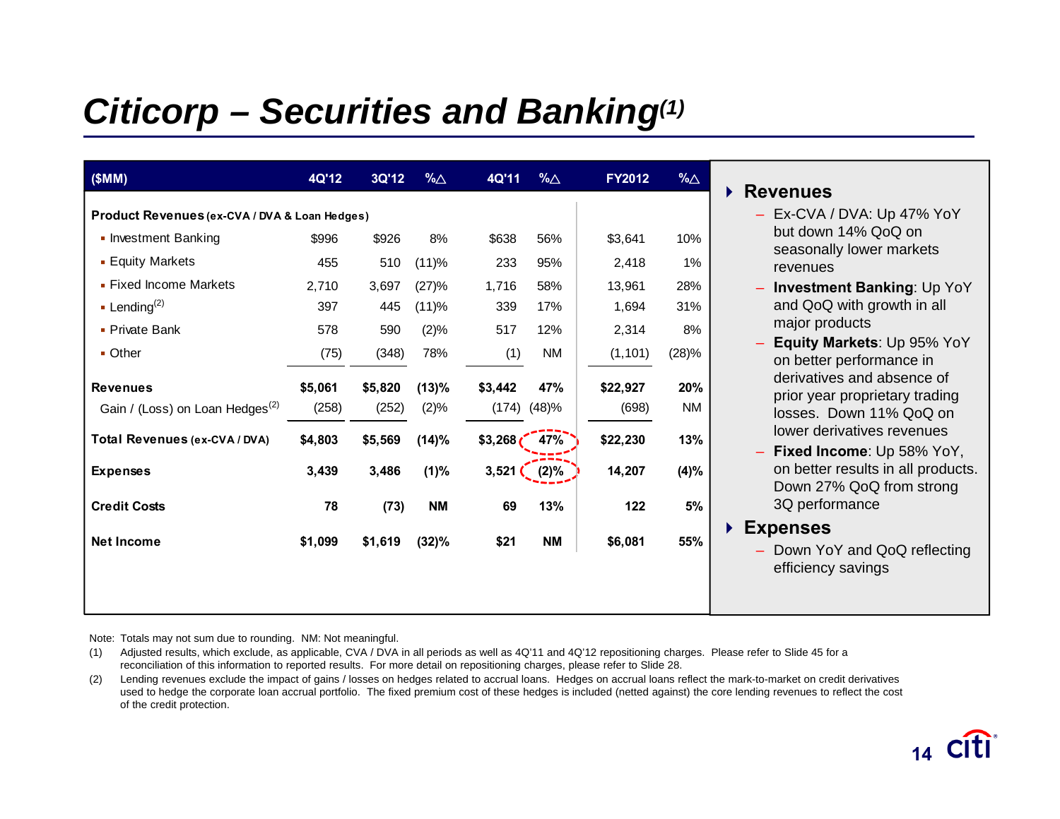# *Citicorp – Securities and Banking*[(1)]

| ($MM) | 4Q'12 | 3Q'12 | %△ | 4Q'11 | %△ | FY2012 | %△ |
|---|---|---|---|---|---|---|---|
| **Product Revenues (ex-CVA / DVA & Loan Hedges)** | | | | | | | |
| ▪ Investment Banking | $996 | $926 | 8% | $638 | 56% | $3,641 | 10% |
| ▪ Equity Markets | 455 | 510 | (11)% | 233 | 95% | 2,418 | 1% |
| ▪ Fixed Income Markets | 2,710 | 3,697 | (27)% | 1,716 | 58% | 13,961 | 28% |
| ▪ Lending[(2)] | 397 | 445 | (11)% | 339 | 17% | 1,694 | 31% |
| ▪ Private Bank | 578 | 590 | (2)% | 517 | 12% | 2,314 | 8% |
| ▪ Other | (75) | (348) | 78% | (1) | NM | (1,101) | (28)% |
| **Revenues** | **$5,061** | **$5,820** | **(13)%** | **$3,442** | **47%** | **$22,927** | **20%** |
| Gain / (Loss) on Loan Hedges[(2)] | (258) | (252) | (2)% | (174) | (48)% | (698) | NM |
| **Total Revenues (ex-CVA / DVA)** | **$4,803** | **$5,569** | **(14)%** | **$3,268** | **47%** | **$22,230** | **13%** |
| **Expenses** | **3,439** | **3,486** | **(1)%** | **3,521** | **(2)%** | **14,207** | **(4)%** |
| **Credit Costs** | **78** | **(73)** | **NM** | **69** | **13%** | **122** | **5%** |
| **Net Income** | **$1,099** | **$1,619** | **(32)%** | **$21** | **NM** | **$6,081** | **55%** |

- **Revenues**
  - Ex-CVA / DVA: Up 47% YoY but down 14% QoQ on seasonally lower markets revenues
  - **Investment Banking**: Up YoY and QoQ with growth in all major products
  - **Equity Markets**: Up 95% YoY on better performance in derivatives and absence of prior year proprietary trading losses. Down 11% QoQ on lower derivatives revenues
  - **Fixed Income**: Up 58% YoY, on better results in all products. Down 27% QoQ from strong 3Q performance
- **Expenses**
  - Down YoY and QoQ reflecting efficiency savings

Note: Totals may not sum due to rounding. NM: Not meaningful.

(1) Adjusted results, which exclude, as applicable, CVA / DVA in all periods as well as 4Q'11 and 4Q'12 repositioning charges. Please refer to Slide 45 for a reconciliation of this information to reported results. For more detail on repositioning charges, please refer to Slide 28.

(2) Lending revenues exclude the impact of gains / losses on hedges related to accrual loans. Hedges on accrual loans reflect the mark-to-market on credit derivatives used to hedge the corporate loan accrual portfolio. The fixed premium cost of these hedges is included (netted against) the core lending revenues to reflect the cost of the credit protection.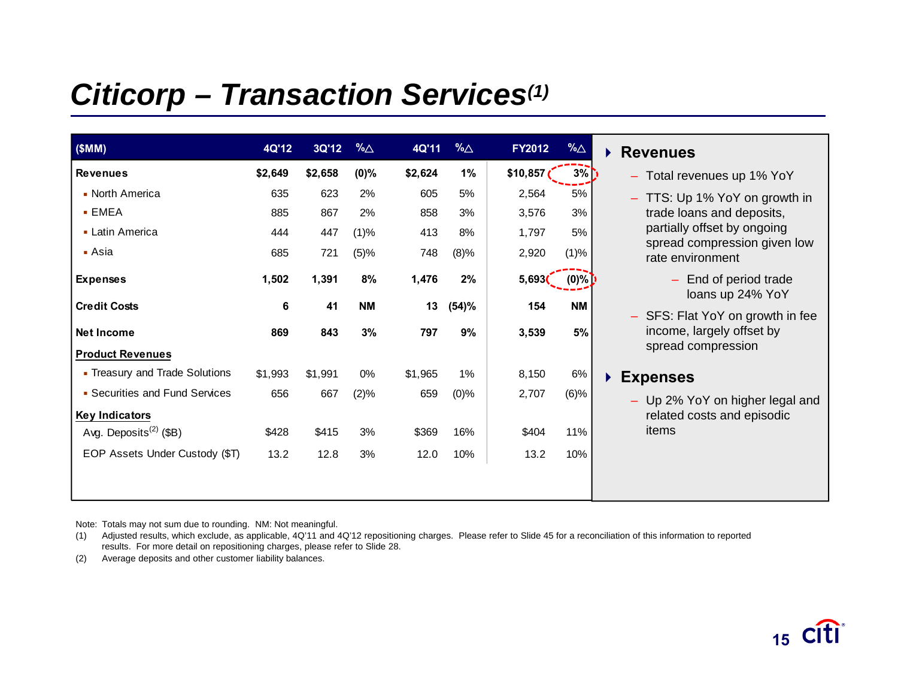# *Citicorp – Transaction Services[(1)]*

| ($MM) | 4Q'12 | 3Q'12 | %△ | 4Q'11 | %△ | FY2012 | %△ |
|---|---|---|---|---|---|---|---|
| **Revenues** | **$2,649** | **$2,658** | **(0)%** | **$2,624** | **1%** | **$10,857** | **3%** |
| ▪ North America | 635 | 623 | 2% | 605 | 5% | 2,564 | 5% |
| ▪ EMEA | 885 | 867 | 2% | 858 | 3% | 3,576 | 3% |
| ▪ Latin America | 444 | 447 | (1)% | 413 | 8% | 1,797 | 5% |
| ▪ Asia | 685 | 721 | (5)% | 748 | (8)% | 2,920 | (1)% |
| **Expenses** | **1,502** | **1,391** | **8%** | **1,476** | **2%** | **5,693** | **(0)%** |
| **Credit Costs** | **6** | **41** | **NM** | **13** | **(54)%** | **154** | **NM** |
| **Net Income** | **869** | **843** | **3%** | **797** | **9%** | **3,539** | **5%** |
| **Product Revenues** | | | | | | | |
| ▪ Treasury and Trade Solutions | $1,993 | $1,991 | 0% | $1,965 | 1% | 8,150 | 6% |
| ▪ Securities and Fund Services | 656 | 667 | (2)% | 659 | (0)% | 2,707 | (6)% |
| **Key Indicators** | | | | | | | |
| Avg. Deposits[(2)] ($B) | $428 | $415 | 3% | $369 | 16% | $404 | 11% |
| EOP Assets Under Custody ($T) | 13.2 | 12.8 | 3% | 12.0 | 10% | 13.2 | 10% |

- **Revenues**
  - Total revenues up 1% YoY
  - TTS: Up 1% YoY on growth in trade loans and deposits, partially offset by ongoing spread compression given low rate environment
    - End of period trade loans up 24% YoY
  - SFS: Flat YoY on growth in fee income, largely offset by spread compression
- **Expenses**
  - Up 2% YoY on higher legal and related costs and episodic items

Note: Totals may not sum due to rounding. NM: Not meaningful.

(1) Adjusted results, which exclude, as applicable, 4Q'11 and 4Q'12 repositioning charges. Please refer to Slide 45 for a reconciliation of this information to reported results. For more detail on repositioning charges, please refer to Slide 28.

(2) Average deposits and other customer liability balances.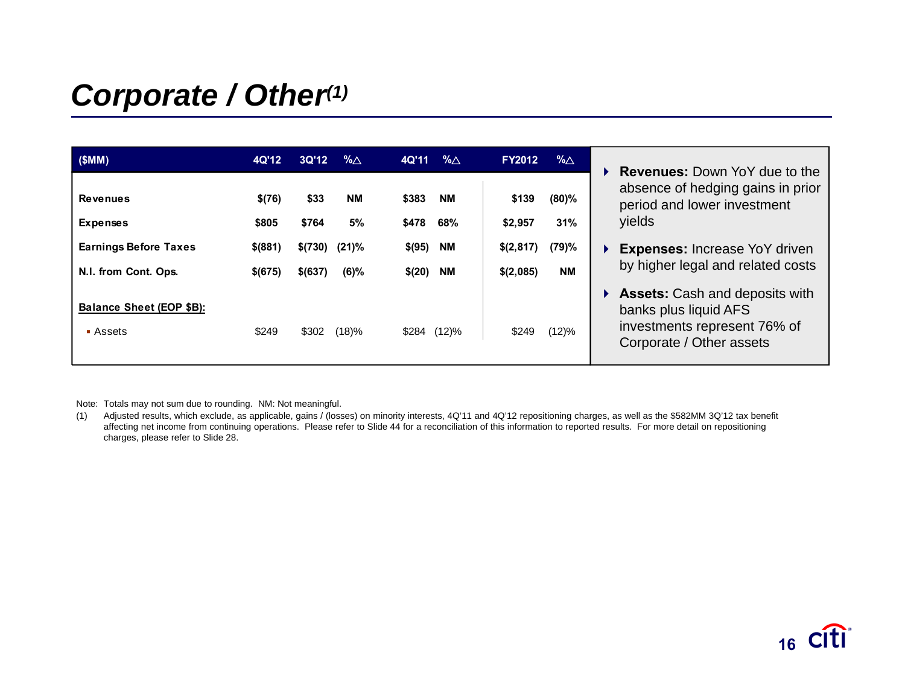# *Corporate / Other[(1)]*

| ($MM) | 4Q'12 | 3Q'12 | %△ | 4Q'11 | %△ | FY2012 | %△ |
|---|---|---|---|---|---|---|---|
| **Revenues** | **$(76)** | **$33** | **NM** | **$383** | **NM** | **$139** | **(80)%** |
| **Expenses** | **$805** | **$764** | **5%** | **$478** | **68%** | **$2,957** | **31%** |
| **Earnings Before Taxes** | **$(881)** | **$(730)** | **(21)%** | **$(95)** | **NM** | **$(2,817)** | **(79)%** |
| **N.I. from Cont. Ops.** | **$(675)** | **$(637)** | **(6)%** | **$(20)** | **NM** | **$(2,085)** | **NM** |
| **Balance Sheet (EOP $B):** | | | | | | | |
| ▪ Assets | $249 | $302 | (18)% | $284 | (12)% | $249 | (12)% |

- **Revenues:** Down YoY due to the absence of hedging gains in prior period and lower investment yields
- **Expenses:** Increase YoY driven by higher legal and related costs
- **Assets:** Cash and deposits with banks plus liquid AFS investments represent 76% of Corporate / Other assets

Note: Totals may not sum due to rounding. NM: Not meaningful.

(1) Adjusted results, which exclude, as applicable, gains / (losses) on minority interests, 4Q'11 and 4Q'12 repositioning charges, as well as the $582MM 3Q'12 tax benefit affecting net income from continuing operations. Please refer to Slide 44 for a reconciliation of this information to reported results. For more detail on repositioning charges, please refer to Slide 28.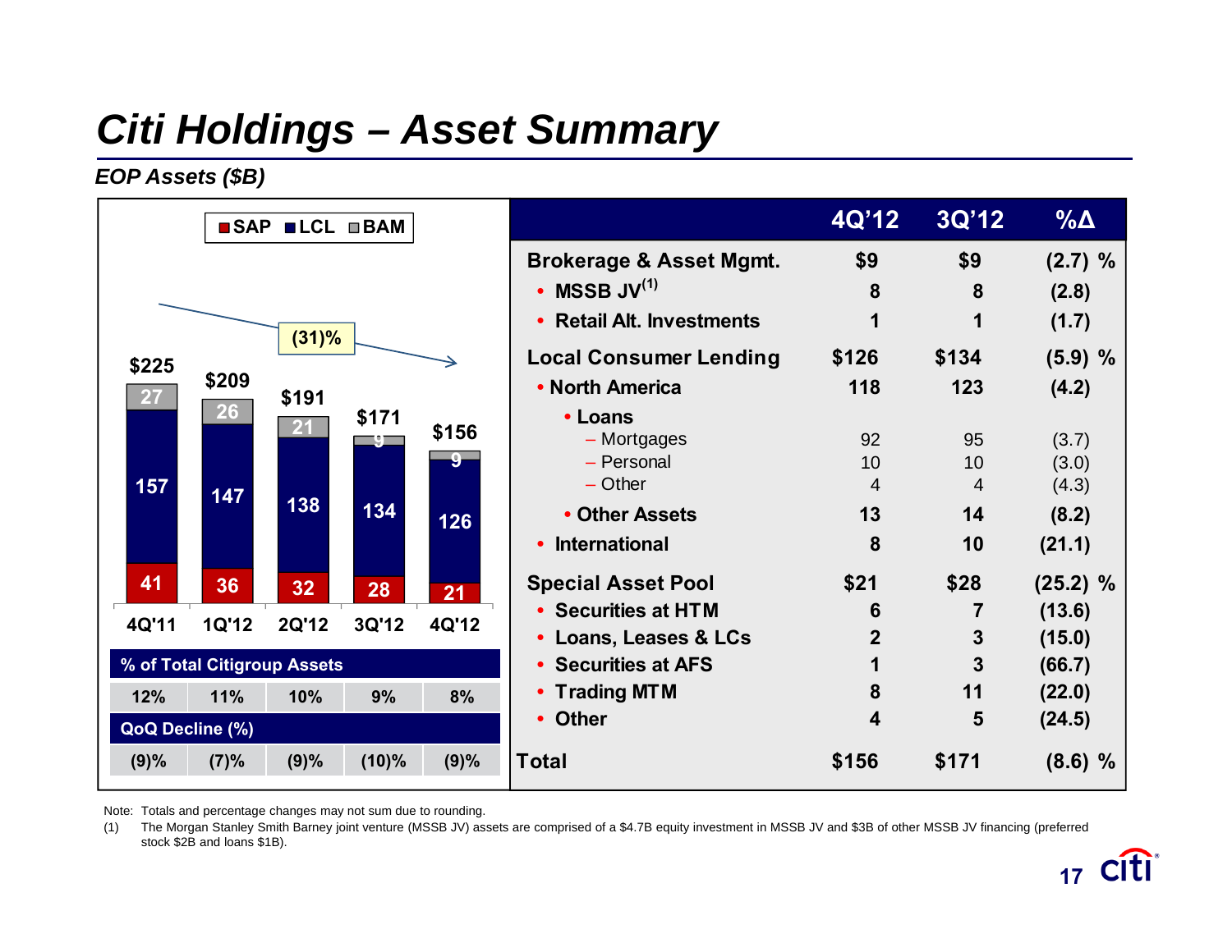# Citi Holdings – Asset Summary

*EOP Assets ($B)*

| | 4Q'11 | 1Q'12 | 2Q'12 | 3Q'12 | 4Q'12 |
|---|---|---|---|---|---|
| SAP | 41 | 36 | 32 | 28 | 21 |
| LCL | 157 | 147 | 138 | 134 | 126 |
| BAM | 27 | 26 | 21 | 9 | 9 |
| Total | $225 | $209 | $191 | $171 | $156 |
| % of Total Citigroup Assets | 12% | 11% | 10% | 9% | 8% |
| QoQ Decline (%) | (9)% | (7)% | (9)% | (10)% | (9)% |

(31)%

| | 4Q'12 | 3Q'12 | %Δ |
|---|---|---|---|
| **Brokerage & Asset Mgmt.** | **$9** | **$9** | **(2.7) %** |
| • MSSB JV[(1)] | 8 | 8 | (2.8) |
| • Retail Alt. Investments | 1 | 1 | (1.7) |
| **Local Consumer Lending** | **$126** | **$134** | **(5.9) %** |
| • North America | 118 | 123 | (4.2) |
| • Loans | | | |
| – Mortgages | 92 | 95 | (3.7) |
| – Personal | 10 | 10 | (3.0) |
| – Other | 4 | 4 | (4.3) |
| • Other Assets | 13 | 14 | (8.2) |
| • International | 8 | 10 | (21.1) |
| **Special Asset Pool** | **$21** | **$28** | **(25.2) %** |
| • Securities at HTM | 6 | 7 | (13.6) |
| • Loans, Leases & LCs | 2 | 3 | (15.0) |
| • Securities at AFS | 1 | 3 | (66.7) |
| • Trading MTM | 8 | 11 | (22.0) |
| • Other | 4 | 5 | (24.5) |
| **Total** | **$156** | **$171** | **(8.6) %** |

Note: Totals and percentage changes may not sum due to rounding.

(1) The Morgan Stanley Smith Barney joint venture (MSSB JV) assets are comprised of a $4.7B equity investment in MSSB JV and $3B of other MSSB JV financing (preferred stock $2B and loans $1B).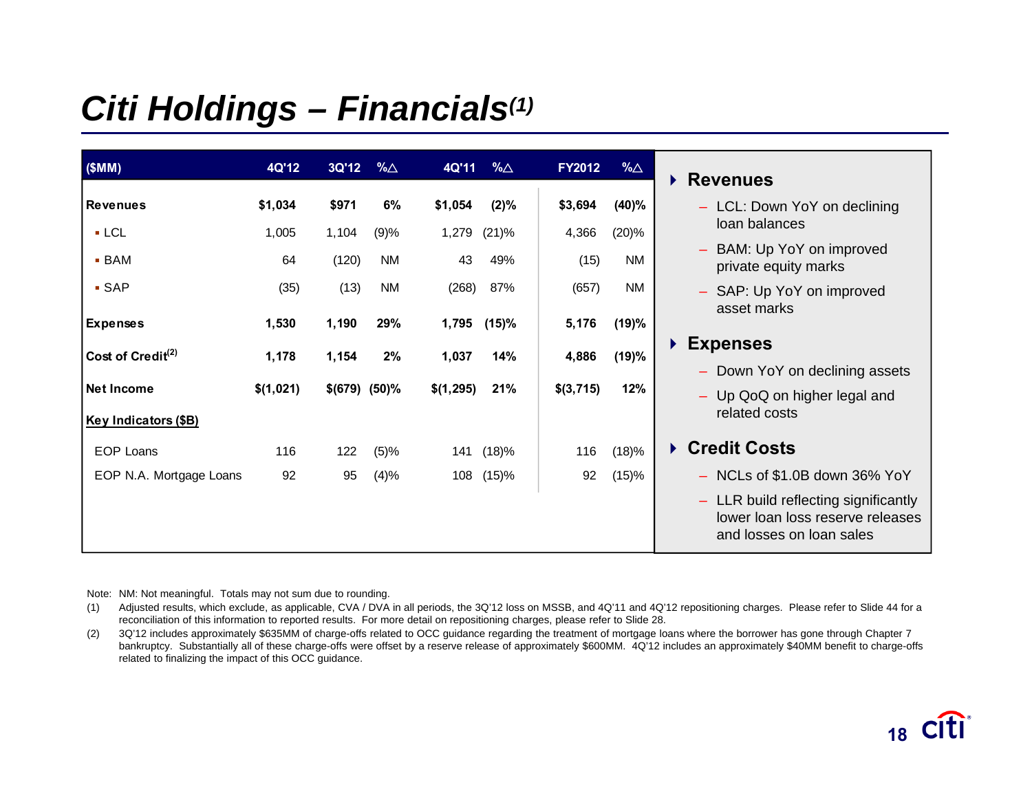# *Citi Holdings – Financials(1)*

| ($MM) | 4Q'12 | 3Q'12 | %△ | 4Q'11 | %△ | FY2012 | %△ |
|---|---|---|---|---|---|---|---|
| **Revenues** | **$1,034** | **$971** | **6%** | **$1,054** | **(2)%** | **$3,694** | **(40)%** |
| ▪ LCL | 1,005 | 1,104 | (9)% | 1,279 | (21)% | 4,366 | (20)% |
| ▪ BAM | 64 | (120) | NM | 43 | 49% | (15) | NM |
| ▪ SAP | (35) | (13) | NM | (268) | 87% | (657) | NM |
| **Expenses** | **1,530** | **1,190** | **29%** | **1,795** | **(15)%** | **5,176** | **(19)%** |
| **Cost of Credit(2)** | **1,178** | **1,154** | **2%** | **1,037** | **14%** | **4,886** | **(19)%** |
| **Net Income** | **$(1,021)** | **$(679)** | **(50)%** | **$(1,295)** | **21%** | **$(3,715)** | **12%** |
| **Key Indicators ($B)** | | | | | | | |
| EOP Loans | 116 | 122 | (5)% | 141 | (18)% | 116 | (18)% |
| EOP N.A. Mortgage Loans | 92 | 95 | (4)% | 108 | (15)% | 92 | (15)% |

- **Revenues**
  - LCL: Down YoY on declining loan balances
  - BAM: Up YoY on improved private equity marks
  - SAP: Up YoY on improved asset marks
- **Expenses**
  - Down YoY on declining assets
  - Up QoQ on higher legal and related costs
- **Credit Costs**
  - NCLs of $1.0B down 36% YoY
  - LLR build reflecting significantly lower loan loss reserve releases and losses on loan sales

Note: NM: Not meaningful. Totals may not sum due to rounding.

(1) Adjusted results, which exclude, as applicable, CVA / DVA in all periods, the 3Q'12 loss on MSSB, and 4Q'11 and 4Q'12 repositioning charges. Please refer to Slide 44 for a reconciliation of this information to reported results. For more detail on repositioning charges, please refer to Slide 28.

(2) 3Q'12 includes approximately $635MM of charge-offs related to OCC guidance regarding the treatment of mortgage loans where the borrower has gone through Chapter 7 bankruptcy. Substantially all of these charge-offs were offset by a reserve release of approximately $600MM. 4Q'12 includes an approximately $40MM benefit to charge-offs related to finalizing the impact of this OCC guidance.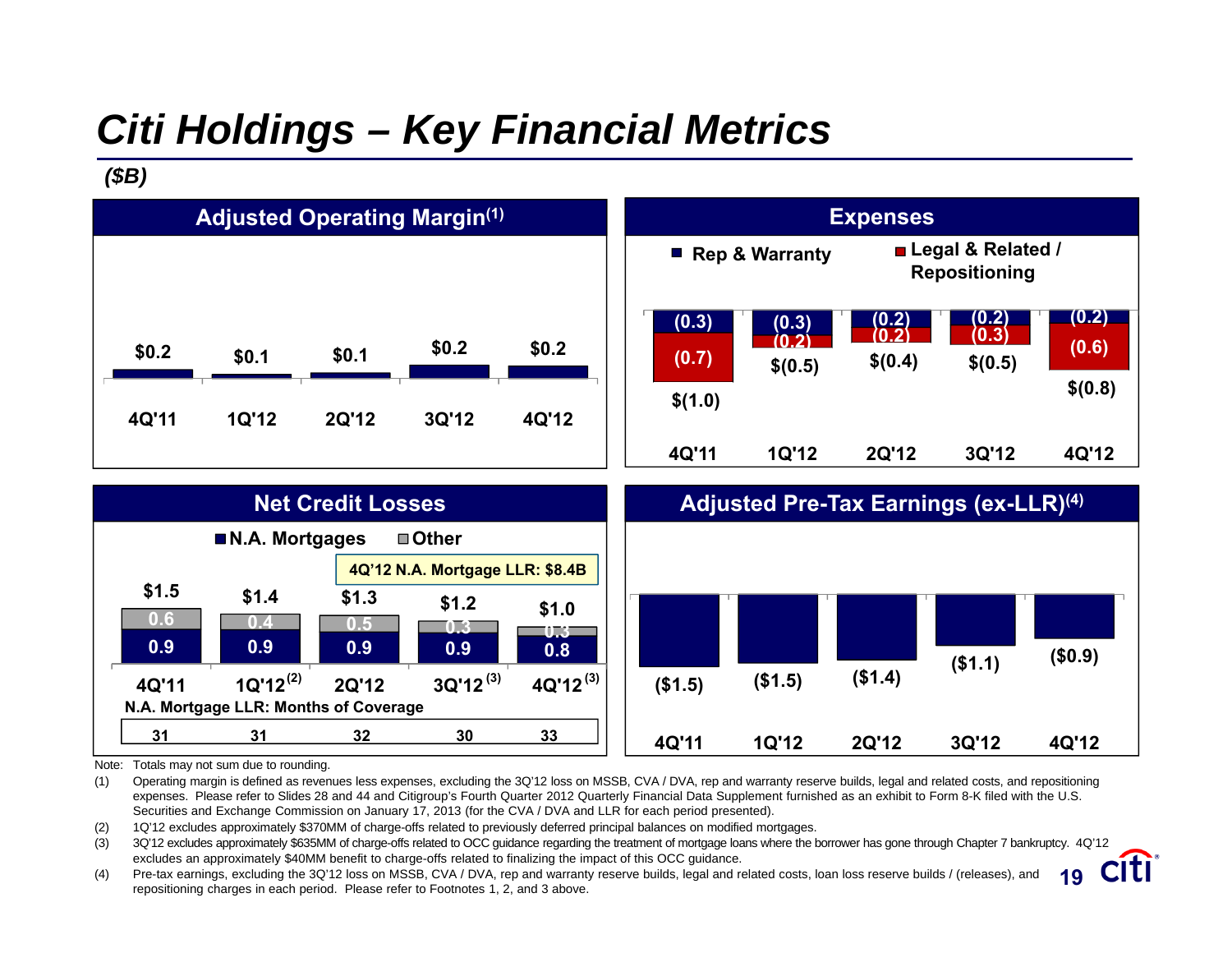# Citi Holdings – Key Financial Metrics

*($B)*

## Adjusted Operating Margin[(1)]

| 4Q'11 | 1Q'12 | 2Q'12 | 3Q'12 | 4Q'12 |
|---|---|---|---|---|
| $0.2 | $0.1 | $0.1 | $0.2 | $0.2 |

## Expenses

| | 4Q'11 | 1Q'12 | 2Q'12 | 3Q'12 | 4Q'12 |
|---|---|---|---|---|---|
| Rep & Warranty | (0.3) | (0.3) | (0.2) | (0.2) | (0.2) |
| Legal & Related / Repositioning | (0.7) | (0.2) | (0.2) | (0.3) | (0.6) |
| Total | $(1.0) | $(0.5) | $(0.4) | $(0.5) | $(0.8) |

## Net Credit Losses

4Q'12 N.A. Mortgage LLR: $8.4B

| | 4Q'11 | 1Q'12[(2)] | 2Q'12 | 3Q'12[(3)] | 4Q'12[(3)] |
|---|---|---|---|---|---|
| N.A. Mortgages | 0.9 | 0.9 | 0.9 | 0.9 | 0.8 |
| Other | 0.6 | 0.4 | 0.5 | 0.3 | 0.3 |
| Total | $1.5 | $1.4 | $1.3 | $1.2 | $1.0 |
| N.A. Mortgage LLR: Months of Coverage | 31 | 31 | 32 | 30 | 33 |

## Adjusted Pre-Tax Earnings (ex-LLR)[(4)]

| 4Q'11 | 1Q'12 | 2Q'12 | 3Q'12 | 4Q'12 |
|---|---|---|---|---|
| ($1.5) | ($1.5) | ($1.4) | ($1.1) | ($0.9) |

Note: Totals may not sum due to rounding.

(1) Operating margin is defined as revenues less expenses, excluding the 3Q'12 loss on MSSB, CVA / DVA, rep and warranty reserve builds, legal and related costs, and repositioning expenses. Please refer to Slides 28 and 44 and Citigroup's Fourth Quarter 2012 Quarterly Financial Data Supplement furnished as an exhibit to Form 8-K filed with the U.S. Securities and Exchange Commission on January 17, 2013 (for the CVA / DVA and LLR for each period presented).

(2) 1Q'12 excludes approximately $370MM of charge-offs related to previously deferred principal balances on modified mortgages.

(3) 3Q'12 excludes approximately $635MM of charge-offs related to OCC guidance regarding the treatment of mortgage loans where the borrower has gone through Chapter 7 bankruptcy. 4Q'12 excludes an approximately $40MM benefit to charge-offs related to finalizing the impact of this OCC guidance.

(4) Pre-tax earnings, excluding the 3Q'12 loss on MSSB, CVA / DVA, rep and warranty reserve builds, legal and related costs, loan loss reserve builds / (releases), and repositioning charges in each period. Please refer to Footnotes 1, 2, and 3 above.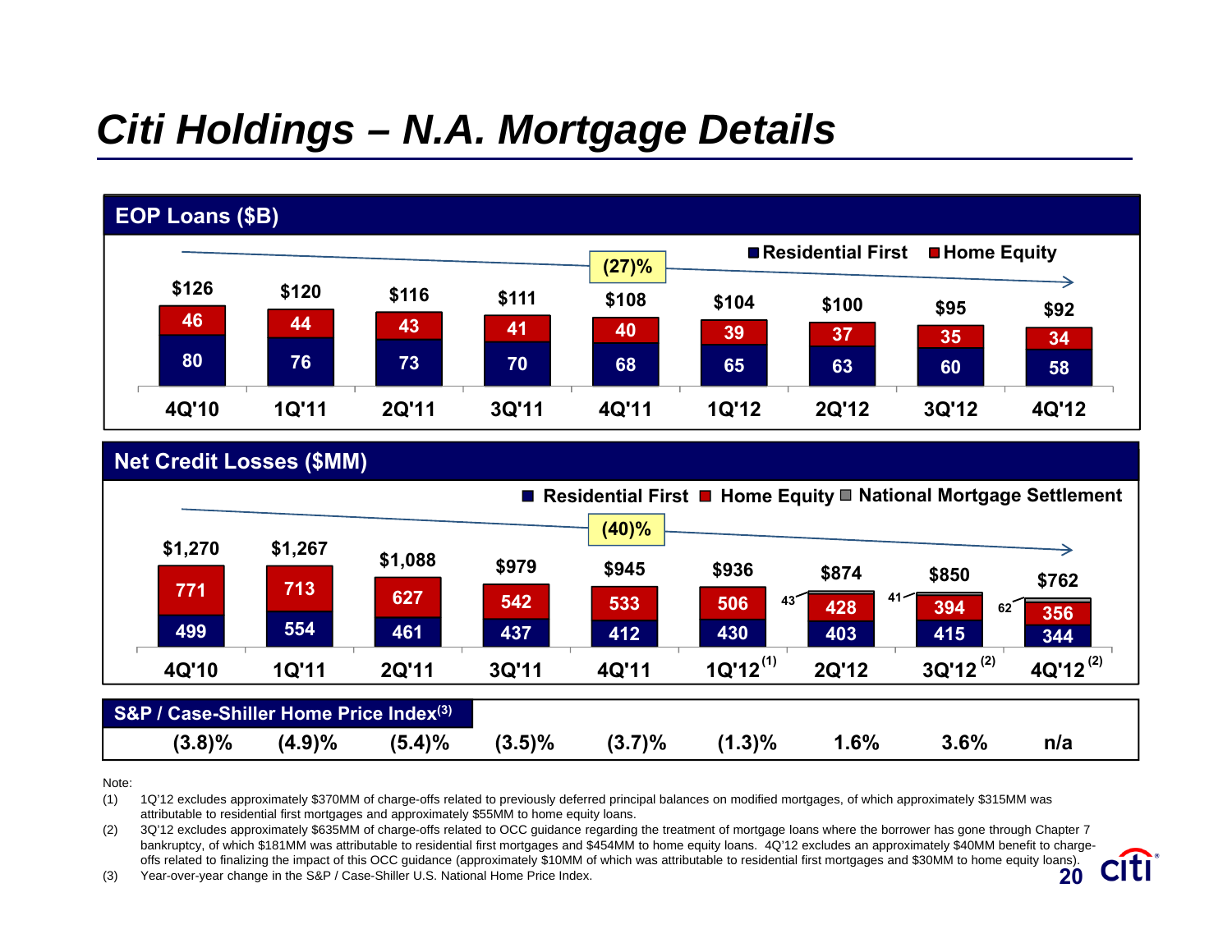# Citi Holdings – N.A. Mortgage Details

## EOP Loans ($B)

(27)%

| | 4Q'10 | 1Q'11 | 2Q'11 | 3Q'11 | 4Q'11 | 1Q'12 | 2Q'12 | 3Q'12 | 4Q'12 |
|---|---|---|---|---|---|---|---|---|---|
| Residential First | 80 | 76 | 73 | 70 | 68 | 65 | 63 | 60 | 58 |
| Home Equity | 46 | 44 | 43 | 41 | 40 | 39 | 37 | 35 | 34 |
| Total | $126 | $120 | $116 | $111 | $108 | $104 | $100 | $95 | $92 |

## Net Credit Losses ($MM)

(40)%

| | 4Q'10 | 1Q'11 | 2Q'11 | 3Q'11 | 4Q'11 | 1Q'12 (1) | 2Q'12 | 3Q'12 (2) | 4Q'12 (2) |
|---|---|---|---|---|---|---|---|---|---|
| Residential First | 499 | 554 | 461 | 437 | 412 | 430 | 403 | 415 | 344 |
| Home Equity | 771 | 713 | 627 | 542 | 533 | 506 | 428 | 394 | 356 |
| National Mortgage Settlement | | | | | | | 43 | 41 | 62 |
| Total | $1,270 | $1,267 | $1,088 | $979 | $945 | $936 | $874 | $850 | $762 |

| S&P / Case-Shiller Home Price Index(3) | (3.8)% | (4.9)% | (5.4)% | (3.5)% | (3.7)% | (1.3)% | 1.6% | 3.6% | n/a |
|---|---|---|---|---|---|---|---|---|---|

Note:

(1) 1Q'12 excludes approximately $370MM of charge-offs related to previously deferred principal balances on modified mortgages, of which approximately $315MM was attributable to residential first mortgages and approximately $55MM to home equity loans.

(2) 3Q'12 excludes approximately $635MM of charge-offs related to OCC guidance regarding the treatment of mortgage loans where the borrower has gone through Chapter 7 bankruptcy, of which $181MM was attributable to residential first mortgages and $454MM to home equity loans. 4Q'12 excludes an approximately $40MM benefit to charge-offs related to finalizing the impact of this OCC guidance (approximately $10MM of which was attributable to residential first mortgages and $30MM to home equity loans).

(3) Year-over-year change in the S&P / Case-Shiller U.S. National Home Price Index.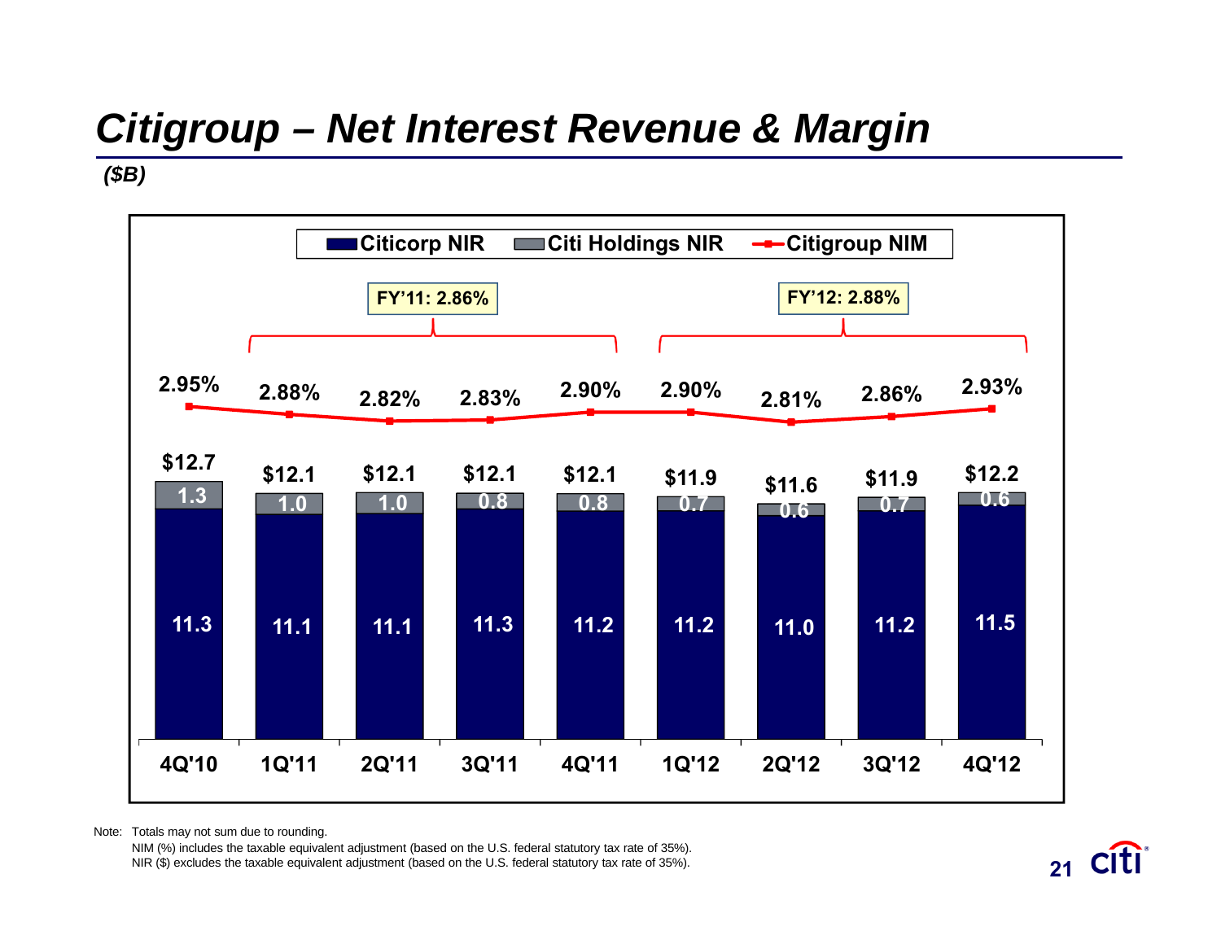# Citigroup – Net Interest Revenue & Margin

*($B)*

FY'11: 2.86%

FY'12: 2.88%

| | 4Q'10 | 1Q'11 | 2Q'11 | 3Q'11 | 4Q'11 | 1Q'12 | 2Q'12 | 3Q'12 | 4Q'12 |
|---|---|---|---|---|---|---|---|---|---|
| Citicorp NIR | 11.3 | 11.1 | 11.1 | 11.3 | 11.2 | 11.2 | 11.0 | 11.2 | 11.5 |
| Citi Holdings NIR | 1.3 | 1.0 | 1.0 | 0.8 | 0.8 | 0.7 | 0.6 | 0.7 | 0.6 |
| Total | $12.7 | $12.1 | $12.1 | $12.1 | $12.1 | $11.9 | $11.6 | $11.9 | $12.2 |
| Citigroup NIM | 2.95% | 2.88% | 2.82% | 2.83% | 2.90% | 2.90% | 2.81% | 2.86% | 2.93% |

Note: Totals may not sum due to rounding.
NIM (%) includes the taxable equivalent adjustment (based on the U.S. federal statutory tax rate of 35%).
NIR ($) excludes the taxable equivalent adjustment (based on the U.S. federal statutory tax rate of 35%).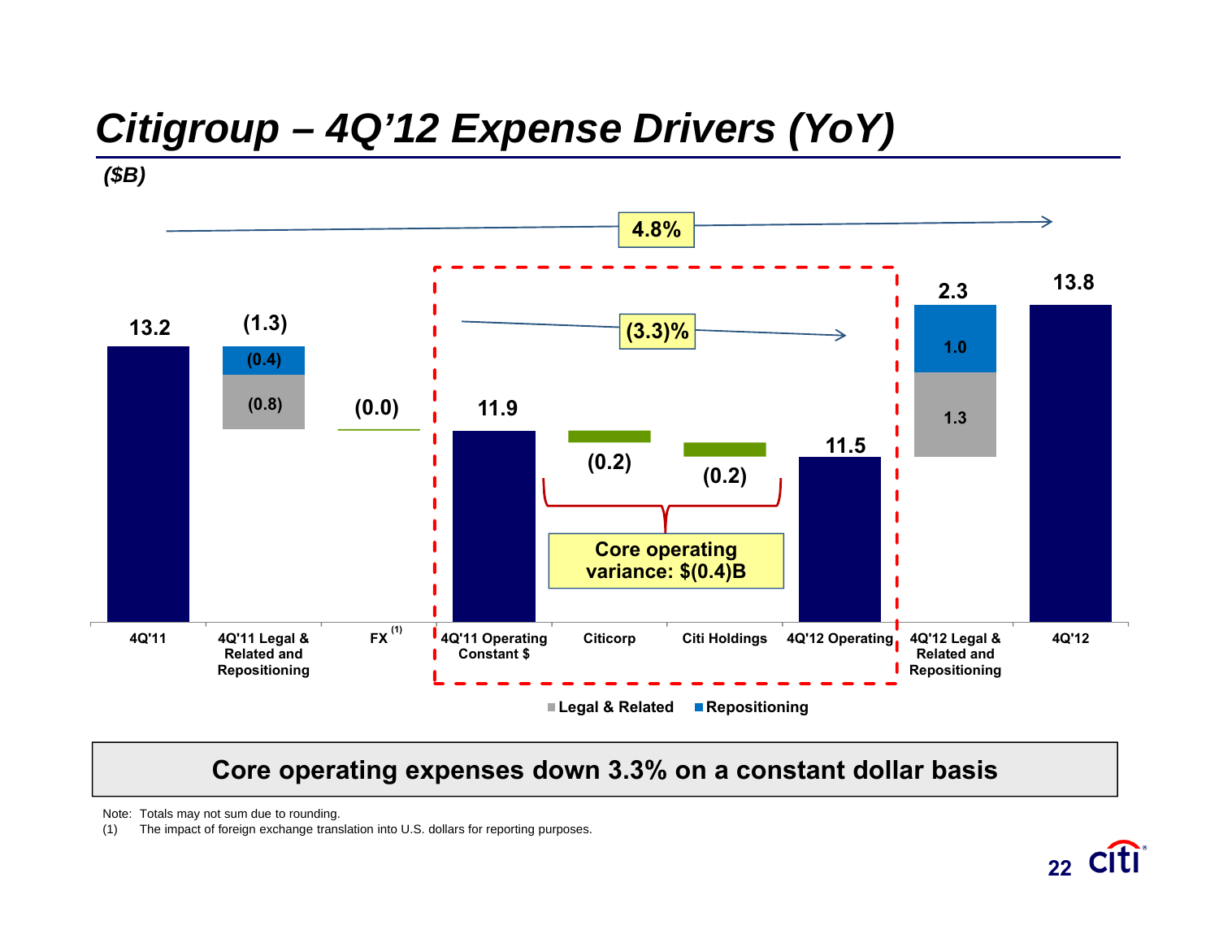# Citigroup – 4Q'12 Expense Drivers (YoY)

*($B)*

| | 4Q'11 | 4Q'11 Legal & Related and Repositioning | FX[1] | 4Q'11 Operating Constant $ | Citicorp | Citi Holdings | 4Q'12 Operating | 4Q'12 Legal & Related and Repositioning | 4Q'12 |
|---|---|---|---|---|---|---|---|---|---|
| Total | 13.2 | (1.3) | (0.0) | 11.9 | (0.2) | (0.2) | 11.5 | 2.3 | 13.8 |
| Legal & Related | | (0.8) | | | | | | 1.3 | |
| Repositioning | | (0.4) | | | | | | 1.0 | |

4Q'11 to 4Q'12: 4.8%

4Q'11 Operating Constant $ to 4Q'12 Operating: (3.3)%

Core operating variance: $(0.4)B

**Core operating expenses down 3.3% on a constant dollar basis**

Note: Totals may not sum due to rounding.

(1) The impact of foreign exchange translation into U.S. dollars for reporting purposes.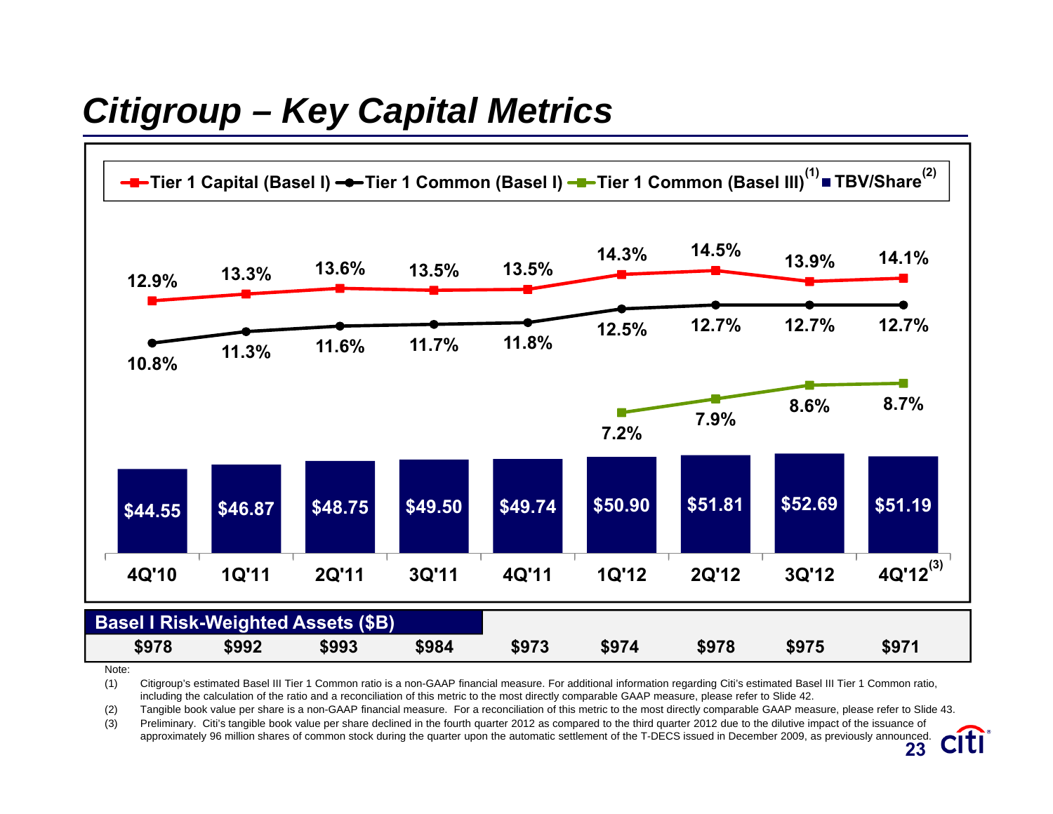# Citigroup – Key Capital Metrics

| | 4Q'10 | 1Q'11 | 2Q'11 | 3Q'11 | 4Q'11 | 1Q'12 | 2Q'12 | 3Q'12 | 4Q'12[3] |
|---|---|---|---|---|---|---|---|---|---|
| Tier 1 Capital (Basel I) | 12.9% | 13.3% | 13.6% | 13.5% | 13.5% | 14.3% | 14.5% | 13.9% | 14.1% |
| Tier 1 Common (Basel I) | 10.8% | 11.3% | 11.6% | 11.7% | 11.8% | 12.5% | 12.7% | 12.7% | 12.7% |
| Tier 1 Common (Basel III)[1] | | | | | | 7.2% | 7.9% | 8.6% | 8.7% |
| TBV/Share[2] | $44.55 | $46.87 | $48.75 | $49.50 | $49.74 | $50.90 | $51.81 | $52.69 | $51.19 |
| Basel I Risk-Weighted Assets ($B) | $978 | $992 | $993 | $984 | $973 | $974 | $978 | $975 | $971 |

Note:

(1) Citigroup's estimated Basel III Tier 1 Common ratio is a non-GAAP financial measure. For additional information regarding Citi's estimated Basel III Tier 1 Common ratio, including the calculation of the ratio and a reconciliation of this metric to the most directly comparable GAAP measure, please refer to Slide 42.

(2) Tangible book value per share is a non-GAAP financial measure. For a reconciliation of this metric to the most directly comparable GAAP measure, please refer to Slide 43.

(3) Preliminary. Citi's tangible book value per share declined in the fourth quarter 2012 as compared to the third quarter 2012 due to the dilutive impact of the issuance of approximately 96 million shares of common stock during the quarter upon the automatic settlement of the T-DECS issued in December 2009, as previously announced.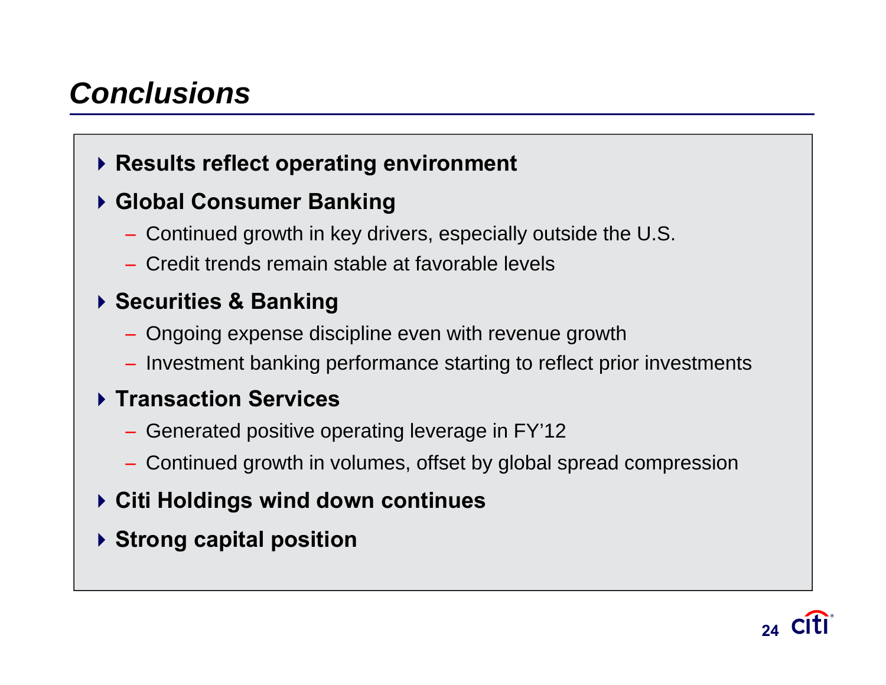# *Conclusions*

- **Results reflect operating environment**
- **Global Consumer Banking**
  - Continued growth in key drivers, especially outside the U.S.
  - Credit trends remain stable at favorable levels
- **Securities & Banking**
  - Ongoing expense discipline even with revenue growth
  - Investment banking performance starting to reflect prior investments
- **Transaction Services**
  - Generated positive operating leverage in FY'12
  - Continued growth in volumes, offset by global spread compression
- **Citi Holdings wind down continues**
- **Strong capital position**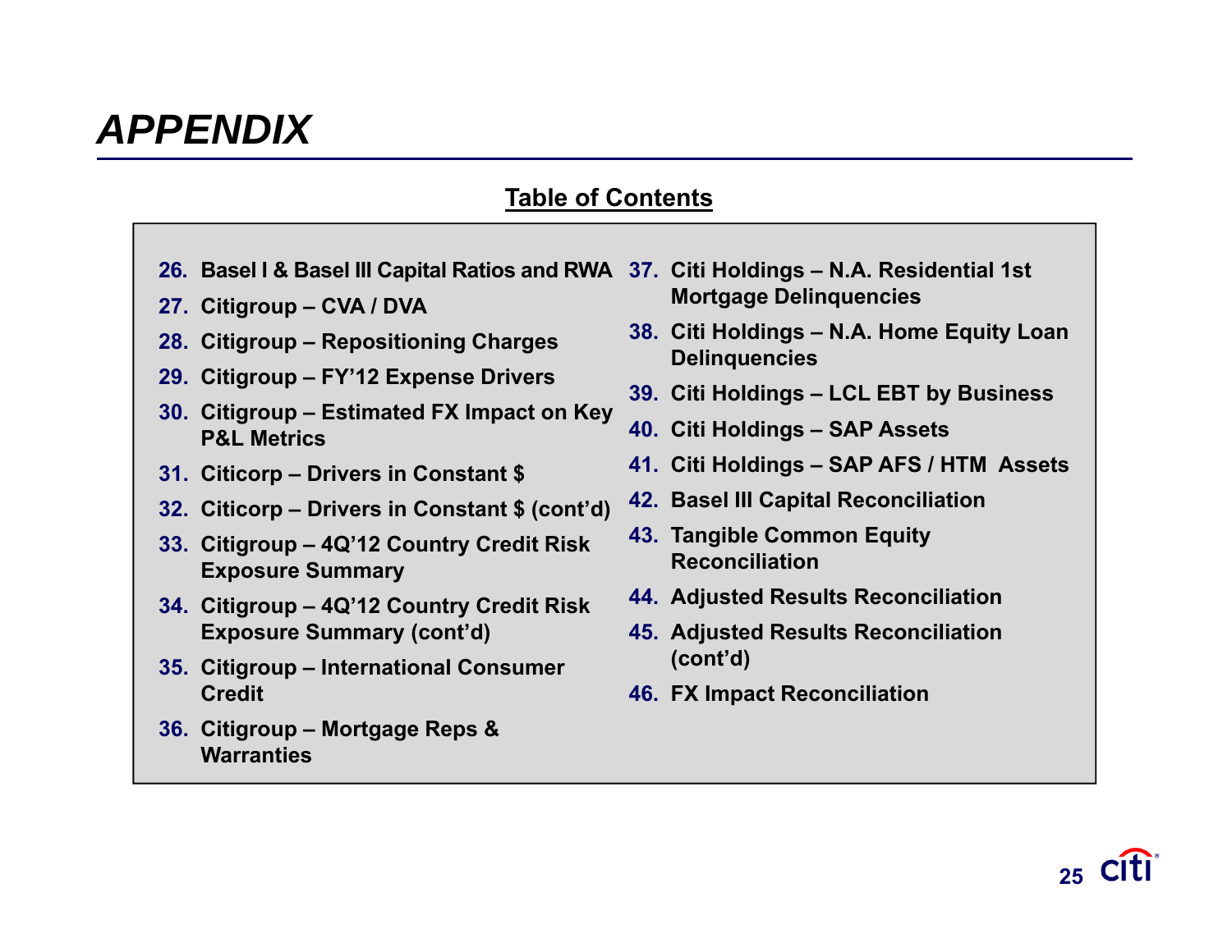# APPENDIX

## Table of Contents

26. Basel I & Basel III Capital Ratios and RWA
27. Citigroup – CVA / DVA
28. Citigroup – Repositioning Charges
29. Citigroup – FY'12 Expense Drivers
30. Citigroup – Estimated FX Impact on Key P&L Metrics
31. Citicorp – Drivers in Constant $
32. Citicorp – Drivers in Constant $ (cont'd)
33. Citigroup – 4Q'12 Country Credit Risk Exposure Summary
34. Citigroup – 4Q'12 Country Credit Risk Exposure Summary (cont'd)
35. Citigroup – International Consumer Credit
36. Citigroup – Mortgage Reps & Warranties
37. Citi Holdings – N.A. Residential 1st Mortgage Delinquencies
38. Citi Holdings – N.A. Home Equity Loan Delinquencies
39. Citi Holdings – LCL EBT by Business
40. Citi Holdings – SAP Assets
41. Citi Holdings – SAP AFS / HTM Assets
42. Basel III Capital Reconciliation
43. Tangible Common Equity Reconciliation
44. Adjusted Results Reconciliation
45. Adjusted Results Reconciliation (cont'd)
46. FX Impact Reconciliation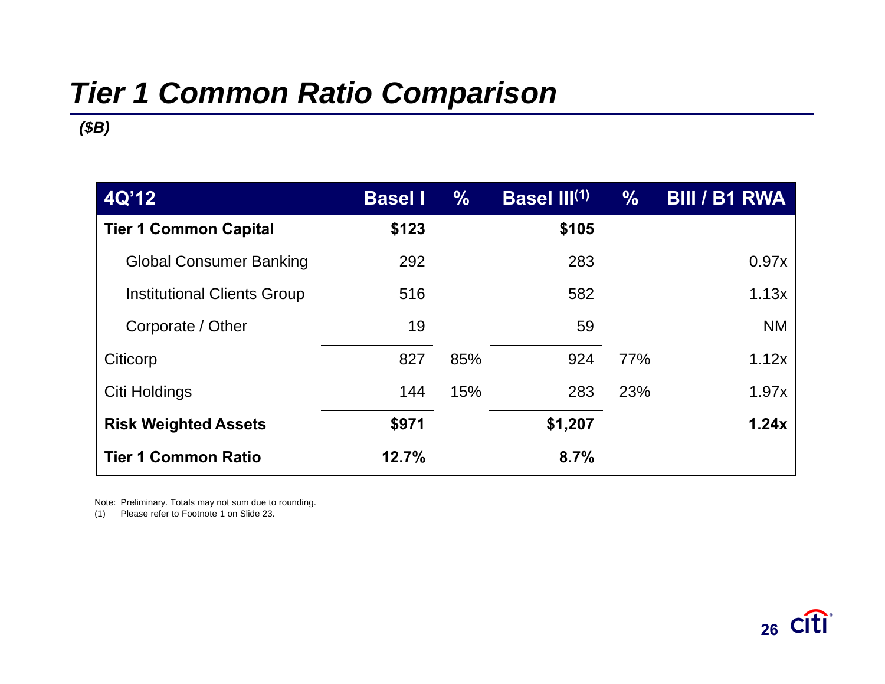# Tier 1 Common Ratio Comparison

*($B)*

| 4Q'12 | Basel I | % | Basel III(1) | % | BIII / B1 RWA |
|---|---|---|---|---|---|
| **Tier 1 Common Capital** | **$123** | | **$105** | | |
| Global Consumer Banking | 292 | | 283 | | 0.97x |
| Institutional Clients Group | 516 | | 582 | | 1.13x |
| Corporate / Other | 19 | | 59 | | NM |
| Citicorp | 827 | 85% | 924 | 77% | 1.12x |
| Citi Holdings | 144 | 15% | 283 | 23% | 1.97x |
| **Risk Weighted Assets** | **$971** | | **$1,207** | | **1.24x** |
| **Tier 1 Common Ratio** | **12.7%** | | **8.7%** | | |

Note: Preliminary. Totals may not sum due to rounding.

(1) Please refer to Footnote 1 on Slide 23.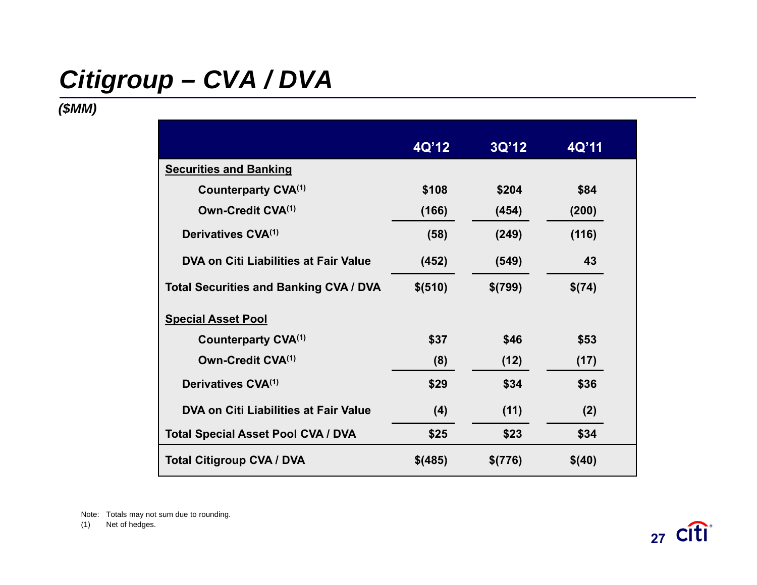# Citigroup – CVA / DVA

*($MM)*

| | 4Q'12 | 3Q'12 | 4Q'11 |
|---|---|---|---|
| **Securities and Banking** | | | |
| Counterparty CVA[1] | $108 | $204 | $84 |
| Own-Credit CVA[1] | (166) | (454) | (200) |
| Derivatives CVA[1] | (58) | (249) | (116) |
| DVA on Citi Liabilities at Fair Value | (452) | (549) | 43 |
| **Total Securities and Banking CVA / DVA** | $(510) | $(799) | $(74) |
| **Special Asset Pool** | | | |
| Counterparty CVA[1] | $37 | $46 | $53 |
| Own-Credit CVA[1] | (8) | (12) | (17) |
| Derivatives CVA[1] | $29 | $34 | $36 |
| DVA on Citi Liabilities at Fair Value | (4) | (11) | (2) |
| **Total Special Asset Pool CVA / DVA** | $25 | $23 | $34 |
| **Total Citigroup CVA / DVA** | $(485) | $(776) | $(40) |

Note: Totals may not sum due to rounding.

(1) Net of hedges.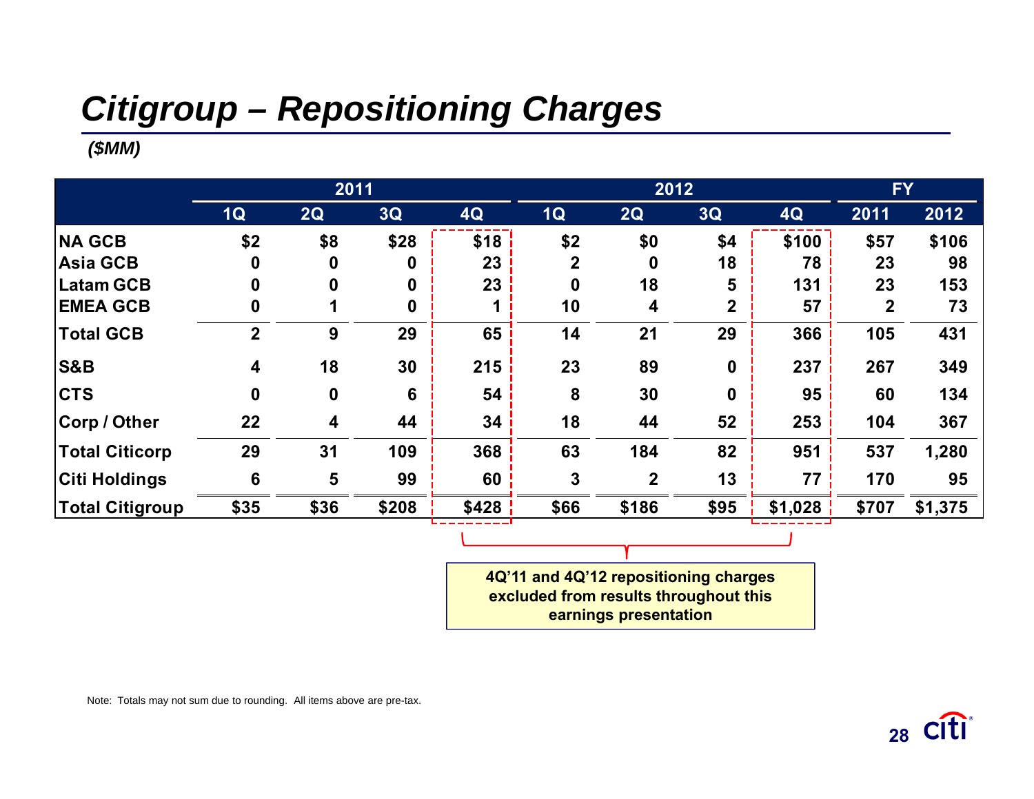# Citigroup – Repositioning Charges

*($MM)*

| | 2011 | | | | 2012 | | | | FY | |
|---|---|---|---|---|---|---|---|---|---|---|
| | 1Q | 2Q | 3Q | 4Q | 1Q | 2Q | 3Q | 4Q | 2011 | 2012 |
| NA GCB | $2 | $8 | $28 | $18 | $2 | $0 | $4 | $100 | $57 | $106 |
| Asia GCB | 0 | 0 | 0 | 23 | 2 | 0 | 18 | 78 | 23 | 98 |
| Latam GCB | 0 | 0 | 0 | 23 | 0 | 18 | 5 | 131 | 23 | 153 |
| EMEA GCB | 0 | 1 | 0 | 1 | 10 | 4 | 2 | 57 | 2 | 73 |
| Total GCB | 2 | 9 | 29 | 65 | 14 | 21 | 29 | 366 | 105 | 431 |
| S&B | 4 | 18 | 30 | 215 | 23 | 89 | 0 | 237 | 267 | 349 |
| CTS | 0 | 0 | 6 | 54 | 8 | 30 | 0 | 95 | 60 | 134 |
| Corp / Other | 22 | 4 | 44 | 34 | 18 | 44 | 52 | 253 | 104 | 367 |
| Total Citicorp | 29 | 31 | 109 | 368 | 63 | 184 | 82 | 951 | 537 | 1,280 |
| Citi Holdings | 6 | 5 | 99 | 60 | 3 | 2 | 13 | 77 | 170 | 95 |
| Total Citigroup | $35 | $36 | $208 | $428 | $66 | $186 | $95 | $1,028 | $707 | $1,375 |

**4Q'11 and 4Q'12 repositioning charges excluded from results throughout this earnings presentation**

Note: Totals may not sum due to rounding. All items above are pre-tax.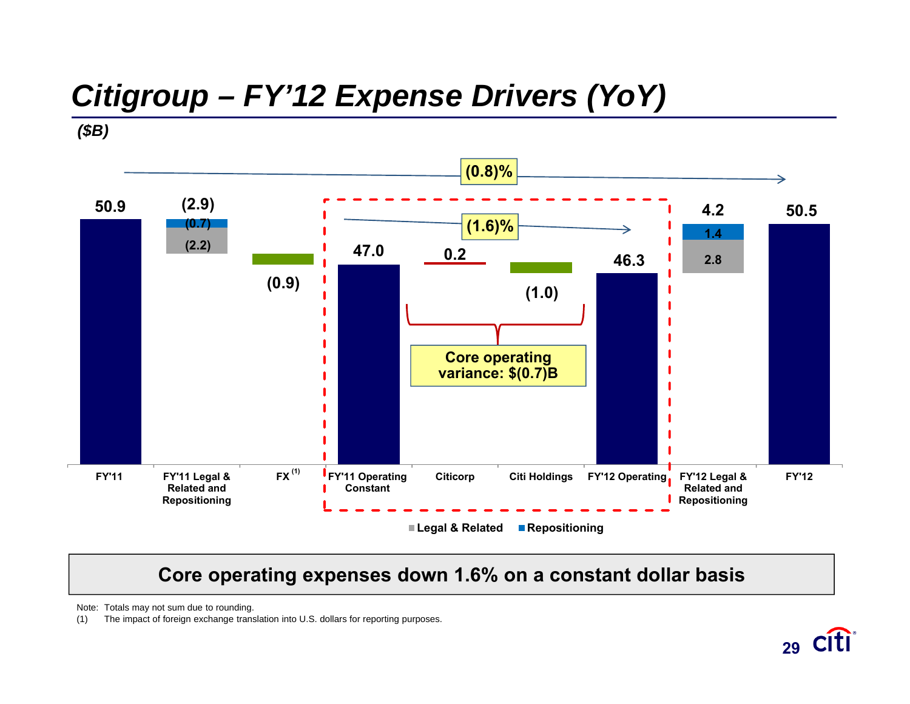# Citigroup – FY'12 Expense Drivers (YoY)

*($B)*

| | FY'11 | FY'11 Legal & Related and Repositioning | FX (1) | FY'11 Operating Constant | Citicorp | Citi Holdings | FY'12 Operating | FY'12 Legal & Related and Repositioning | FY'12 |
|---|---|---|---|---|---|---|---|---|---|
| Total | 50.9 | (2.9) | (0.9) | 47.0 | 0.2 | (1.0) | 46.3 | 4.2 | 50.5 |
| Legal & Related | | (2.2) | | | | | | 2.8 | |
| Repositioning | | (0.7) | | | | | | 1.4 | |

FY'11 to FY'12: (0.8)%

FY'11 Operating Constant to FY'12 Operating: (1.6)%

Core operating variance: $(0.7)B

Legal & Related | Repositioning

**Core operating expenses down 1.6% on a constant dollar basis**

Note: Totals may not sum due to rounding.

(1) The impact of foreign exchange translation into U.S. dollars for reporting purposes.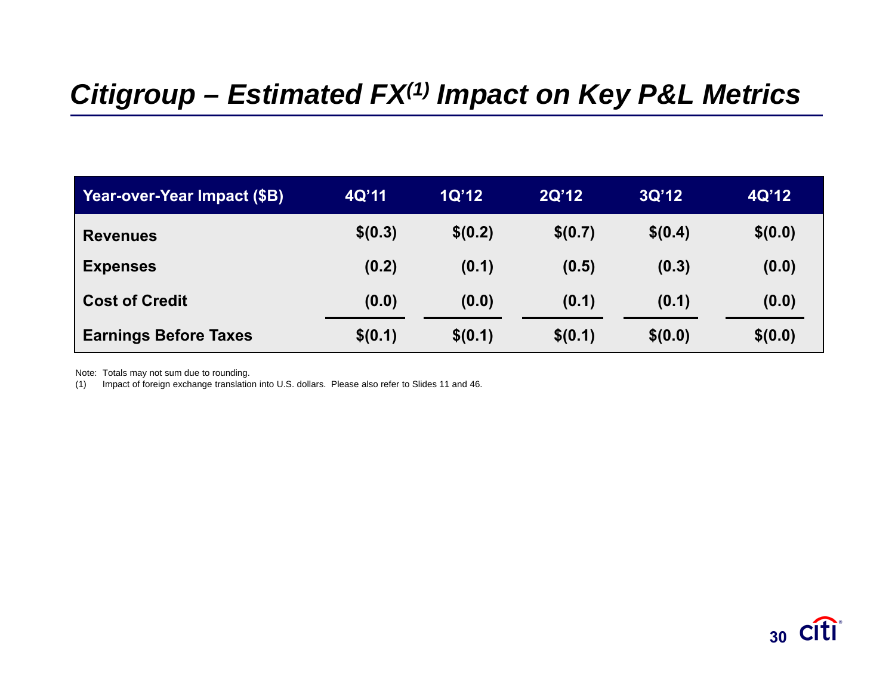# *Citigroup – Estimated FX[1] Impact on Key P&L Metrics*

| Year-over-Year Impact ($B) | 4Q'11 | 1Q'12 | 2Q'12 | 3Q'12 | 4Q'12 |
|---|---|---|---|---|---|
| **Revenues** | **$(0.3)** | **$(0.2)** | **$(0.7)** | **$(0.4)** | **$(0.0)** |
| **Expenses** | **(0.2)** | **(0.1)** | **(0.5)** | **(0.3)** | **(0.0)** |
| **Cost of Credit** | **(0.0)** | **(0.0)** | **(0.1)** | **(0.1)** | **(0.0)** |
| **Earnings Before Taxes** | **$(0.1)** | **$(0.1)** | **$(0.1)** | **$(0.0)** | **$(0.0)** |

Note: Totals may not sum due to rounding.

(1) Impact of foreign exchange translation into U.S. dollars. Please also refer to Slides 11 and 46.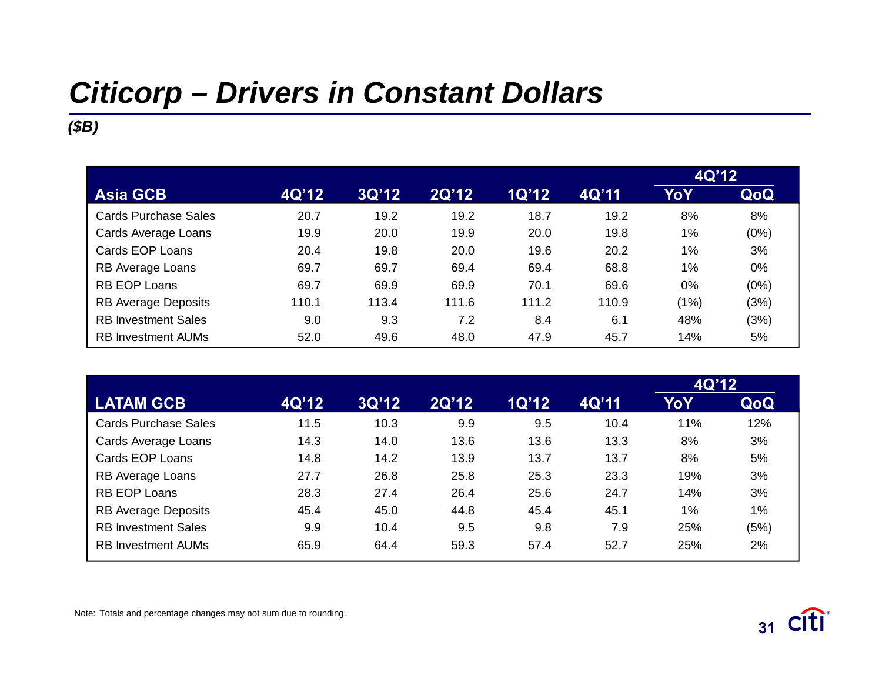# *Citicorp – Drivers in Constant Dollars*

***($B)***

| Asia GCB | 4Q'12 | 3Q'12 | 2Q'12 | 1Q'12 | 4Q'11 | 4Q'12 YoY | 4Q'12 QoQ |
|---|---|---|---|---|---|---|---|
| Cards Purchase Sales | 20.7 | 19.2 | 19.2 | 18.7 | 19.2 | 8% | 8% |
| Cards Average Loans | 19.9 | 20.0 | 19.9 | 20.0 | 19.8 | 1% | (0%) |
| Cards EOP Loans | 20.4 | 19.8 | 20.0 | 19.6 | 20.2 | 1% | 3% |
| RB Average Loans | 69.7 | 69.7 | 69.4 | 69.4 | 68.8 | 1% | 0% |
| RB EOP Loans | 69.7 | 69.9 | 69.9 | 70.1 | 69.6 | 0% | (0%) |
| RB Average Deposits | 110.1 | 113.4 | 111.6 | 111.2 | 110.9 | (1%) | (3%) |
| RB Investment Sales | 9.0 | 9.3 | 7.2 | 8.4 | 6.1 | 48% | (3%) |
| RB Investment AUMs | 52.0 | 49.6 | 48.0 | 47.9 | 45.7 | 14% | 5% |

| LATAM GCB | 4Q'12 | 3Q'12 | 2Q'12 | 1Q'12 | 4Q'11 | 4Q'12 YoY | 4Q'12 QoQ |
|---|---|---|---|---|---|---|---|
| Cards Purchase Sales | 11.5 | 10.3 | 9.9 | 9.5 | 10.4 | 11% | 12% |
| Cards Average Loans | 14.3 | 14.0 | 13.6 | 13.6 | 13.3 | 8% | 3% |
| Cards EOP Loans | 14.8 | 14.2 | 13.9 | 13.7 | 13.7 | 8% | 5% |
| RB Average Loans | 27.7 | 26.8 | 25.8 | 25.3 | 23.3 | 19% | 3% |
| RB EOP Loans | 28.3 | 27.4 | 26.4 | 25.6 | 24.7 | 14% | 3% |
| RB Average Deposits | 45.4 | 45.0 | 44.8 | 45.4 | 45.1 | 1% | 1% |
| RB Investment Sales | 9.9 | 10.4 | 9.5 | 9.8 | 7.9 | 25% | (5%) |
| RB Investment AUMs | 65.9 | 64.4 | 59.3 | 57.4 | 52.7 | 25% | 2% |

Note: Totals and percentage changes may not sum due to rounding.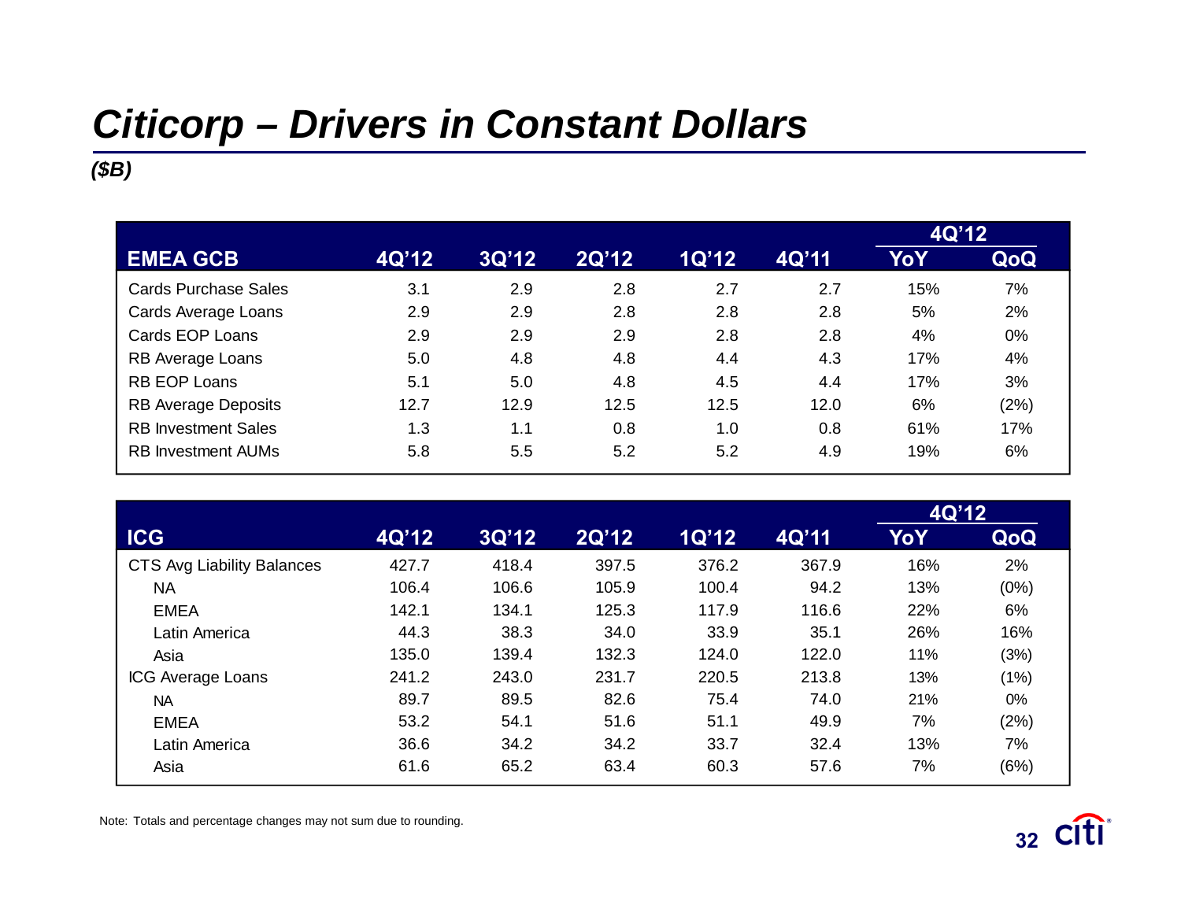# Citicorp – Drivers in Constant Dollars

*($B)*

| EMEA GCB | 4Q'12 | 3Q'12 | 2Q'12 | 1Q'12 | 4Q'11 | 4Q'12 YoY | 4Q'12 QoQ |
|---|---|---|---|---|---|---|---|
| Cards Purchase Sales | 3.1 | 2.9 | 2.8 | 2.7 | 2.7 | 15% | 7% |
| Cards Average Loans | 2.9 | 2.9 | 2.8 | 2.8 | 2.8 | 5% | 2% |
| Cards EOP Loans | 2.9 | 2.9 | 2.9 | 2.8 | 2.8 | 4% | 0% |
| RB Average Loans | 5.0 | 4.8 | 4.8 | 4.4 | 4.3 | 17% | 4% |
| RB EOP Loans | 5.1 | 5.0 | 4.8 | 4.5 | 4.4 | 17% | 3% |
| RB Average Deposits | 12.7 | 12.9 | 12.5 | 12.5 | 12.0 | 6% | (2%) |
| RB Investment Sales | 1.3 | 1.1 | 0.8 | 1.0 | 0.8 | 61% | 17% |
| RB Investment AUMs | 5.8 | 5.5 | 5.2 | 5.2 | 4.9 | 19% | 6% |

| ICG | 4Q'12 | 3Q'12 | 2Q'12 | 1Q'12 | 4Q'11 | 4Q'12 YoY | 4Q'12 QoQ |
|---|---|---|---|---|---|---|---|
| CTS Avg Liability Balances | 427.7 | 418.4 | 397.5 | 376.2 | 367.9 | 16% | 2% |
| NA | 106.4 | 106.6 | 105.9 | 100.4 | 94.2 | 13% | (0%) |
| EMEA | 142.1 | 134.1 | 125.3 | 117.9 | 116.6 | 22% | 6% |
| Latin America | 44.3 | 38.3 | 34.0 | 33.9 | 35.1 | 26% | 16% |
| Asia | 135.0 | 139.4 | 132.3 | 124.0 | 122.0 | 11% | (3%) |
| ICG Average Loans | 241.2 | 243.0 | 231.7 | 220.5 | 213.8 | 13% | (1%) |
| NA | 89.7 | 89.5 | 82.6 | 75.4 | 74.0 | 21% | 0% |
| EMEA | 53.2 | 54.1 | 51.6 | 51.1 | 49.9 | 7% | (2%) |
| Latin America | 36.6 | 34.2 | 34.2 | 33.7 | 32.4 | 13% | 7% |
| Asia | 61.6 | 65.2 | 63.4 | 60.3 | 57.6 | 7% | (6%) |

Note: Totals and percentage changes may not sum due to rounding.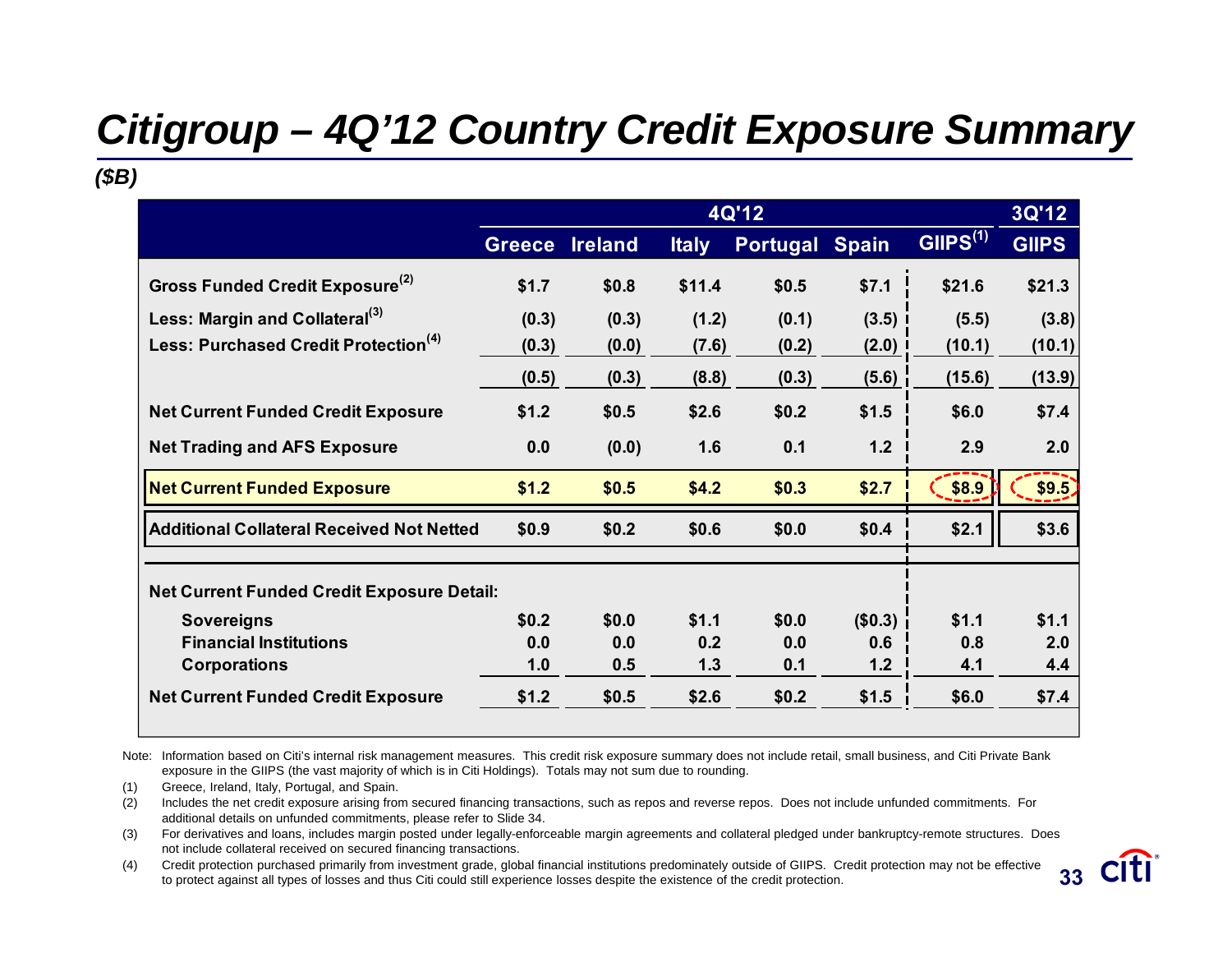# Citigroup – 4Q'12 Country Credit Exposure Summary

*($B)*

| | 4Q'12 | | | | | | 3Q'12 |
|---|---|---|---|---|---|---|---|
| | Greece | Ireland | Italy | Portugal | Spain | GIIPS[1] | GIIPS |
| **Gross Funded Credit Exposure[2]** | $1.7 | $0.8 | $11.4 | $0.5 | $7.1 | $21.6 | $21.3 |
| **Less: Margin and Collateral[3]** | (0.3) | (0.3) | (1.2) | (0.1) | (3.5) | (5.5) | (3.8) |
| **Less: Purchased Credit Protection[4]** | (0.3) | (0.0) | (7.6) | (0.2) | (2.0) | (10.1) | (10.1) |
| | (0.5) | (0.3) | (8.8) | (0.3) | (5.6) | (15.6) | (13.9) |
| **Net Current Funded Credit Exposure** | $1.2 | $0.5 | $2.6 | $0.2 | $1.5 | $6.0 | $7.4 |
| **Net Trading and AFS Exposure** | 0.0 | (0.0) | 1.6 | 0.1 | 1.2 | 2.9 | 2.0 |
| **Net Current Funded Exposure** | $1.2 | $0.5 | $4.2 | $0.3 | $2.7 | $8.9 | $9.5 |
| **Additional Collateral Received Not Netted** | $0.9 | $0.2 | $0.6 | $0.0 | $0.4 | $2.1 | $3.6 |
| **Net Current Funded Credit Exposure Detail:** | | | | | | | |
| **Sovereigns** | $0.2 | $0.0 | $1.1 | $0.0 | ($0.3) | $1.1 | $1.1 |
| **Financial Institutions** | 0.0 | 0.0 | 0.2 | 0.0 | 0.6 | 0.8 | 2.0 |
| **Corporations** | 1.0 | 0.5 | 1.3 | 0.1 | 1.2 | 4.1 | 4.4 |
| **Net Current Funded Credit Exposure** | $1.2 | $0.5 | $2.6 | $0.2 | $1.5 | $6.0 | $7.4 |

Note: Information based on Citi's internal risk management measures. This credit risk exposure summary does not include retail, small business, and Citi Private Bank exposure in the GIIPS (the vast majority of which is in Citi Holdings). Totals may not sum due to rounding.

(1) Greece, Ireland, Italy, Portugal, and Spain.

(2) Includes the net credit exposure arising from secured financing transactions, such as repos and reverse repos. Does not include unfunded commitments. For additional details on unfunded commitments, please refer to Slide 34.

(3) For derivatives and loans, includes margin posted under legally-enforceable margin agreements and collateral pledged under bankruptcy-remote structures. Does not include collateral received on secured financing transactions.

(4) Credit protection purchased primarily from investment grade, global financial institutions predominately outside of GIIPS. Credit protection may not be effective to protect against all types of losses and thus Citi could still experience losses despite the existence of the credit protection.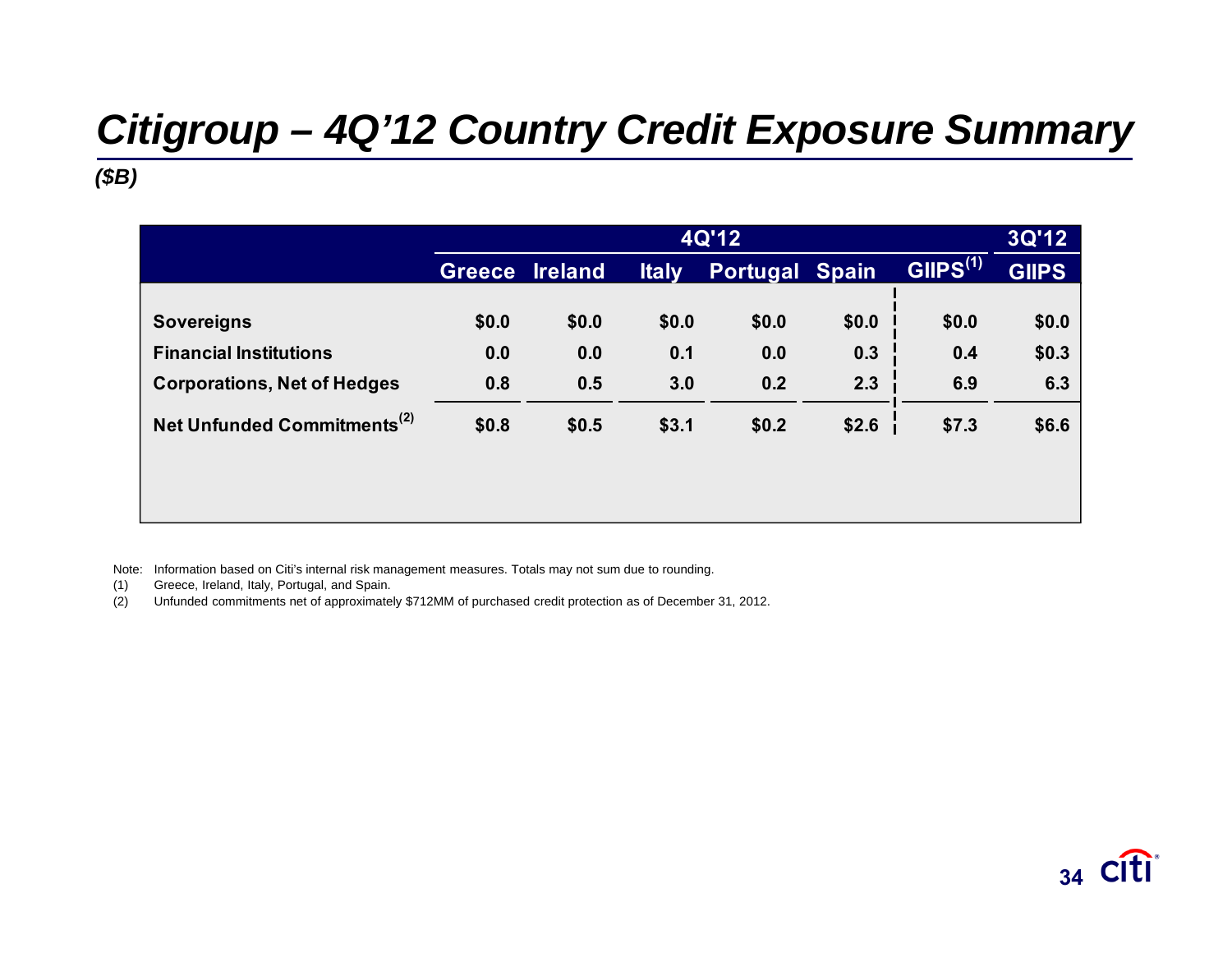# Citigroup – 4Q'12 Country Credit Exposure Summary

*($B)*

| | 4Q'12 | | | | | | 3Q'12 |
|---|---|---|---|---|---|---|---|
| | Greece | Ireland | Italy | Portugal | Spain | GIIPS[(1)] | GIIPS |
| Sovereigns | $0.0 | $0.0 | $0.0 | $0.0 | $0.0 | $0.0 | $0.0 |
| Financial Institutions | 0.0 | 0.0 | 0.1 | 0.0 | 0.3 | 0.4 | $0.3 |
| Corporations, Net of Hedges | 0.8 | 0.5 | 3.0 | 0.2 | 2.3 | 6.9 | 6.3 |
| Net Unfunded Commitments[(2)] | $0.8 | $0.5 | $3.1 | $0.2 | $2.6 | $7.3 | $6.6 |

Note: Information based on Citi's internal risk management measures. Totals may not sum due to rounding.

(1) Greece, Ireland, Italy, Portugal, and Spain.

(2) Unfunded commitments net of approximately $712MM of purchased credit protection as of December 31, 2012.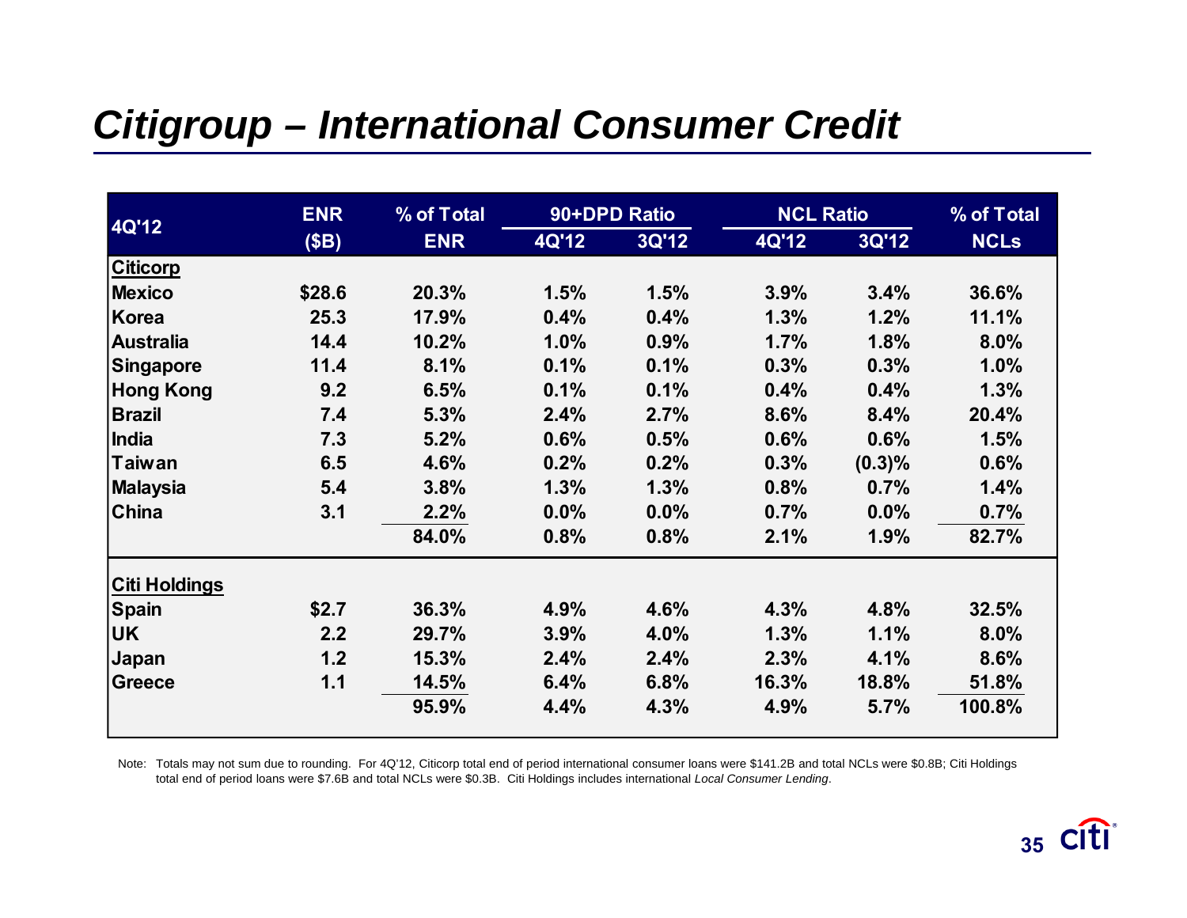# *Citigroup – International Consumer Credit*

| 4Q'12 | ENR ($B) | % of Total ENR | 90+DPD Ratio | | NCL Ratio | | % of Total NCLs |
|---|---|---|---|---|---|---|---|
| | | | 4Q'12 | 3Q'12 | 4Q'12 | 3Q'12 | |
| **Citicorp** | | | | | | | |
| **Mexico** | $28.6 | 20.3% | 1.5% | 1.5% | 3.9% | 3.4% | 36.6% |
| **Korea** | 25.3 | 17.9% | 0.4% | 0.4% | 1.3% | 1.2% | 11.1% |
| **Australia** | 14.4 | 10.2% | 1.0% | 0.9% | 1.7% | 1.8% | 8.0% |
| **Singapore** | 11.4 | 8.1% | 0.1% | 0.1% | 0.3% | 0.3% | 1.0% |
| **Hong Kong** | 9.2 | 6.5% | 0.1% | 0.1% | 0.4% | 0.4% | 1.3% |
| **Brazil** | 7.4 | 5.3% | 2.4% | 2.7% | 8.6% | 8.4% | 20.4% |
| **India** | 7.3 | 5.2% | 0.6% | 0.5% | 0.6% | 0.6% | 1.5% |
| **Taiwan** | 6.5 | 4.6% | 0.2% | 0.2% | 0.3% | (0.3)% | 0.6% |
| **Malaysia** | 5.4 | 3.8% | 1.3% | 1.3% | 0.8% | 0.7% | 1.4% |
| **China** | 3.1 | 2.2% | 0.0% | 0.0% | 0.7% | 0.0% | 0.7% |
| | | 84.0% | 0.8% | 0.8% | 2.1% | 1.9% | 82.7% |
| **Citi Holdings** | | | | | | | |
| **Spain** | $2.7 | 36.3% | 4.9% | 4.6% | 4.3% | 4.8% | 32.5% |
| **UK** | 2.2 | 29.7% | 3.9% | 4.0% | 1.3% | 1.1% | 8.0% |
| **Japan** | 1.2 | 15.3% | 2.4% | 2.4% | 2.3% | 4.1% | 8.6% |
| **Greece** | 1.1 | 14.5% | 6.4% | 6.8% | 16.3% | 18.8% | 51.8% |
| | | 95.9% | 4.4% | 4.3% | 4.9% | 5.7% | 100.8% |

Note: Totals may not sum due to rounding. For 4Q'12, Citicorp total end of period international consumer loans were $141.2B and total NCLs were $0.8B; Citi Holdings total end of period loans were $7.6B and total NCLs were $0.3B. Citi Holdings includes international *Local Consumer Lending*.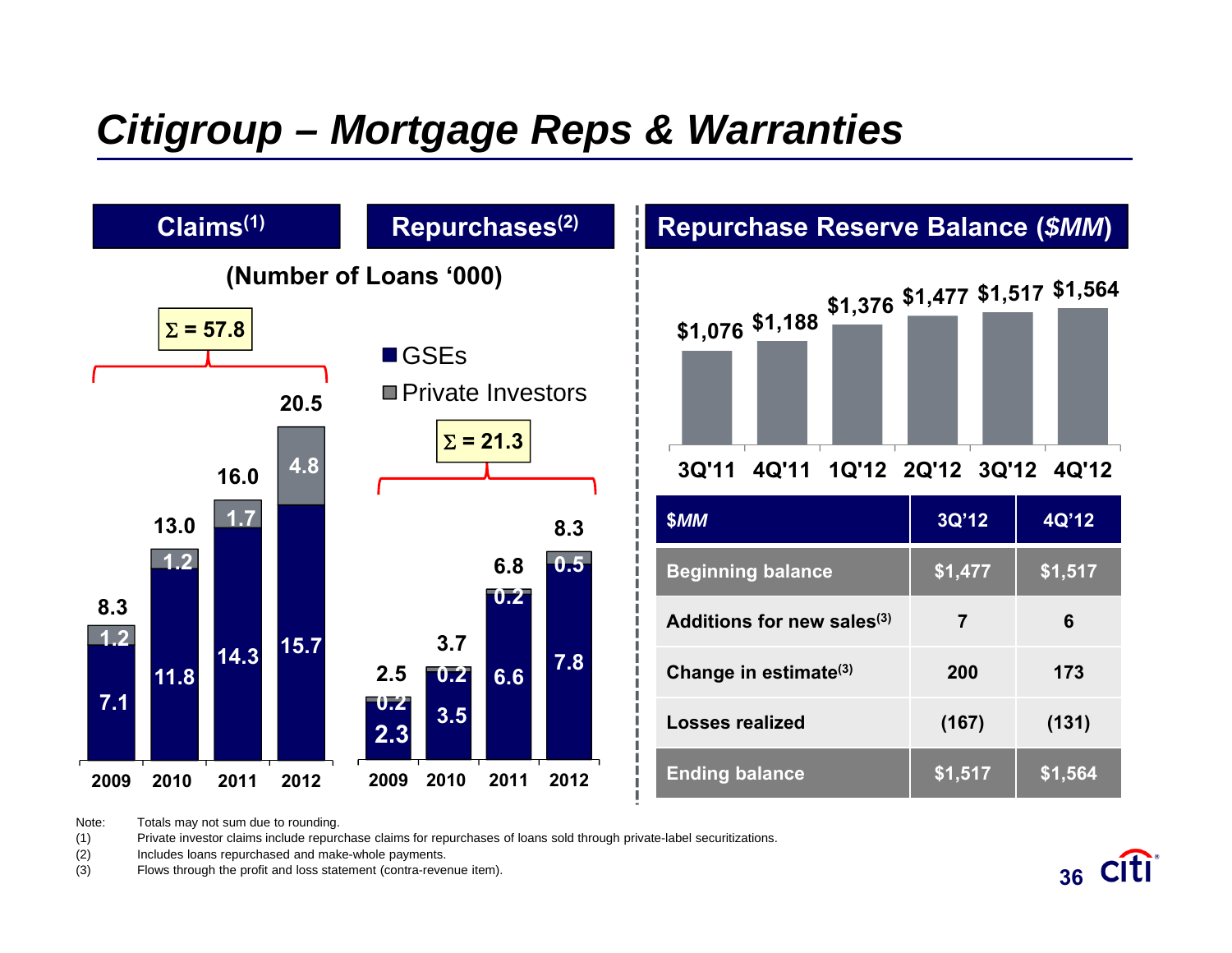# Citigroup – Mortgage Reps & Warranties

## Claims[1] / Repurchases[2]

(Number of Loans '000)

**Claims[1]** ($\Sigma$ = 57.8)

| Year | GSEs | Private Investors | Total |
|---|---|---|---|
| 2009 | 7.1 | 1.2 | 8.3 |
| 2010 | 11.8 | 1.2 | 13.0 |
| 2011 | 14.3 | 1.7 | 16.0 |
| 2012 | 15.7 | 4.8 | 20.5 |

**Repurchases[2]** ($\Sigma$ = 21.3)

| Year | GSEs | Private Investors | Total |
|---|---|---|---|
| 2009 | 2.3 | 0.2 | 2.5 |
| 2010 | 3.5 | 0.2 | 3.7 |
| 2011 | 6.6 | 0.2 | 6.8 |
| 2012 | 7.8 | 0.5 | 8.3 |

## Repurchase Reserve Balance (*$MM*)

| 3Q'11 | 4Q'11 | 1Q'12 | 2Q'12 | 3Q'12 | 4Q'12 |
|---|---|---|---|---|---|
| $1,076 | $1,188 | $1,376 | $1,477 | $1,517 | $1,564 |

| *$MM* | 3Q'12 | 4Q'12 |
|---|---|---|
| Beginning balance | $1,477 | $1,517 |
| Additions for new sales[3] | 7 | 6 |
| Change in estimate[3] | 200 | 173 |
| Losses realized | (167) | (131) |
| Ending balance | $1,517 | $1,564 |

Note: Totals may not sum due to rounding.

(1) Private investor claims include repurchase claims for repurchases of loans sold through private-label securitizations.

(2) Includes loans repurchased and make-whole payments.

(3) Flows through the profit and loss statement (contra-revenue item).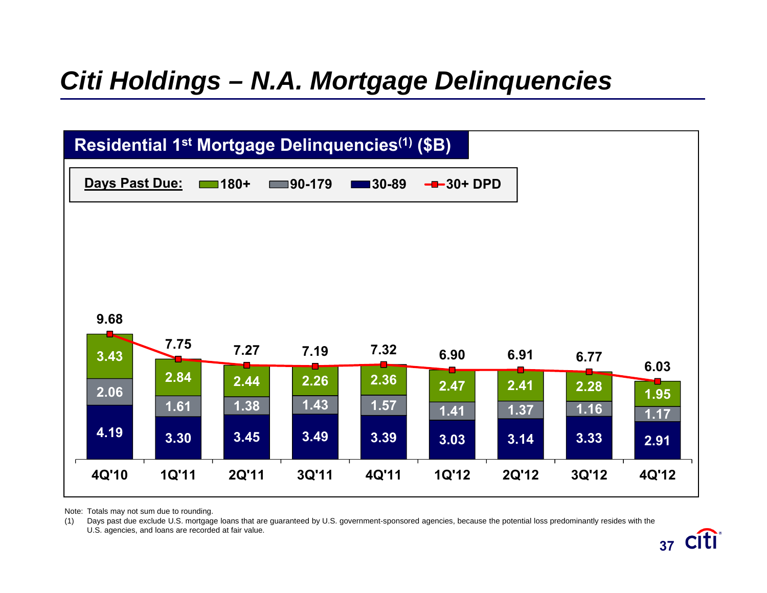# Citi Holdings – N.A. Mortgage Delinquencies

## Residential 1st Mortgage Delinquencies(1) ($B)

Days Past Due: 180+ | 90-179 | 30-89 | 30+ DPD

| Days Past Due | 4Q'10 | 1Q'11 | 2Q'11 | 3Q'11 | 4Q'11 | 1Q'12 | 2Q'12 | 3Q'12 | 4Q'12 |
|---|---|---|---|---|---|---|---|---|---|
| 180+ | 3.43 | 2.84 | 2.44 | 2.26 | 2.36 | 2.47 | 2.41 | 2.28 | 1.95 |
| 90-179 | 2.06 | 1.61 | 1.38 | 1.43 | 1.57 | 1.41 | 1.37 | 1.16 | 1.17 |
| 30-89 | 4.19 | 3.30 | 3.45 | 3.49 | 3.39 | 3.03 | 3.14 | 3.33 | 2.91 |
| 30+ DPD | 9.68 | 7.75 | 7.27 | 7.19 | 7.32 | 6.90 | 6.91 | 6.77 | 6.03 |

Note: Totals may not sum due to rounding.

(1) Days past due exclude U.S. mortgage loans that are guaranteed by U.S. government-sponsored agencies, because the potential loss predominantly resides with the U.S. agencies, and loans are recorded at fair value.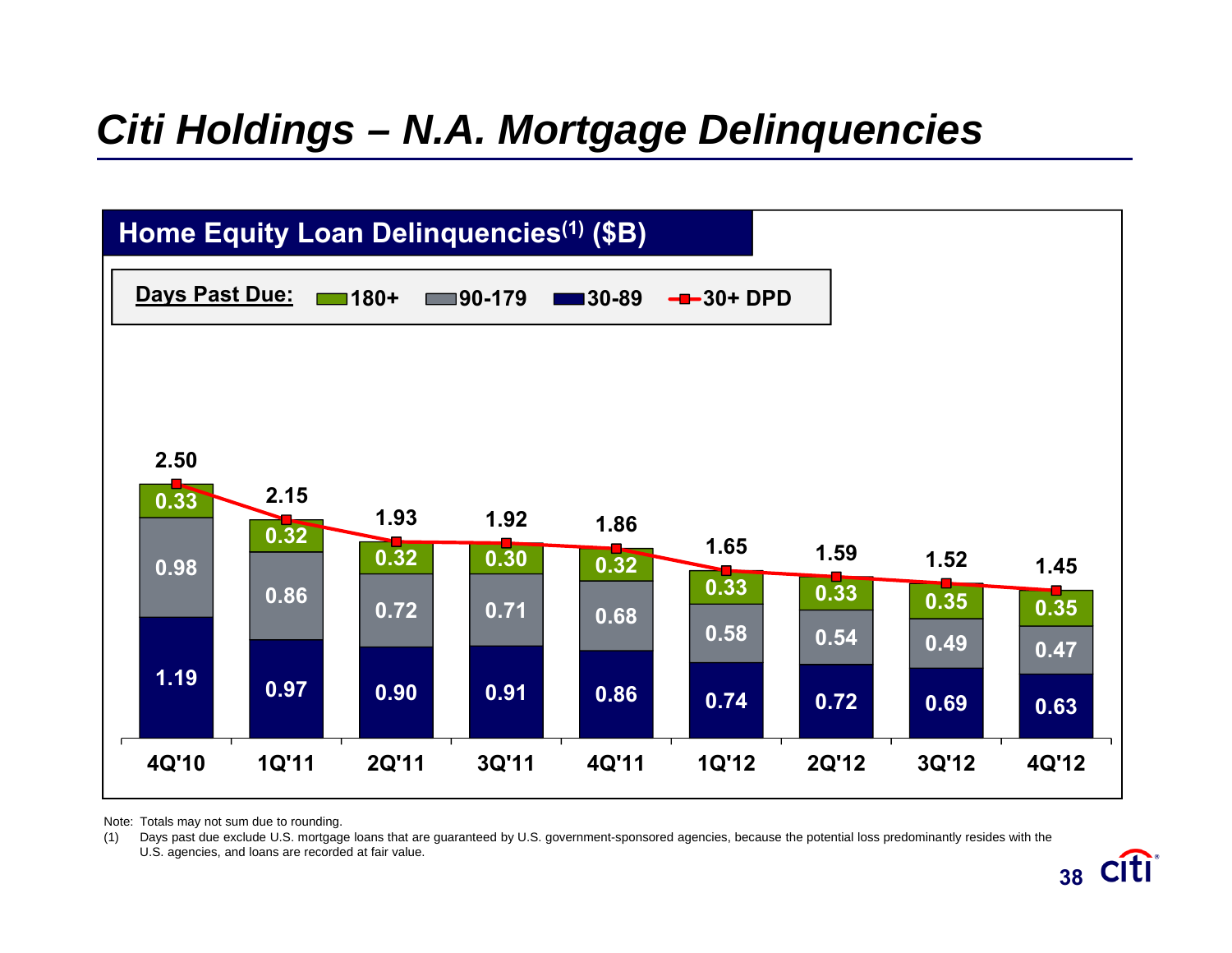# *Citi Holdings – N.A. Mortgage Delinquencies*

## Home Equity Loan Delinquencies[1] ($B)

Days Past Due: 180+ | 90-179 | 30-89 | 30+ DPD

| Days Past Due | 4Q'10 | 1Q'11 | 2Q'11 | 3Q'11 | 4Q'11 | 1Q'12 | 2Q'12 | 3Q'12 | 4Q'12 |
|---|---|---|---|---|---|---|---|---|---|
| 180+ | 0.33 | 0.32 | 0.32 | 0.30 | 0.32 | 0.33 | 0.33 | 0.35 | 0.35 |
| 90-179 | 0.98 | 0.86 | 0.72 | 0.71 | 0.68 | 0.58 | 0.54 | 0.49 | 0.47 |
| 30-89 | 1.19 | 0.97 | 0.90 | 0.91 | 0.86 | 0.74 | 0.72 | 0.69 | 0.63 |
| 30+ DPD | 2.50 | 2.15 | 1.93 | 1.92 | 1.86 | 1.65 | 1.59 | 1.52 | 1.45 |

Note: Totals may not sum due to rounding.

(1) Days past due exclude U.S. mortgage loans that are guaranteed by U.S. government-sponsored agencies, because the potential loss predominantly resides with the U.S. agencies, and loans are recorded at fair value.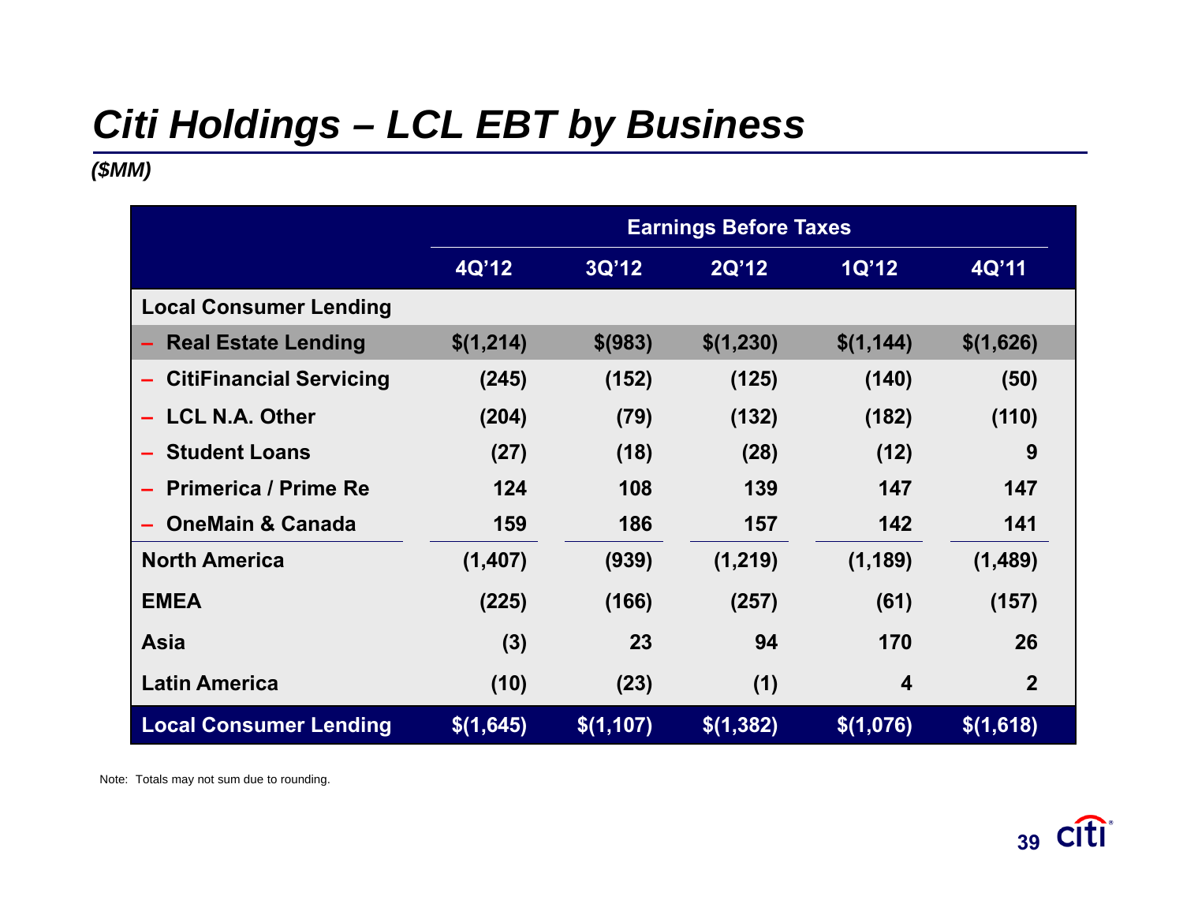# Citi Holdings – LCL EBT by Business

*($MM)*

| | Earnings Before Taxes | | | | |
|---|---|---|---|---|---|
| | 4Q'12 | 3Q'12 | 2Q'12 | 1Q'12 | 4Q'11 |
| **Local Consumer Lending** | | | | | |
| – Real Estate Lending | $(1,214) | $(983) | $(1,230) | $(1,144) | $(1,626) |
| – CitiFinancial Servicing | (245) | (152) | (125) | (140) | (50) |
| – LCL N.A. Other | (204) | (79) | (132) | (182) | (110) |
| – Student Loans | (27) | (18) | (28) | (12) | 9 |
| – Primerica / Prime Re | 124 | 108 | 139 | 147 | 147 |
| – OneMain & Canada | 159 | 186 | 157 | 142 | 141 |
| **North America** | (1,407) | (939) | (1,219) | (1,189) | (1,489) |
| **EMEA** | (225) | (166) | (257) | (61) | (157) |
| **Asia** | (3) | 23 | 94 | 170 | 26 |
| **Latin America** | (10) | (23) | (1) | 4 | 2 |
| **Local Consumer Lending** | $(1,645) | $(1,107) | $(1,382) | $(1,076) | $(1,618) |

Note: Totals may not sum due to rounding.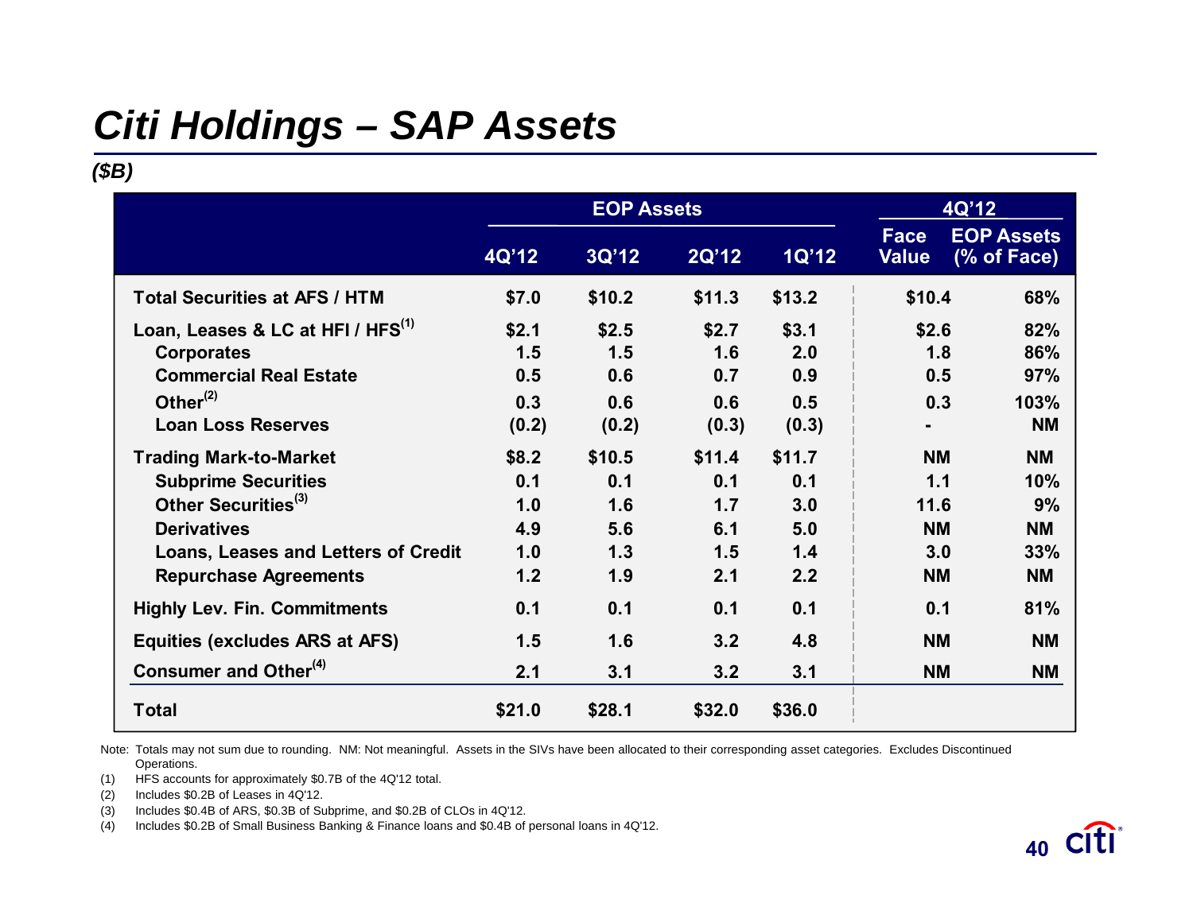# Citi Holdings – SAP Assets

*($B)*

| | EOP Assets | | | | 4Q'12 | |
|---|---|---|---|---|---|---|
| | 4Q'12 | 3Q'12 | 2Q'12 | 1Q'12 | Face Value | EOP Assets (% of Face) |
| **Total Securities at AFS / HTM** | $7.0 | $10.2 | $11.3 | $13.2 | $10.4 | 68% |
| **Loan, Leases & LC at HFI / HFS**[1] | $2.1 | $2.5 | $2.7 | $3.1 | $2.6 | 82% |
| Corporates | 1.5 | 1.5 | 1.6 | 2.0 | 1.8 | 86% |
| Commercial Real Estate | 0.5 | 0.6 | 0.7 | 0.9 | 0.5 | 97% |
| Other[2] | 0.3 | 0.6 | 0.6 | 0.5 | 0.3 | 103% |
| Loan Loss Reserves | (0.2) | (0.2) | (0.3) | (0.3) | - | NM |
| **Trading Mark-to-Market** | $8.2 | $10.5 | $11.4 | $11.7 | NM | NM |
| Subprime Securities | 0.1 | 0.1 | 0.1 | 0.1 | 1.1 | 10% |
| Other Securities[3] | 1.0 | 1.6 | 1.7 | 3.0 | 11.6 | 9% |
| Derivatives | 4.9 | 5.6 | 6.1 | 5.0 | NM | NM |
| Loans, Leases and Letters of Credit | 1.0 | 1.3 | 1.5 | 1.4 | 3.0 | 33% |
| Repurchase Agreements | 1.2 | 1.9 | 2.1 | 2.2 | NM | NM |
| **Highly Lev. Fin. Commitments** | 0.1 | 0.1 | 0.1 | 0.1 | 0.1 | 81% |
| **Equities (excludes ARS at AFS)** | 1.5 | 1.6 | 3.2 | 4.8 | NM | NM |
| **Consumer and Other**[4] | 2.1 | 3.1 | 3.2 | 3.1 | NM | NM |
| **Total** | $21.0 | $28.1 | $32.0 | $36.0 | | |

Note: Totals may not sum due to rounding. NM: Not meaningful. Assets in the SIVs have been allocated to their corresponding asset categories. Excludes Discontinued Operations.

(1) HFS accounts for approximately $0.7B of the 4Q'12 total.

(2) Includes $0.2B of Leases in 4Q'12.

(3) Includes $0.4B of ARS, $0.3B of Subprime, and $0.2B of CLOs in 4Q'12.

(4) Includes $0.2B of Small Business Banking & Finance loans and $0.4B of personal loans in 4Q'12.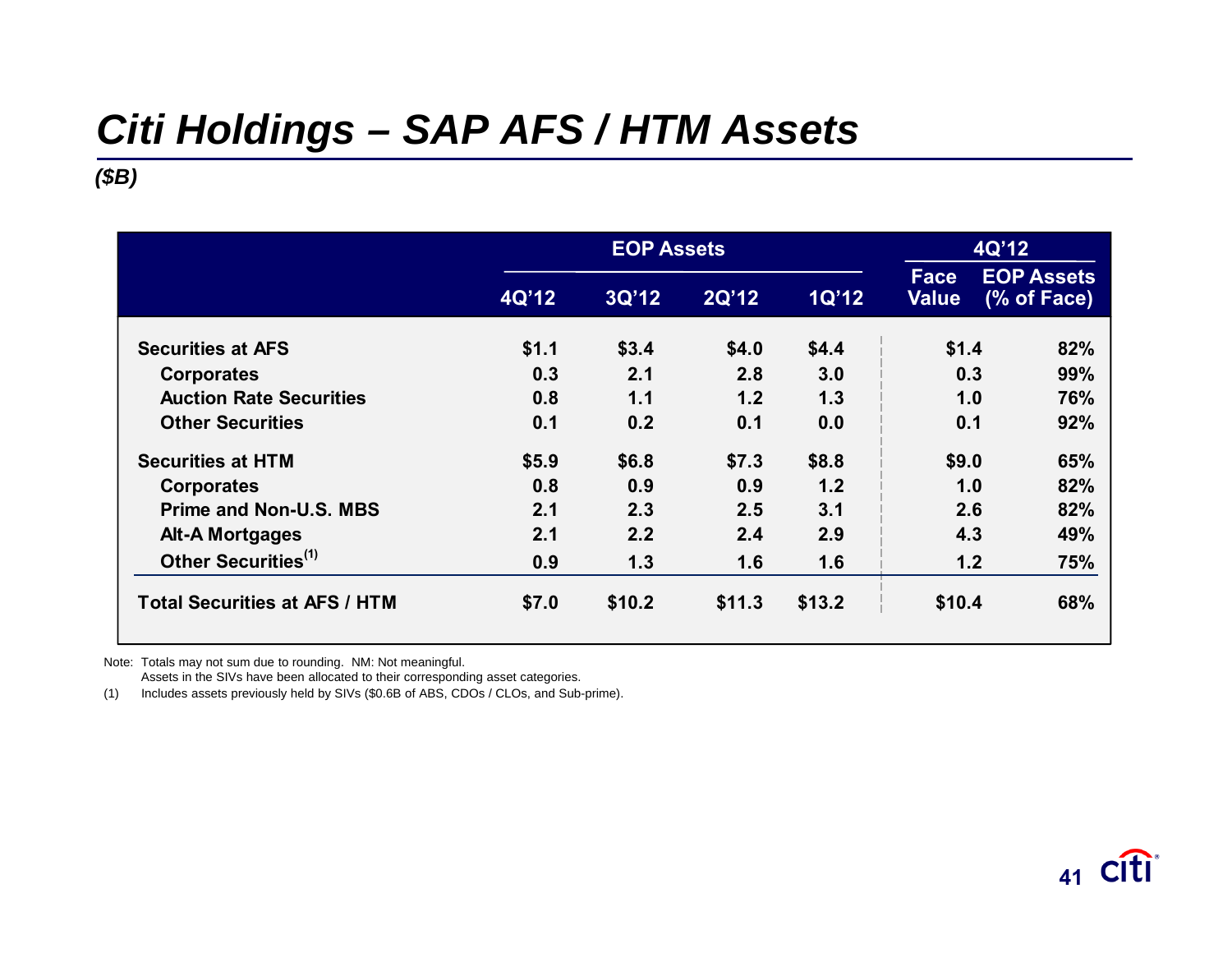# Citi Holdings – SAP AFS / HTM Assets

*($B)*

| | EOP Assets | | | | 4Q'12 | |
|---|---|---|---|---|---|---|
| | 4Q'12 | 3Q'12 | 2Q'12 | 1Q'12 | Face Value | EOP Assets (% of Face) |
| **Securities at AFS** | **$1.1** | **$3.4** | **$4.0** | **$4.4** | **$1.4** | **82%** |
| Corporates | 0.3 | 2.1 | 2.8 | 3.0 | 0.3 | 99% |
| Auction Rate Securities | 0.8 | 1.1 | 1.2 | 1.3 | 1.0 | 76% |
| Other Securities | 0.1 | 0.2 | 0.1 | 0.0 | 0.1 | 92% |
| **Securities at HTM** | **$5.9** | **$6.8** | **$7.3** | **$8.8** | **$9.0** | **65%** |
| Corporates | 0.8 | 0.9 | 0.9 | 1.2 | 1.0 | 82% |
| Prime and Non-U.S. MBS | 2.1 | 2.3 | 2.5 | 3.1 | 2.6 | 82% |
| Alt-A Mortgages | 2.1 | 2.2 | 2.4 | 2.9 | 4.3 | 49% |
| Other Securities[(1)] | 0.9 | 1.3 | 1.6 | 1.6 | 1.2 | 75% |
| **Total Securities at AFS / HTM** | **$7.0** | **$10.2** | **$11.3** | **$13.2** | **$10.4** | **68%** |

Note: Totals may not sum due to rounding. NM: Not meaningful.
Assets in the SIVs have been allocated to their corresponding asset categories.

(1) Includes assets previously held by SIVs ($0.6B of ABS, CDOs / CLOs, and Sub-prime).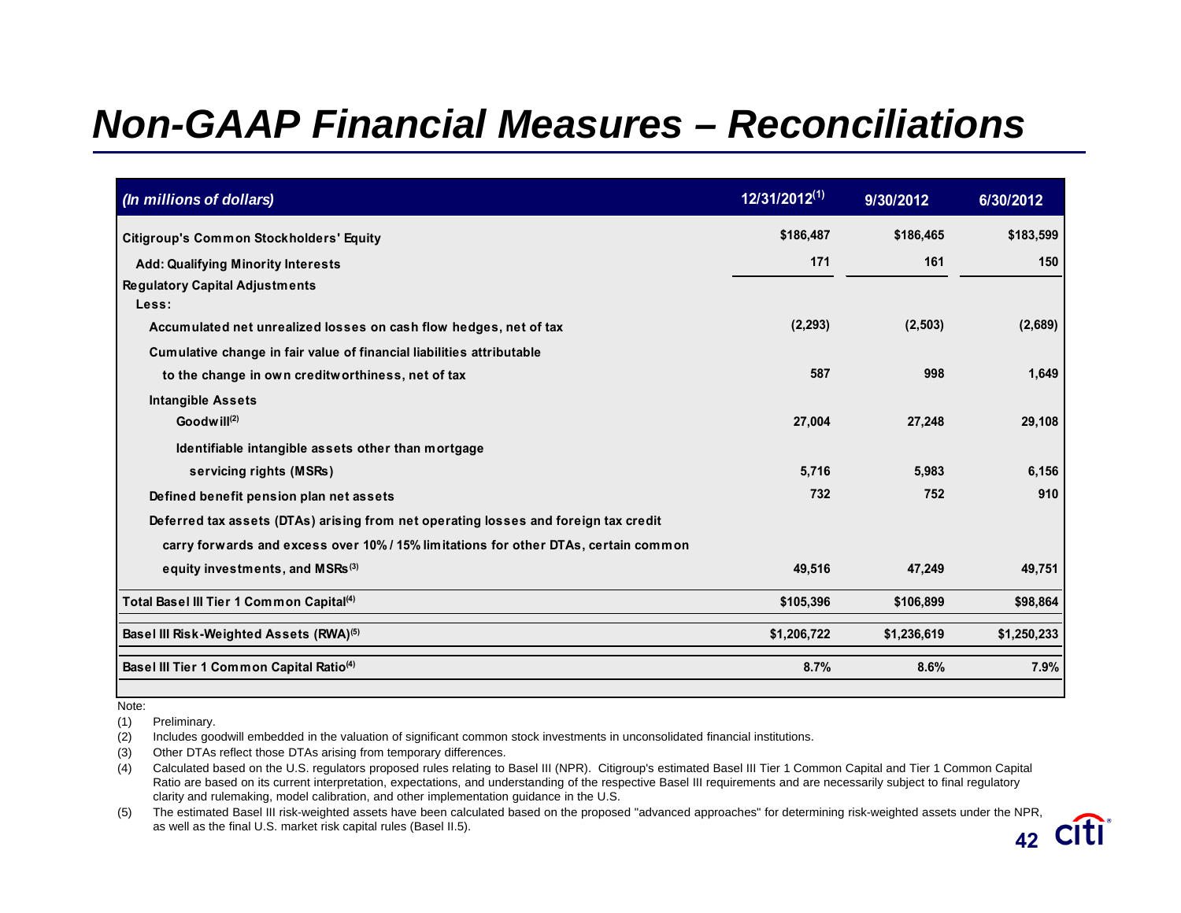# Non-GAAP Financial Measures – Reconciliations

| *(In millions of dollars)* | 12/31/2012[1] | 9/30/2012 | 6/30/2012 |
|---|---|---|---|
| **Citigroup's Common Stockholders' Equity** | $186,487 | $186,465 | $183,599 |
| Add: Qualifying Minority Interests | 171 | 161 | 150 |
| Regulatory Capital Adjustments | | | |
| Less: | | | |
| Accumulated net unrealized losses on cash flow hedges, net of tax | (2,293) | (2,503) | (2,689) |
| Cumulative change in fair value of financial liabilities attributable to the change in own creditworthiness, net of tax | 587 | 998 | 1,649 |
| Intangible Assets | | | |
| Goodwill[2] | 27,004 | 27,248 | 29,108 |
| Identifiable intangible assets other than mortgage servicing rights (MSRs) | 5,716 | 5,983 | 6,156 |
| Defined benefit pension plan net assets | 732 | 752 | 910 |
| Deferred tax assets (DTAs) arising from net operating losses and foreign tax credit carry forwards and excess over 10% / 15% limitations for other DTAs, certain common equity investments, and MSRs[3] | 49,516 | 47,249 | 49,751 |
| **Total Basel III Tier 1 Common Capital[4]** | $105,396 | $106,899 | $98,864 |
| **Basel III Risk-Weighted Assets (RWA)[5]** | $1,206,722 | $1,236,619 | $1,250,233 |
| **Basel III Tier 1 Common Capital Ratio[4]** | 8.7% | 8.6% | 7.9% |

Note:

(1) Preliminary.

(2) Includes goodwill embedded in the valuation of significant common stock investments in unconsolidated financial institutions.

(3) Other DTAs reflect those DTAs arising from temporary differences.

(4) Calculated based on the U.S. regulators proposed rules relating to Basel III (NPR). Citigroup's estimated Basel III Tier 1 Common Capital and Tier 1 Common Capital Ratio are based on its current interpretation, expectations, and understanding of the respective Basel III requirements and are necessarily subject to final regulatory clarity and rulemaking, model calibration, and other implementation guidance in the U.S.

(5) The estimated Basel III risk-weighted assets have been calculated based on the proposed "advanced approaches" for determining risk-weighted assets under the NPR, as well as the final U.S. market risk capital rules (Basel II.5).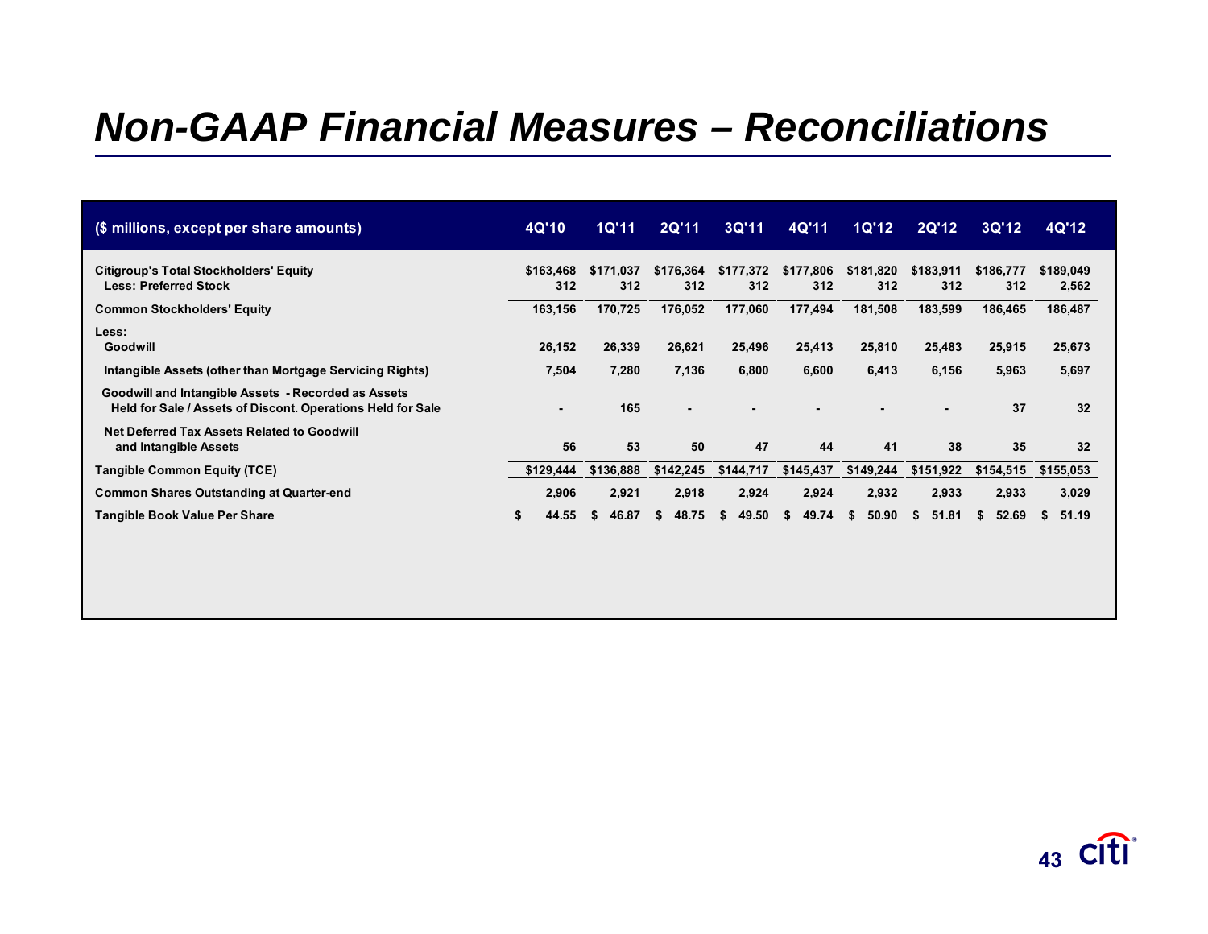# Non-GAAP Financial Measures – Reconciliations

| ($ millions, except per share amounts) | 4Q'10 | 1Q'11 | 2Q'11 | 3Q'11 | 4Q'11 | 1Q'12 | 2Q'12 | 3Q'12 | 4Q'12 |
|---|---|---|---|---|---|---|---|---|---|
| **Citigroup's Total Stockholders' Equity** | $163,468 | $171,037 | $176,364 | $177,372 | $177,806 | $181,820 | $183,911 | $186,777 | $189,049 |
| **Less: Preferred Stock** | 312 | 312 | 312 | 312 | 312 | 312 | 312 | 312 | 2,562 |
| **Common Stockholders' Equity** | 163,156 | 170,725 | 176,052 | 177,060 | 177,494 | 181,508 | 183,599 | 186,465 | 186,487 |
| **Less:** | | | | | | | | | |
| **Goodwill** | 26,152 | 26,339 | 26,621 | 25,496 | 25,413 | 25,810 | 25,483 | 25,915 | 25,673 |
| **Intangible Assets (other than Mortgage Servicing Rights)** | 7,504 | 7,280 | 7,136 | 6,800 | 6,600 | 6,413 | 6,156 | 5,963 | 5,697 |
| **Goodwill and Intangible Assets - Recorded as Assets Held for Sale / Assets of Discont. Operations Held for Sale** | - | 165 | - | - | - | - | - | 37 | 32 |
| **Net Deferred Tax Assets Related to Goodwill and Intangible Assets** | 56 | 53 | 50 | 47 | 44 | 41 | 38 | 35 | 32 |
| **Tangible Common Equity (TCE)** | $129,444 | $136,888 | $142,245 | $144,717 | $145,437 | $149,244 | $151,922 | $154,515 | $155,053 |
| **Common Shares Outstanding at Quarter-end** | 2,906 | 2,921 | 2,918 | 2,924 | 2,924 | 2,932 | 2,933 | 2,933 | 3,029 |
| **Tangible Book Value Per Share** | $ 44.55 | $ 46.87 | $ 48.75 | $ 49.50 | $ 49.74 | $ 50.90 | $ 51.81 | $ 52.69 | $ 51.19 |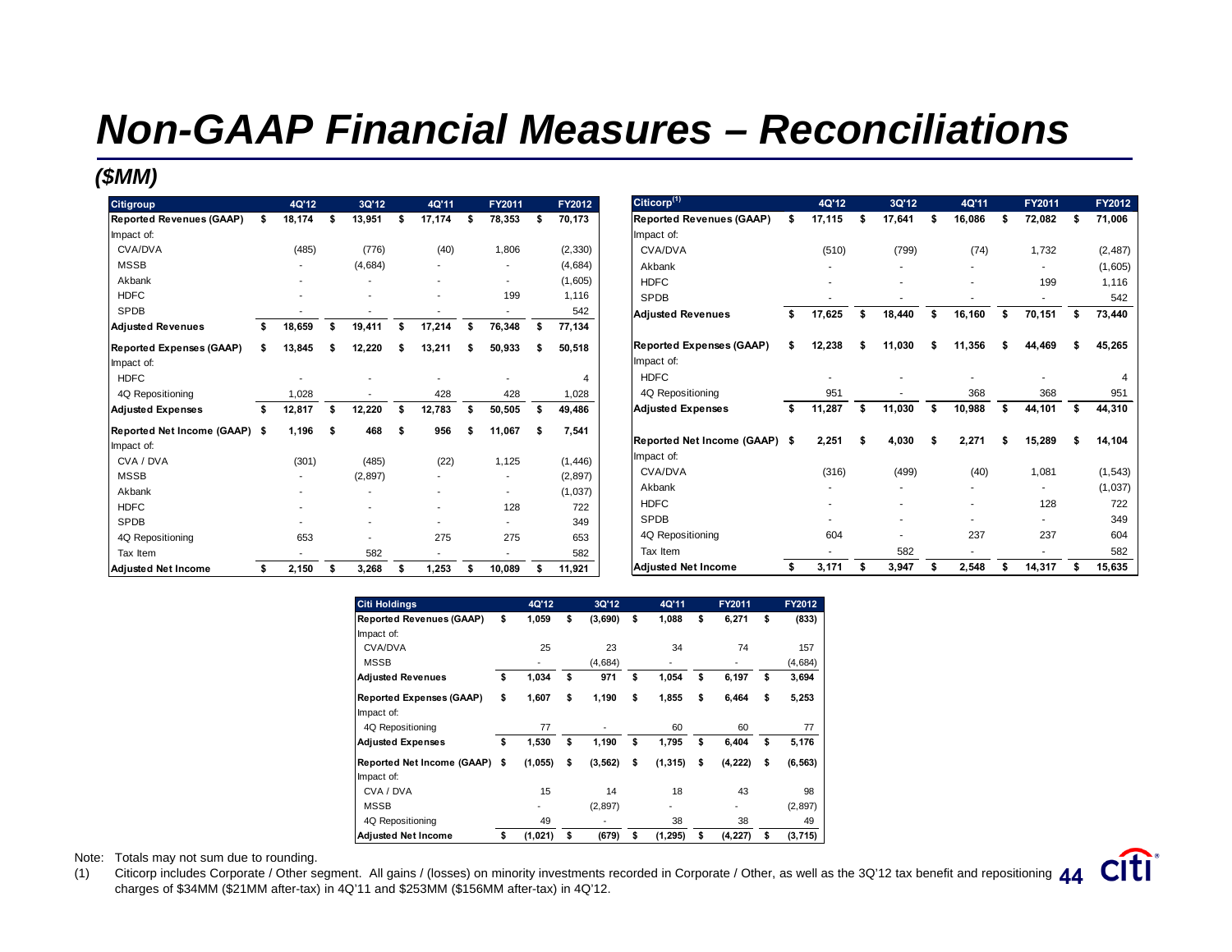# Non-GAAP Financial Measures – Reconciliations

***($MM)***

| Citigroup | 4Q'12 | 3Q'12 | 4Q'11 | FY2011 | FY2012 |
|---|---|---|---|---|---|
| **Reported Revenues (GAAP)** | $ 18,174 | $ 13,951 | $ 17,174 | $ 78,353 | $ 70,173 |
| Impact of: | | | | | |
| CVA/DVA | (485) | (776) | (40) | 1,806 | (2,330) |
| MSSB | - | (4,684) | - | - | (4,684) |
| Akbank | - | - | - | - | (1,605) |
| HDFC | - | - | - | 199 | 1,116 |
| SPDB | - | - | - | - | 542 |
| **Adjusted Revenues** | $ 18,659 | $ 19,411 | $ 17,214 | $ 76,348 | $ 77,134 |
| **Reported Expenses (GAAP)** | $ 13,845 | $ 12,220 | $ 13,211 | $ 50,933 | $ 50,518 |
| Impact of: | | | | | |
| HDFC | - | - | - | - | 4 |
| 4Q Repositioning | 1,028 | - | 428 | 428 | 1,028 |
| **Adjusted Expenses** | $ 12,817 | $ 12,220 | $ 12,783 | $ 50,505 | $ 49,486 |
| **Reported Net Income (GAAP)** | $ 1,196 | $ 468 | $ 956 | $ 11,067 | $ 7,541 |
| Impact of: | | | | | |
| CVA / DVA | (301) | (485) | (22) | 1,125 | (1,446) |
| MSSB | - | (2,897) | - | - | (2,897) |
| Akbank | - | - | - | - | (1,037) |
| HDFC | - | - | - | 128 | 722 |
| SPDB | - | - | - | - | 349 |
| 4Q Repositioning | 653 | - | 275 | 275 | 653 |
| Tax Item | - | 582 | - | - | 582 |
| **Adjusted Net Income** | $ 2,150 | $ 3,268 | $ 1,253 | $ 10,089 | $ 11,921 |

| Citicorp[1] | 4Q'12 | 3Q'12 | 4Q'11 | FY2011 | FY2012 |
|---|---|---|---|---|---|
| **Reported Revenues (GAAP)** | $ 17,115 | $ 17,641 | $ 16,086 | $ 72,082 | $ 71,006 |
| Impact of: | | | | | |
| CVA/DVA | (510) | (799) | (74) | 1,732 | (2,487) |
| Akbank | - | - | - | - | (1,605) |
| HDFC | - | - | - | 199 | 1,116 |
| SPDB | - | - | - | - | 542 |
| **Adjusted Revenues** | $ 17,625 | $ 18,440 | $ 16,160 | $ 70,151 | $ 73,440 |
| **Reported Expenses (GAAP)** | $ 12,238 | $ 11,030 | $ 11,356 | $ 44,469 | $ 45,265 |
| Impact of: | | | | | |
| HDFC | - | - | - | - | 4 |
| 4Q Repositioning | 951 | - | 368 | 368 | 951 |
| **Adjusted Expenses** | $ 11,287 | $ 11,030 | $ 10,988 | $ 44,101 | $ 44,310 |
| **Reported Net Income (GAAP)** | $ 2,251 | $ 4,030 | $ 2,271 | $ 15,289 | $ 14,104 |
| Impact of: | | | | | |
| CVA/DVA | (316) | (499) | (40) | 1,081 | (1,543) |
| Akbank | - | - | - | - | (1,037) |
| HDFC | - | - | - | 128 | 722 |
| SPDB | - | - | - | - | 349 |
| 4Q Repositioning | 604 | - | 237 | 237 | 604 |
| Tax Item | - | 582 | - | - | 582 |
| **Adjusted Net Income** | $ 3,171 | $ 3,947 | $ 2,548 | $ 14,317 | $ 15,635 |

| Citi Holdings | 4Q'12 | 3Q'12 | 4Q'11 | FY2011 | FY2012 |
|---|---|---|---|---|---|
| **Reported Revenues (GAAP)** | $ 1,059 | $ (3,690) | $ 1,088 | $ 6,271 | $ (833) |
| Impact of: | | | | | |
| CVA/DVA | 25 | 23 | 34 | 74 | 157 |
| MSSB | - | (4,684) | - | - | (4,684) |
| **Adjusted Revenues** | $ 1,034 | $ 971 | $ 1,054 | $ 6,197 | $ 3,694 |
| **Reported Expenses (GAAP)** | $ 1,607 | $ 1,190 | $ 1,855 | $ 6,464 | $ 5,253 |
| Impact of: | | | | | |
| 4Q Repositioning | 77 | - | 60 | 60 | 77 |
| **Adjusted Expenses** | $ 1,530 | $ 1,190 | $ 1,795 | $ 6,404 | $ 5,176 |
| **Reported Net Income (GAAP)** | $ (1,055) | $ (3,562) | $ (1,315) | $ (4,222) | $ (6,563) |
| Impact of: | | | | | |
| CVA / DVA | 15 | 14 | 18 | 43 | 98 |
| MSSB | - | (2,897) | - | - | (2,897) |
| 4Q Repositioning | 49 | - | 38 | 38 | 49 |
| **Adjusted Net Income** | $ (1,021) | $ (679) | $ (1,295) | $ (4,227) | $ (3,715) |

Note: Totals may not sum due to rounding.

(1) Citicorp includes Corporate / Other segment. All gains / (losses) on minority investments recorded in Corporate / Other, as well as the 3Q'12 tax benefit and repositioning charges of $34MM ($21MM after-tax) in 4Q'11 and $253MM ($156MM after-tax) in 4Q'12.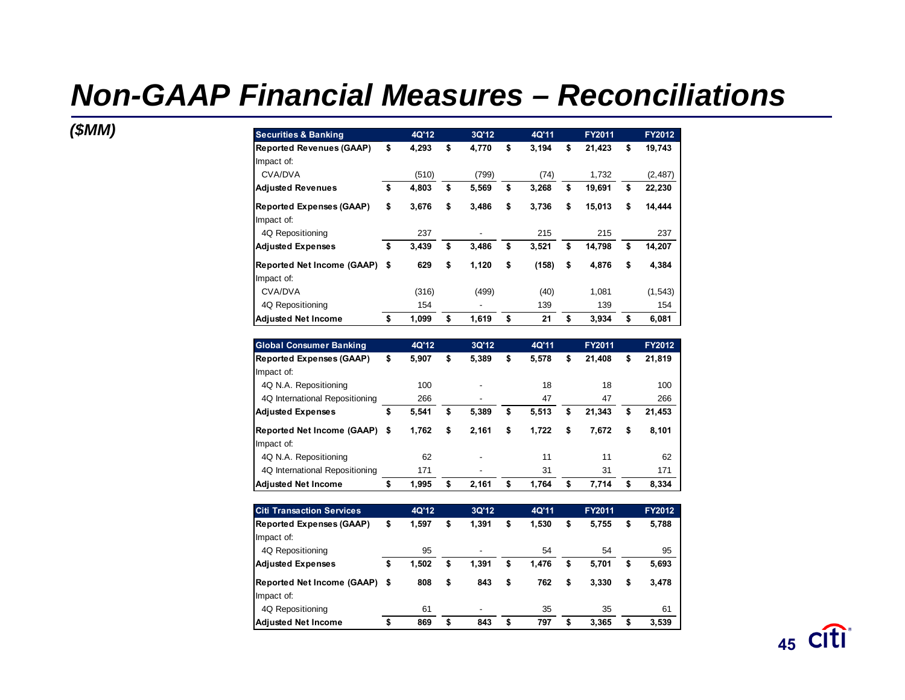# Non-GAAP Financial Measures – Reconciliations

*($MM)*

| Securities & Banking | 4Q'12 | 3Q'12 | 4Q'11 | FY2011 | FY2012 |
|---|---|---|---|---|---|
| **Reported Revenues (GAAP)** | **$ 4,293** | **$ 4,770** | **$ 3,194** | **$ 21,423** | **$ 19,743** |
| Impact of: | | | | | |
| CVA/DVA | (510) | (799) | (74) | 1,732 | (2,487) |
| **Adjusted Revenues** | **$ 4,803** | **$ 5,569** | **$ 3,268** | **$ 19,691** | **$ 22,230** |
| **Reported Expenses (GAAP)** | **$ 3,676** | **$ 3,486** | **$ 3,736** | **$ 15,013** | **$ 14,444** |
| Impact of: | | | | | |
| 4Q Repositioning | 237 | - | 215 | 215 | 237 |
| **Adjusted Expenses** | **$ 3,439** | **$ 3,486** | **$ 3,521** | **$ 14,798** | **$ 14,207** |
| **Reported Net Income (GAAP)** | **$ 629** | **$ 1,120** | **$ (158)** | **$ 4,876** | **$ 4,384** |
| Impact of: | | | | | |
| CVA/DVA | (316) | (499) | (40) | 1,081 | (1,543) |
| 4Q Repositioning | 154 | - | 139 | 139 | 154 |
| **Adjusted Net Income** | **$ 1,099** | **$ 1,619** | **$ 21** | **$ 3,934** | **$ 6,081** |

| Global Consumer Banking | 4Q'12 | 3Q'12 | 4Q'11 | FY2011 | FY2012 |
|---|---|---|---|---|---|
| **Reported Expenses (GAAP)** | **$ 5,907** | **$ 5,389** | **$ 5,578** | **$ 21,408** | **$ 21,819** |
| Impact of: | | | | | |
| 4Q N.A. Repositioning | 100 | - | 18 | 18 | 100 |
| 4Q International Repositioning | 266 | - | 47 | 47 | 266 |
| **Adjusted Expenses** | **$ 5,541** | **$ 5,389** | **$ 5,513** | **$ 21,343** | **$ 21,453** |
| **Reported Net Income (GAAP)** | **$ 1,762** | **$ 2,161** | **$ 1,722** | **$ 7,672** | **$ 8,101** |
| Impact of: | | | | | |
| 4Q N.A. Repositioning | 62 | - | 11 | 11 | 62 |
| 4Q International Repositioning | 171 | - | 31 | 31 | 171 |
| **Adjusted Net Income** | **$ 1,995** | **$ 2,161** | **$ 1,764** | **$ 7,714** | **$ 8,334** |

| Citi Transaction Services | 4Q'12 | 3Q'12 | 4Q'11 | FY2011 | FY2012 |
|---|---|---|---|---|---|
| **Reported Expenses (GAAP)** | **$ 1,597** | **$ 1,391** | **$ 1,530** | **$ 5,755** | **$ 5,788** |
| Impact of: | | | | | |
| 4Q Repositioning | 95 | - | 54 | 54 | 95 |
| **Adjusted Expenses** | **$ 1,502** | **$ 1,391** | **$ 1,476** | **$ 5,701** | **$ 5,693** |
| **Reported Net Income (GAAP)** | **$ 808** | **$ 843** | **$ 762** | **$ 3,330** | **$ 3,478** |
| Impact of: | | | | | |
| 4Q Repositioning | 61 | - | 35 | 35 | 61 |
| **Adjusted Net Income** | **$ 869** | **$ 843** | **$ 797** | **$ 3,365** | **$ 3,539** |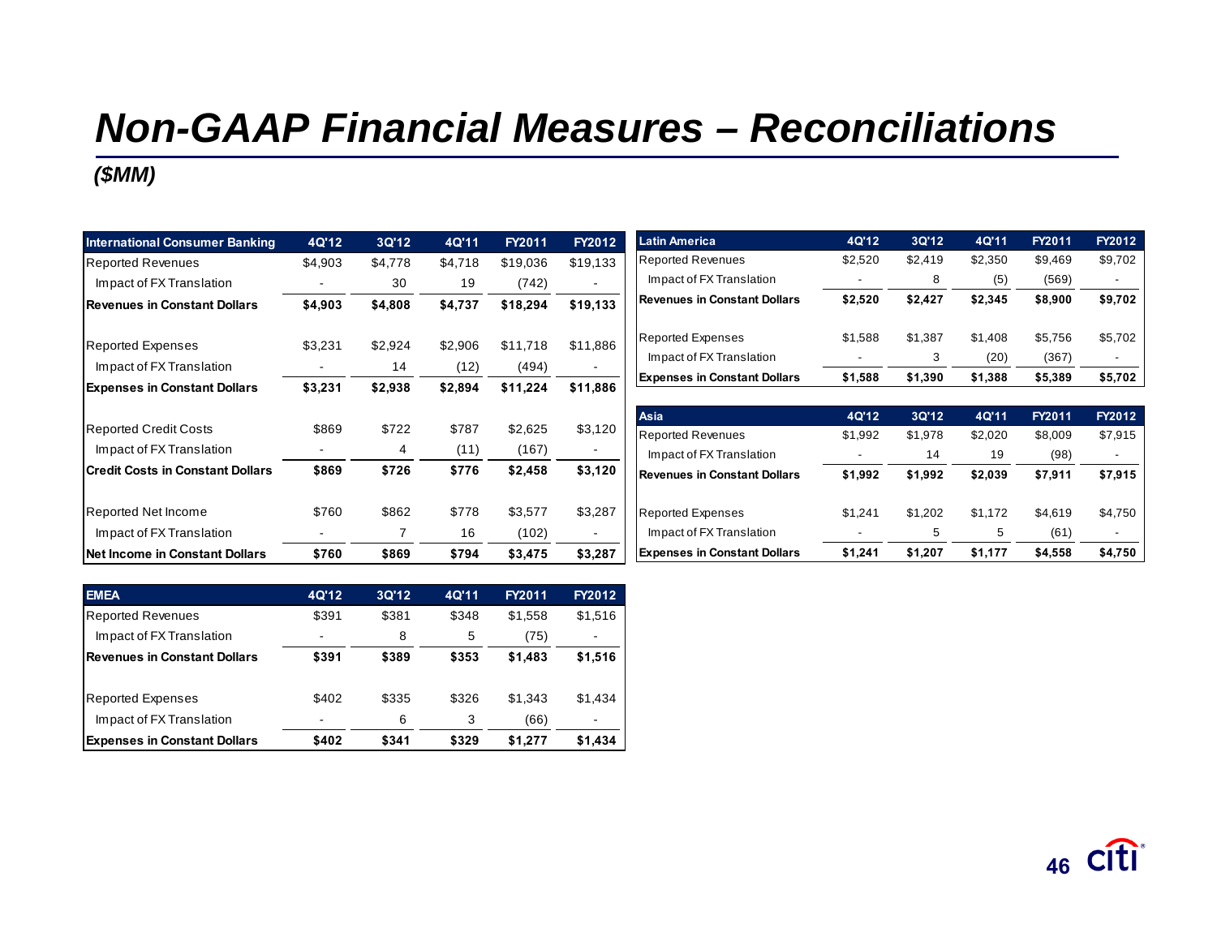# Non-GAAP Financial Measures – Reconciliations

***($MM)***

| International Consumer Banking | 4Q'12 | 3Q'12 | 4Q'11 | FY2011 | FY2012 |
|---|---|---|---|---|---|
| Reported Revenues | $4,903 | $4,778 | $4,718 | $19,036 | $19,133 |
| Impact of FX Translation | - | 30 | 19 | (742) | - |
| **Revenues in Constant Dollars** | **$4,903** | **$4,808** | **$4,737** | **$18,294** | **$19,133** |
| | | | | | |
| Reported Expenses | $3,231 | $2,924 | $2,906 | $11,718 | $11,886 |
| Impact of FX Translation | - | 14 | (12) | (494) | - |
| **Expenses in Constant Dollars** | **$3,231** | **$2,938** | **$2,894** | **$11,224** | **$11,886** |
| | | | | | |
| Reported Credit Costs | $869 | $722 | $787 | $2,625 | $3,120 |
| Impact of FX Translation | - | 4 | (11) | (167) | - |
| **Credit Costs in Constant Dollars** | **$869** | **$726** | **$776** | **$2,458** | **$3,120** |
| | | | | | |
| Reported Net Income | $760 | $862 | $778 | $3,577 | $3,287 |
| Impact of FX Translation | - | 7 | 16 | (102) | - |
| **Net Income in Constant Dollars** | **$760** | **$869** | **$794** | **$3,475** | **$3,287** |

| EMEA | 4Q'12 | 3Q'12 | 4Q'11 | FY2011 | FY2012 |
|---|---|---|---|---|---|
| Reported Revenues | $391 | $381 | $348 | $1,558 | $1,516 |
| Impact of FX Translation | - | 8 | 5 | (75) | - |
| **Revenues in Constant Dollars** | **$391** | **$389** | **$353** | **$1,483** | **$1,516** |
| | | | | | |
| Reported Expenses | $402 | $335 | $326 | $1,343 | $1,434 |
| Impact of FX Translation | - | 6 | 3 | (66) | - |
| **Expenses in Constant Dollars** | **$402** | **$341** | **$329** | **$1,277** | **$1,434** |

| Latin America | 4Q'12 | 3Q'12 | 4Q'11 | FY2011 | FY2012 |
|---|---|---|---|---|---|
| Reported Revenues | $2,520 | $2,419 | $2,350 | $9,469 | $9,702 |
| Impact of FX Translation | - | 8 | (5) | (569) | - |
| **Revenues in Constant Dollars** | **$2,520** | **$2,427** | **$2,345** | **$8,900** | **$9,702** |
| | | | | | |
| Reported Expenses | $1,588 | $1,387 | $1,408 | $5,756 | $5,702 |
| Impact of FX Translation | - | 3 | (20) | (367) | - |
| **Expenses in Constant Dollars** | **$1,588** | **$1,390** | **$1,388** | **$5,389** | **$5,702** |

| Asia | 4Q'12 | 3Q'12 | 4Q'11 | FY2011 | FY2012 |
|---|---|---|---|---|---|
| Reported Revenues | $1,992 | $1,978 | $2,020 | $8,009 | $7,915 |
| Impact of FX Translation | - | 14 | 19 | (98) | - |
| **Revenues in Constant Dollars** | **$1,992** | **$1,992** | **$2,039** | **$7,911** | **$7,915** |
| | | | | | |
| Reported Expenses | $1,241 | $1,202 | $1,172 | $4,619 | $4,750 |
| Impact of FX Translation | - | 5 | 5 | (61) | - |
| **Expenses in Constant Dollars** | **$1,241** | **$1,207** | **$1,177** | **$4,558** | **$4,750** |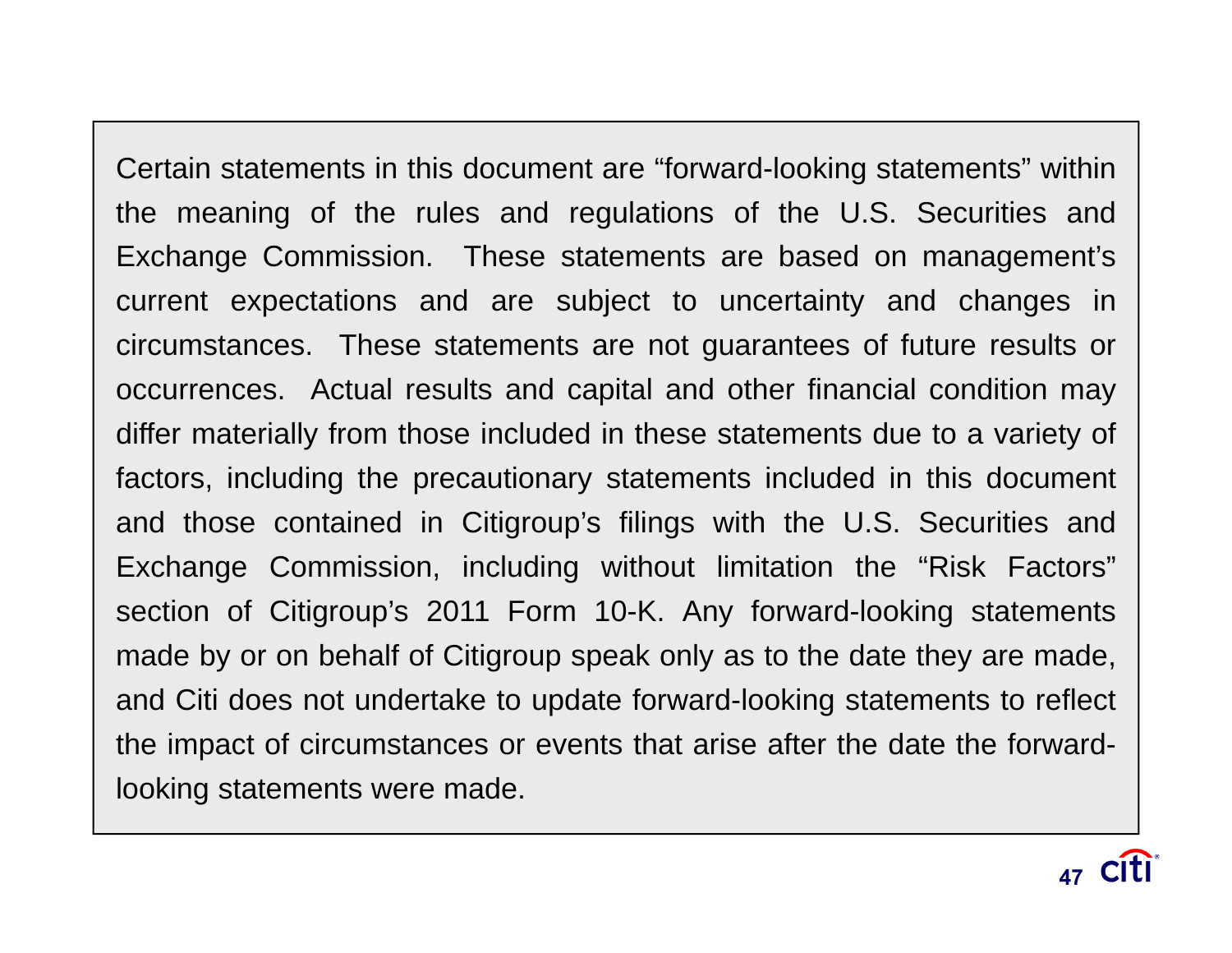Certain statements in this document are "forward-looking statements" within the meaning of the rules and regulations of the U.S. Securities and Exchange Commission. These statements are based on management's current expectations and are subject to uncertainty and changes in circumstances. These statements are not guarantees of future results or occurrences. Actual results and capital and other financial condition may differ materially from those included in these statements due to a variety of factors, including the precautionary statements included in this document and those contained in Citigroup's filings with the U.S. Securities and Exchange Commission, including without limitation the "Risk Factors" section of Citigroup's 2011 Form 10-K. Any forward-looking statements made by or on behalf of Citigroup speak only as to the date they are made, and Citi does not undertake to update forward-looking statements to reflect the impact of circumstances or events that arise after the date the forward-looking statements were made.